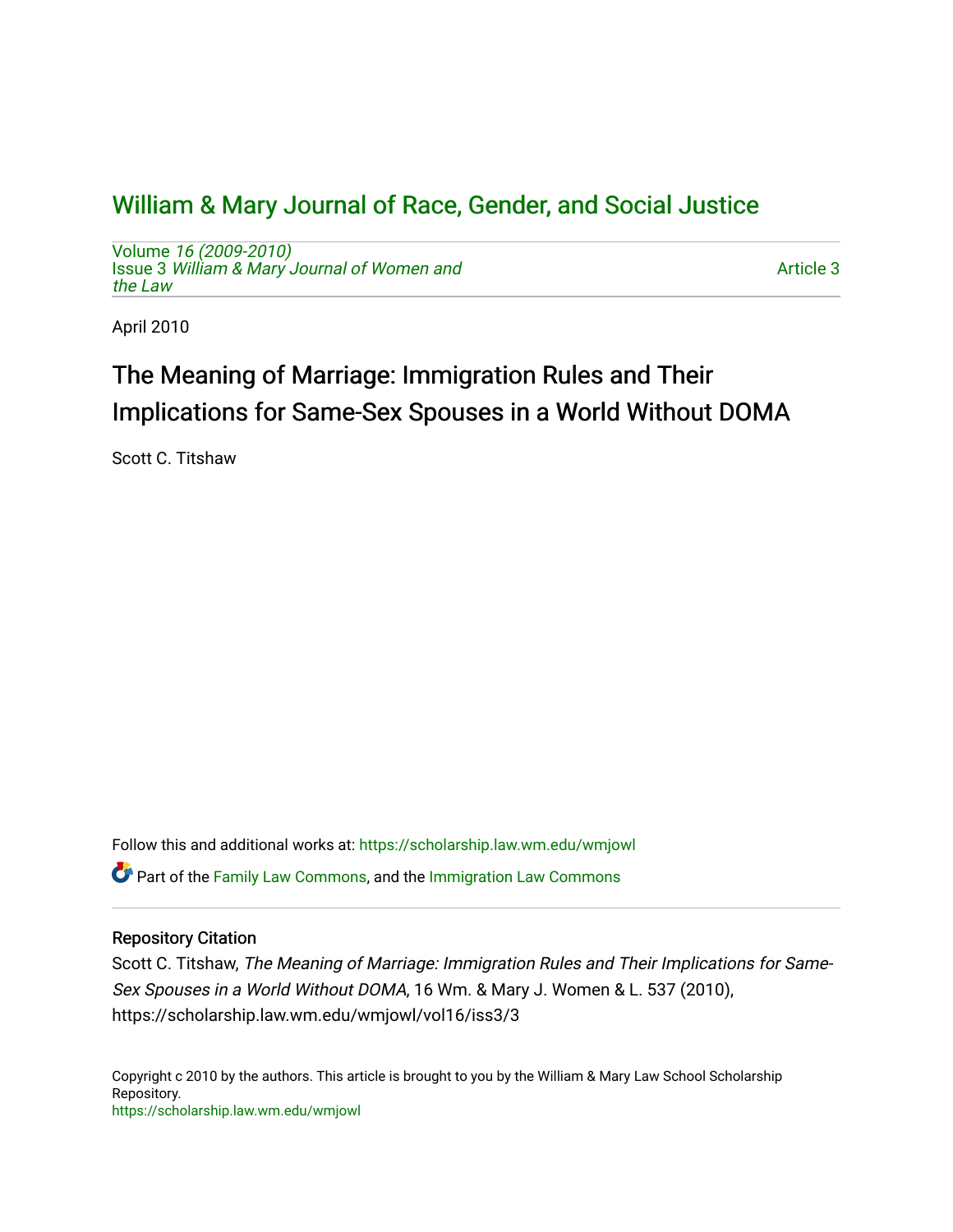# William & Mary Journal of Race, Gender, and Social Justice

Volume *16 (2009-2010)*
Issue 3 *William & Mary Journal of Women and the Law*

Article 3

April 2010

## The Meaning of Marriage: Immigration Rules and Their Implications for Same-Sex Spouses in a World Without DOMA

Scott C. Titshaw

Follow this and additional works at: https://scholarship.law.wm.edu/wmjowl

Part of the Family Law Commons, and the Immigration Law Commons

### Repository Citation

Scott C. Titshaw, *The Meaning of Marriage: Immigration Rules and Their Implications for Same-Sex Spouses in a World Without DOMA*, 16 Wm. & Mary J. Women & L. 537 (2010), https://scholarship.law.wm.edu/wmjowl/vol16/iss3/3

Copyright c 2010 by the authors. This article is brought to you by the William & Mary Law School Scholarship Repository.
https://scholarship.law.wm.edu/wmjowl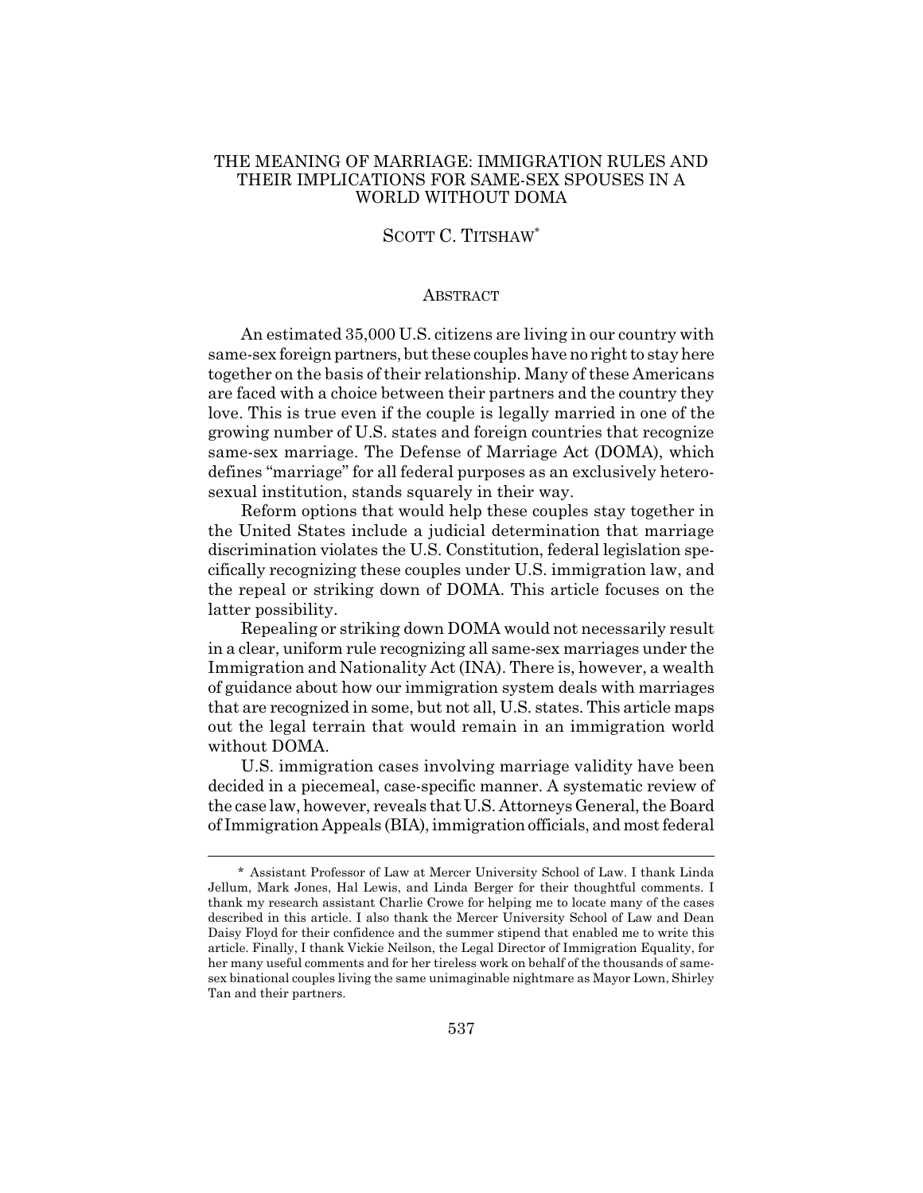# THE MEANING OF MARRIAGE: IMMIGRATION RULES AND THEIR IMPLICATIONS FOR SAME-SEX SPOUSES IN A WORLD WITHOUT DOMA

SCOTT C. TITSHAW*

## ABSTRACT

An estimated 35,000 U.S. citizens are living in our country with same-sex foreign partners, but these couples have no right to stay here together on the basis of their relationship. Many of these Americans are faced with a choice between their partners and the country they love. This is true even if the couple is legally married in one of the growing number of U.S. states and foreign countries that recognize same-sex marriage. The Defense of Marriage Act (DOMA), which defines "marriage" for all federal purposes as an exclusively heterosexual institution, stands squarely in their way.

Reform options that would help these couples stay together in the United States include a judicial determination that marriage discrimination violates the U.S. Constitution, federal legislation specifically recognizing these couples under U.S. immigration law, and the repeal or striking down of DOMA. This article focuses on the latter possibility.

Repealing or striking down DOMA would not necessarily result in a clear, uniform rule recognizing all same-sex marriages under the Immigration and Nationality Act (INA). There is, however, a wealth of guidance about how our immigration system deals with marriages that are recognized in some, but not all, U.S. states. This article maps out the legal terrain that would remain in an immigration world without DOMA.

U.S. immigration cases involving marriage validity have been decided in a piecemeal, case-specific manner. A systematic review of the case law, however, reveals that U.S. Attorneys General, the Board of Immigration Appeals (BIA), immigration officials, and most federal

---

\* Assistant Professor of Law at Mercer University School of Law. I thank Linda Jellum, Mark Jones, Hal Lewis, and Linda Berger for their thoughtful comments. I thank my research assistant Charlie Crowe for helping me to locate many of the cases described in this article. I also thank the Mercer University School of Law and Dean Daisy Floyd for their confidence and the summer stipend that enabled me to write this article. Finally, I thank Vickie Neilson, the Legal Director of Immigration Equality, for her many useful comments and for her tireless work on behalf of the thousands of same-sex binational couples living the same unimaginable nightmare as Mayor Lown, Shirley Tan and their partners.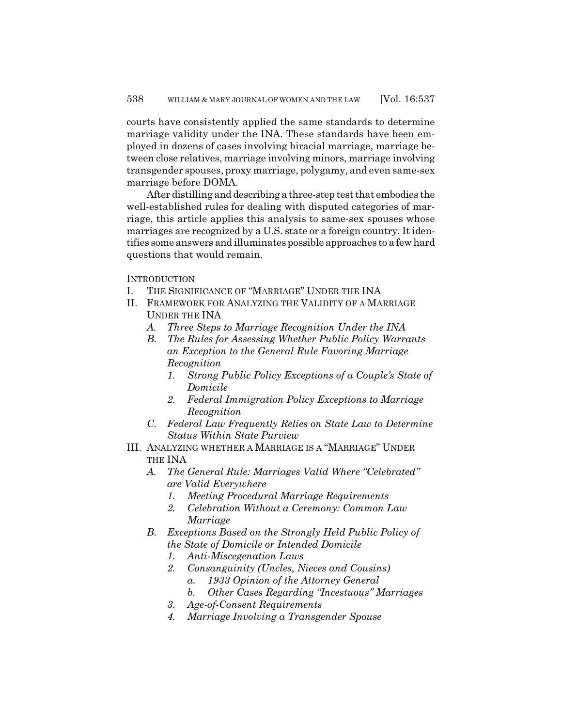courts have consistently applied the same standards to determine marriage validity under the INA. These standards have been employed in dozens of cases involving biracial marriage, marriage between close relatives, marriage involving minors, marriage involving transgender spouses, proxy marriage, polygamy, and even same-sex marriage before DOMA.

After distilling and describing a three-step test that embodies the well-established rules for dealing with disputed categories of marriage, this article applies this analysis to same-sex spouses whose marriages are recognized by a U.S. state or a foreign country. It identifies some answers and illuminates possible approaches to a few hard questions that would remain.

INTRODUCTION

I. THE SIGNIFICANCE OF "MARRIAGE" UNDER THE INA
II. FRAMEWORK FOR ANALYZING THE VALIDITY OF A MARRIAGE UNDER THE INA
   - *A. Three Steps to Marriage Recognition Under the INA*
   - *B. The Rules for Assessing Whether Public Policy Warrants an Exception to the General Rule Favoring Marriage Recognition*
     - *1. Strong Public Policy Exceptions of a Couple's State of Domicile*
     - *2. Federal Immigration Policy Exceptions to Marriage Recognition*
   - *C. Federal Law Frequently Relies on State Law to Determine Status Within State Purview*
III. ANALYZING WHETHER A MARRIAGE IS A "MARRIAGE" UNDER THE INA
   - *A. The General Rule: Marriages Valid Where "Celebrated" are Valid Everywhere*
     - *1. Meeting Procedural Marriage Requirements*
     - *2. Celebration Without a Ceremony: Common Law Marriage*
   - *B. Exceptions Based on the Strongly Held Public Policy of the State of Domicile or Intended Domicile*
     - *1. Anti-Miscegenation Laws*
     - *2. Consanguinity (Uncles, Nieces and Cousins)*
       - *a. 1933 Opinion of the Attorney General*
       - *b. Other Cases Regarding "Incestuous" Marriages*
     - *3. Age-of-Consent Requirements*
     - *4. Marriage Involving a Transgender Spouse*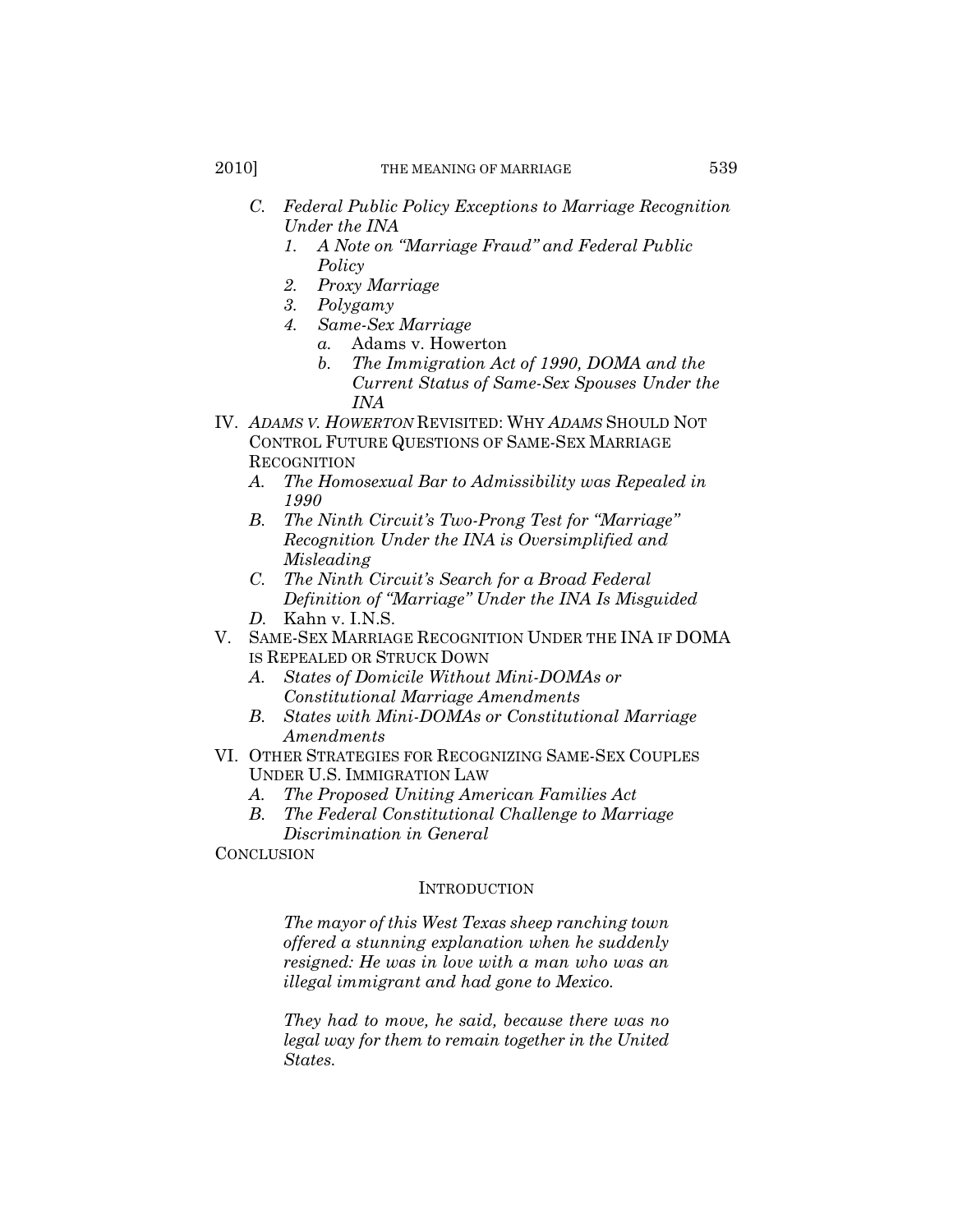- *C. Federal Public Policy Exceptions to Marriage Recognition Under the INA*
  - *1. A Note on "Marriage Fraud" and Federal Public Policy*
  - *2. Proxy Marriage*
  - *3. Polygamy*
  - *4. Same-Sex Marriage*
    - *a.* Adams v. Howerton
    - *b. The Immigration Act of 1990, DOMA and the Current Status of Same-Sex Spouses Under the INA*

IV. *ADAMS V. HOWERTON* REVISITED: WHY *ADAMS* SHOULD NOT CONTROL FUTURE QUESTIONS OF SAME-SEX MARRIAGE RECOGNITION

- *A. The Homosexual Bar to Admissibility was Repealed in 1990*
- *B. The Ninth Circuit's Two-Prong Test for "Marriage" Recognition Under the INA is Oversimplified and Misleading*
- *C. The Ninth Circuit's Search for a Broad Federal Definition of "Marriage" Under the INA Is Misguided*
- *D.* Kahn v. I.N.S.

V. SAME-SEX MARRIAGE RECOGNITION UNDER THE INA IF DOMA IS REPEALED OR STRUCK DOWN

- *A. States of Domicile Without Mini-DOMAs or Constitutional Marriage Amendments*
- *B. States with Mini-DOMAs or Constitutional Marriage Amendments*

VI. OTHER STRATEGIES FOR RECOGNIZING SAME-SEX COUPLES UNDER U.S. IMMIGRATION LAW

- *A. The Proposed Uniting American Families Act*
- *B. The Federal Constitutional Challenge to Marriage Discrimination in General*

CONCLUSION

## INTRODUCTION

> *The mayor of this West Texas sheep ranching town offered a stunning explanation when he suddenly resigned: He was in love with a man who was an illegal immigrant and had gone to Mexico.*
>
> *They had to move, he said, because there was no legal way for them to remain together in the United States.*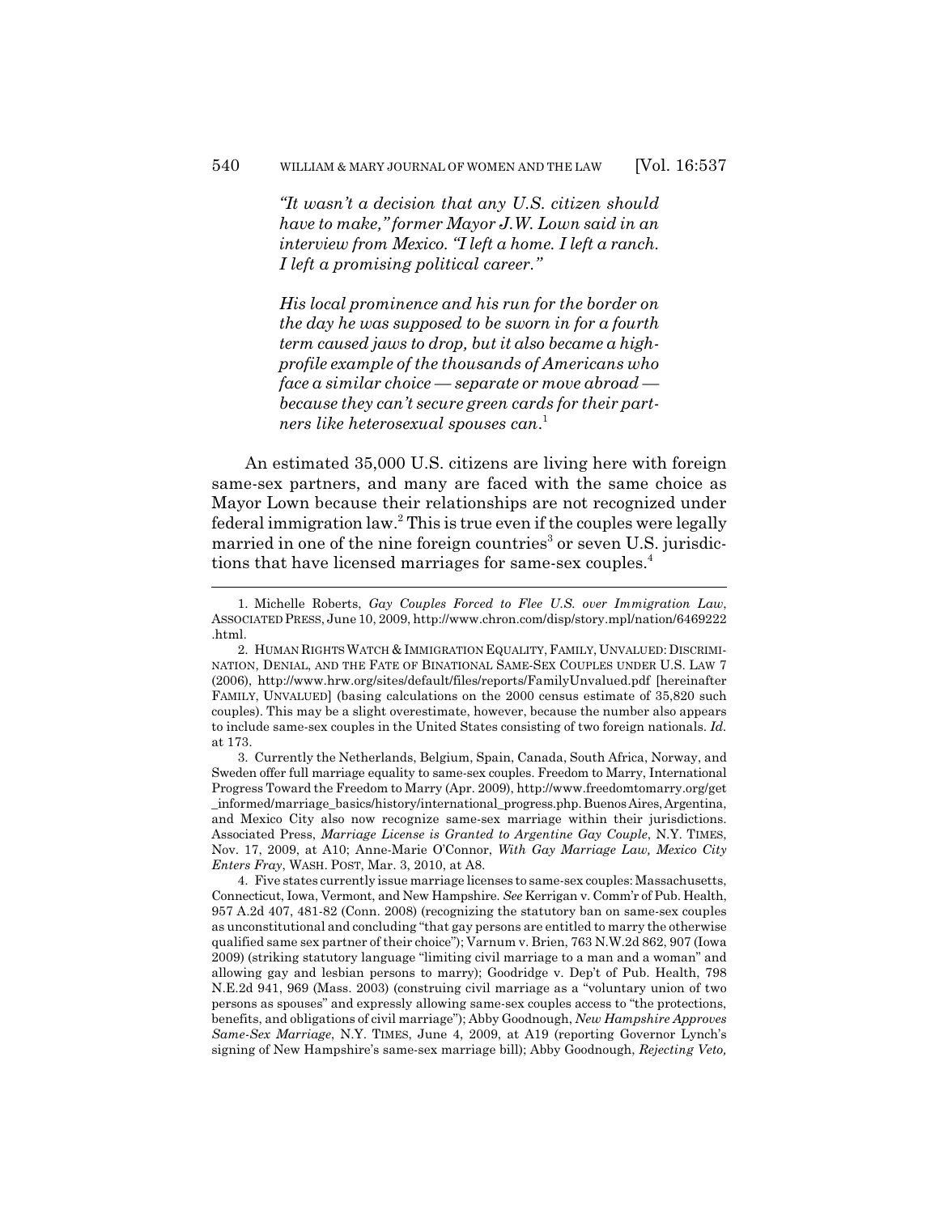*"It wasn't a decision that any U.S. citizen should have to make," former Mayor J.W. Lown said in an interview from Mexico. "I left a home. I left a ranch. I left a promising political career."*

*His local prominence and his run for the border on the day he was supposed to be sworn in for a fourth term caused jaws to drop, but it also became a high-profile example of the thousands of Americans who face a similar choice — separate or move abroad — because they can't secure green cards for their partners like heterosexual spouses can.*[1]

An estimated 35,000 U.S. citizens are living here with foreign same-sex partners, and many are faced with the same choice as Mayor Lown because their relationships are not recognized under federal immigration law.[2] This is true even if the couples were legally married in one of the nine foreign countries[3] or seven U.S. jurisdictions that have licensed marriages for same-sex couples.[4]

---

1. Michelle Roberts, *Gay Couples Forced to Flee U.S. over Immigration Law*, ASSOCIATED PRESS, June 10, 2009, http://www.chron.com/disp/story.mpl/nation/6469222.html.

2. HUMAN RIGHTS WATCH & IMMIGRATION EQUALITY, FAMILY, UNVALUED: DISCRIMINATION, DENIAL, AND THE FATE OF BINATIONAL SAME-SEX COUPLES UNDER U.S. LAW 7 (2006), http://www.hrw.org/sites/default/files/reports/FamilyUnvalued.pdf [hereinafter FAMILY, UNVALUED] (basing calculations on the 2000 census estimate of 35,820 such couples). This may be a slight overestimate, however, because the number also appears to include same-sex couples in the United States consisting of two foreign nationals. *Id.* at 173.

3. Currently the Netherlands, Belgium, Spain, Canada, South Africa, Norway, and Sweden offer full marriage equality to same-sex couples. Freedom to Marry, International Progress Toward the Freedom to Marry (Apr. 2009), http://www.freedomtomarry.org/get_informed/marriage_basics/history/international_progress.php. Buenos Aires, Argentina, and Mexico City also now recognize same-sex marriage within their jurisdictions. Associated Press, *Marriage License is Granted to Argentine Gay Couple*, N.Y. TIMES, Nov. 17, 2009, at A10; Anne-Marie O'Connor, *With Gay Marriage Law, Mexico City Enters Fray*, WASH. POST, Mar. 3, 2010, at A8.

4. Five states currently issue marriage licenses to same-sex couples: Massachusetts, Connecticut, Iowa, Vermont, and New Hampshire. *See* Kerrigan v. Comm'r of Pub. Health, 957 A.2d 407, 481-82 (Conn. 2008) (recognizing the statutory ban on same-sex couples as unconstitutional and concluding "that gay persons are entitled to marry the otherwise qualified same sex partner of their choice"); Varnum v. Brien, 763 N.W.2d 862, 907 (Iowa 2009) (striking statutory language "limiting civil marriage to a man and a woman" and allowing gay and lesbian persons to marry); Goodridge v. Dep't of Pub. Health, 798 N.E.2d 941, 969 (Mass. 2003) (construing civil marriage as a "voluntary union of two persons as spouses" and expressly allowing same-sex couples access to "the protections, benefits, and obligations of civil marriage"); Abby Goodnough, *New Hampshire Approves Same-Sex Marriage*, N.Y. TIMES, June 4, 2009, at A19 (reporting Governor Lynch's signing of New Hampshire's same-sex marriage bill); Abby Goodnough, *Rejecting Veto,*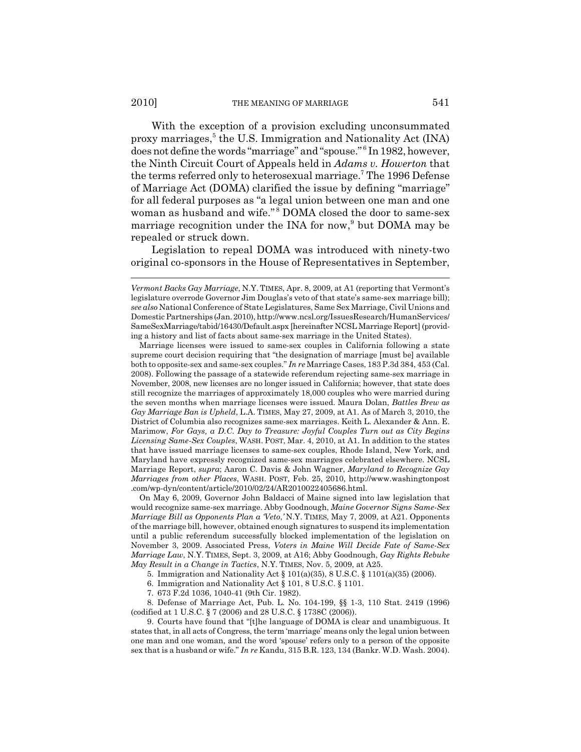With the exception of a provision excluding unconsummated proxy marriages,[5] the U.S. Immigration and Nationality Act (INA) does not define the words "marriage" and "spouse."[6] In 1982, however, the Ninth Circuit Court of Appeals held in *Adams v. Howerton* that the terms referred only to heterosexual marriage.[7] The 1996 Defense of Marriage Act (DOMA) clarified the issue by defining "marriage" for all federal purposes as "a legal union between one man and one woman as husband and wife."[8] DOMA closed the door to same-sex marriage recognition under the INA for now,[9] but DOMA may be repealed or struck down.

Legislation to repeal DOMA was introduced with ninety-two original co-sponsors in the House of Representatives in September,

---

*Vermont Backs Gay Marriage*, N.Y. TIMES, Apr. 8, 2009, at A1 (reporting that Vermont's legislature overrode Governor Jim Douglas's veto of that state's same-sex marriage bill); *see also* National Conference of State Legislatures, Same Sex Marriage, Civil Unions and Domestic Partnerships (Jan. 2010), http://www.ncsl.org/IssuesResearch/HumanServices/SameSexMarriage/tabid/16430/Default.aspx [hereinafter NCSL Marriage Report] (providing a history and list of facts about same-sex marriage in the United States).

Marriage licenses were issued to same-sex couples in California following a state supreme court decision requiring that "the designation of marriage [must be] available both to opposite-sex and same-sex couples." *In re* Marriage Cases, 183 P.3d 384, 453 (Cal. 2008). Following the passage of a statewide referendum rejecting same-sex marriage in November, 2008, new licenses are no longer issued in California; however, that state does still recognize the marriages of approximately 18,000 couples who were married during the seven months when marriage licenses were issued. Maura Dolan, *Battles Brew as Gay Marriage Ban is Upheld*, L.A. TIMES, May 27, 2009, at A1. As of March 3, 2010, the District of Columbia also recognizes same-sex marriages. Keith L. Alexander & Ann. E. Marimow, *For Gays, a D.C. Day to Treasure: Joyful Couples Turn out as City Begins Licensing Same-Sex Couples*, WASH. POST, Mar. 4, 2010, at A1. In addition to the states that have issued marriage licenses to same-sex couples, Rhode Island, New York, and Maryland have expressly recognized same-sex marriages celebrated elsewhere. NCSL Marriage Report, *supra*; Aaron C. Davis & John Wagner, *Maryland to Recognize Gay Marriages from other Places*, WASH. POST, Feb. 25, 2010, http://www.washingtonpost.com/wp-dyn/content/article/2010/02/24/AR2010022405686.html.

On May 6, 2009, Governor John Baldacci of Maine signed into law legislation that would recognize same-sex marriage. Abby Goodnough, *Maine Governor Signs Same-Sex Marriage Bill as Opponents Plan a 'Veto,'* N.Y. TIMES, May 7, 2009, at A21. Opponents of the marriage bill, however, obtained enough signatures to suspend its implementation until a public referendum successfully blocked implementation of the legislation on November 3, 2009. Associated Press, *Voters in Maine Will Decide Fate of Same-Sex Marriage Law*, N.Y. TIMES, Sept. 3, 2009, at A16; Abby Goodnough, *Gay Rights Rebuke May Result in a Change in Tactics*, N.Y. TIMES, Nov. 5, 2009, at A25.

5. Immigration and Nationality Act § 101(a)(35), 8 U.S.C. § 1101(a)(35) (2006).

6. Immigration and Nationality Act § 101, 8 U.S.C. § 1101.

7. 673 F.2d 1036, 1040-41 (9th Cir. 1982).

8. Defense of Marriage Act, Pub. L. No. 104-199, §§ 1-3, 110 Stat. 2419 (1996) (codified at 1 U.S.C. § 7 (2006) and 28 U.S.C. § 1738C (2006)).

9. Courts have found that "[t]he language of DOMA is clear and unambiguous. It states that, in all acts of Congress, the term 'marriage' means only the legal union between one man and one woman, and the word 'spouse' refers only to a person of the opposite sex that is a husband or wife." *In re* Kandu, 315 B.R. 123, 134 (Bankr. W.D. Wash. 2004).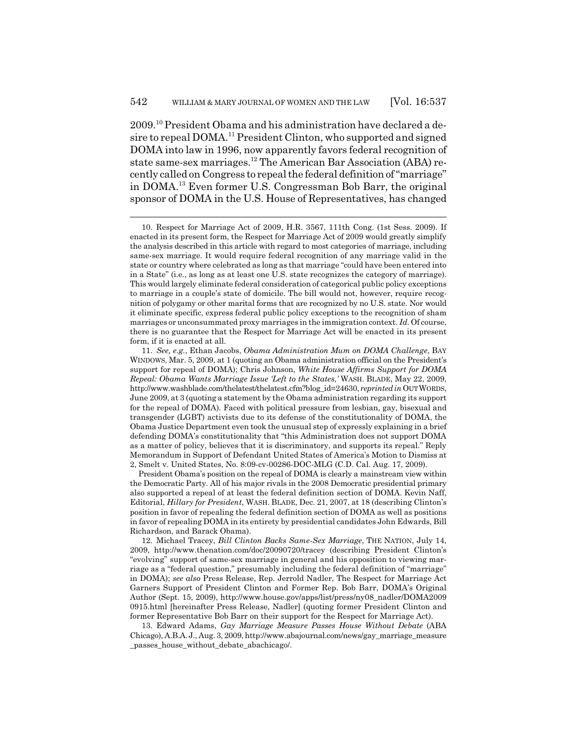2009.[10] President Obama and his administration have declared a desire to repeal DOMA.[11] President Clinton, who supported and signed DOMA into law in 1996, now apparently favors federal recognition of state same-sex marriages.[12] The American Bar Association (ABA) recently called on Congress to repeal the federal definition of "marriage" in DOMA.[13] Even former U.S. Congressman Bob Barr, the original sponsor of DOMA in the U.S. House of Representatives, has changed

---

10. Respect for Marriage Act of 2009, H.R. 3567, 111th Cong. (1st Sess. 2009). If enacted in its present form, the Respect for Marriage Act of 2009 would greatly simplify the analysis described in this article with regard to most categories of marriage, including same-sex marriage. It would require federal recognition of any marriage valid in the state or country where celebrated as long as that marriage "could have been entered into in a State" (i.e., as long as at least one U.S. state recognizes the category of marriage). This would largely eliminate federal consideration of categorical public policy exceptions to marriage in a couple's state of domicile. The bill would not, however, require recognition of polygamy or other marital forms that are recognized by no U.S. state. Nor would it eliminate specific, express federal public policy exceptions to the recognition of sham marriages or unconsummated proxy marriages in the immigration context. *Id.* Of course, there is no guarantee that the Respect for Marriage Act will be enacted in its present form, if it is enacted at all.

11. *See, e.g.*, Ethan Jacobs, *Obama Administration Mum on DOMA Challenge*, BAY WINDOWS, Mar. 5, 2009, at 1 (quoting an Obama administration official on the President's support for repeal of DOMA); Chris Johnson, *White House Affirms Support for DOMA Repeal: Obama Wants Marriage Issue 'Left to the States,'* WASH. BLADE, May 22, 2009, http://www.washblade.com/thelatest/thelatest.cfm?blog_id=24630, *reprinted in* OUTWORDS, June 2009, at 3 (quoting a statement by the Obama administration regarding its support for the repeal of DOMA). Faced with political pressure from lesbian, gay, bisexual and transgender (LGBT) activists due to its defense of the constitutionality of DOMA, the Obama Justice Department even took the unusual step of expressly explaining in a brief defending DOMA's constitutionality that "this Administration does not support DOMA as a matter of policy, believes that it is discriminatory, and supports its repeal." Reply Memorandum in Support of Defendant United States of America's Motion to Dismiss at 2, Smelt v. United States, No. 8:09-cv-00286-DOC-MLG (C.D. Cal. Aug. 17, 2009).

President Obama's position on the repeal of DOMA is clearly a mainstream view within the Democratic Party. All of his major rivals in the 2008 Democratic presidential primary also supported a repeal of at least the federal definition section of DOMA. Kevin Naff, Editorial, *Hillary for President*, WASH. BLADE, Dec. 21, 2007, at 18 (describing Clinton's position in favor of repealing the federal definition section of DOMA as well as positions in favor of repealing DOMA in its entirety by presidential candidates John Edwards, Bill Richardson, and Barack Obama).

12. Michael Tracey, *Bill Clinton Backs Same-Sex Marriage*, THE NATION, July 14, 2009, http://www.thenation.com/doc/20090720/tracey (describing President Clinton's "evolving" support of same-sex marriage in general and his opposition to viewing marriage as a "federal question," presumably including the federal definition of "marriage" in DOMA); *see also* Press Release, Rep. Jerrold Nadler, The Respect for Marriage Act Garners Support of President Clinton and Former Rep. Bob Barr, DOMA's Original Author (Sept. 15, 2009), http://www.house.gov/apps/list/press/ny08_nadler/DOMA20090915.html [hereinafter Press Release, Nadler] (quoting former President Clinton and former Representative Bob Barr on their support for the Respect for Marriage Act).

13. Edward Adams, *Gay Marriage Measure Passes House Without Debate* (ABA Chicago), A.B.A. J., Aug. 3, 2009, http://www.abajournal.com/news/gay_marriage_measure_passes_house_without_debate_abachicago/.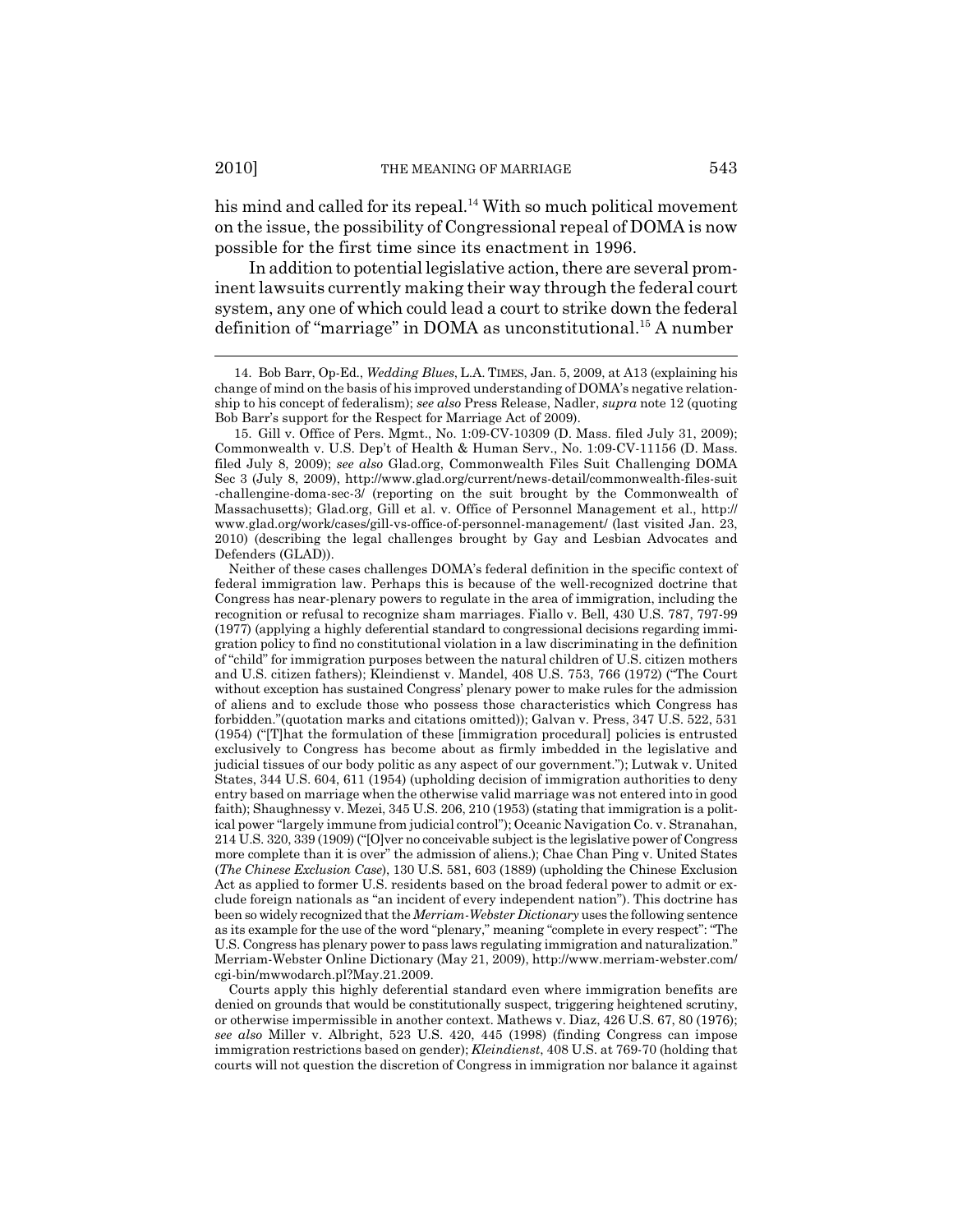his mind and called for its repeal.[14] With so much political movement on the issue, the possibility of Congressional repeal of DOMA is now possible for the first time since its enactment in 1996.

In addition to potential legislative action, there are several prominent lawsuits currently making their way through the federal court system, any one of which could lead a court to strike down the federal definition of "marriage" in DOMA as unconstitutional.[15] A number

---

14. Bob Barr, Op-Ed., *Wedding Blues*, L.A. TIMES, Jan. 5, 2009, at A13 (explaining his change of mind on the basis of his improved understanding of DOMA's negative relationship to his concept of federalism); *see also* Press Release, Nadler, *supra* note 12 (quoting Bob Barr's support for the Respect for Marriage Act of 2009).

15. Gill v. Office of Pers. Mgmt., No. 1:09-CV-10309 (D. Mass. filed July 31, 2009); Commonwealth v. U.S. Dep't of Health & Human Serv., No. 1:09-CV-11156 (D. Mass. filed July 8, 2009); *see also* Glad.org, Commonwealth Files Suit Challenging DOMA Sec 3 (July 8, 2009), http://www.glad.org/current/news-detail/commonwealth-files-suit-challengine-doma-sec-3/ (reporting on the suit brought by the Commonwealth of Massachusetts); Glad.org, Gill et al. v. Office of Personnel Management et al., http://www.glad.org/work/cases/gill-vs-office-of-personnel-management/ (last visited Jan. 23, 2010) (describing the legal challenges brought by Gay and Lesbian Advocates and Defenders (GLAD)).

Neither of these cases challenges DOMA's federal definition in the specific context of federal immigration law. Perhaps this is because of the well-recognized doctrine that Congress has near-plenary powers to regulate in the area of immigration, including the recognition or refusal to recognize sham marriages. Fiallo v. Bell, 430 U.S. 787, 797-99 (1977) (applying a highly deferential standard to congressional decisions regarding immigration policy to find no constitutional violation in a law discriminating in the definition of "child" for immigration purposes between the natural children of U.S. citizen mothers and U.S. citizen fathers); Kleindienst v. Mandel, 408 U.S. 753, 766 (1972) ("The Court without exception has sustained Congress' plenary power to make rules for the admission of aliens and to exclude those who possess those characteristics which Congress has forbidden."(quotation marks and citations omitted)); Galvan v. Press, 347 U.S. 522, 531 (1954) ("[T]hat the formulation of these [immigration procedural] policies is entrusted exclusively to Congress has become about as firmly imbedded in the legislative and judicial tissues of our body politic as any aspect of our government."); Lutwak v. United States, 344 U.S. 604, 611 (1954) (upholding decision of immigration authorities to deny entry based on marriage when the otherwise valid marriage was not entered into in good faith); Shaughnessy v. Mezei, 345 U.S. 206, 210 (1953) (stating that immigration is a political power "largely immune from judicial control"); Oceanic Navigation Co. v. Stranahan, 214 U.S. 320, 339 (1909) ("[O]ver no conceivable subject is the legislative power of Congress more complete than it is over" the admission of aliens.); Chae Chan Ping v. United States (*The Chinese Exclusion Case*), 130 U.S. 581, 603 (1889) (upholding the Chinese Exclusion Act as applied to former U.S. residents based on the broad federal power to admit or exclude foreign nationals as "an incident of every independent nation"). This doctrine has been so widely recognized that the *Merriam-Webster Dictionary* uses the following sentence as its example for the use of the word "plenary," meaning "complete in every respect": "The U.S. Congress has plenary power to pass laws regulating immigration and naturalization." Merriam-Webster Online Dictionary (May 21, 2009), http://www.merriam-webster.com/cgi-bin/mwwodarch.pl?May.21.2009.

Courts apply this highly deferential standard even where immigration benefits are denied on grounds that would be constitutionally suspect, triggering heightened scrutiny, or otherwise impermissible in another context. Mathews v. Diaz, 426 U.S. 67, 80 (1976); *see also* Miller v. Albright, 523 U.S. 420, 445 (1998) (finding Congress can impose immigration restrictions based on gender); *Kleindienst*, 408 U.S. at 769-70 (holding that courts will not question the discretion of Congress in immigration nor balance it against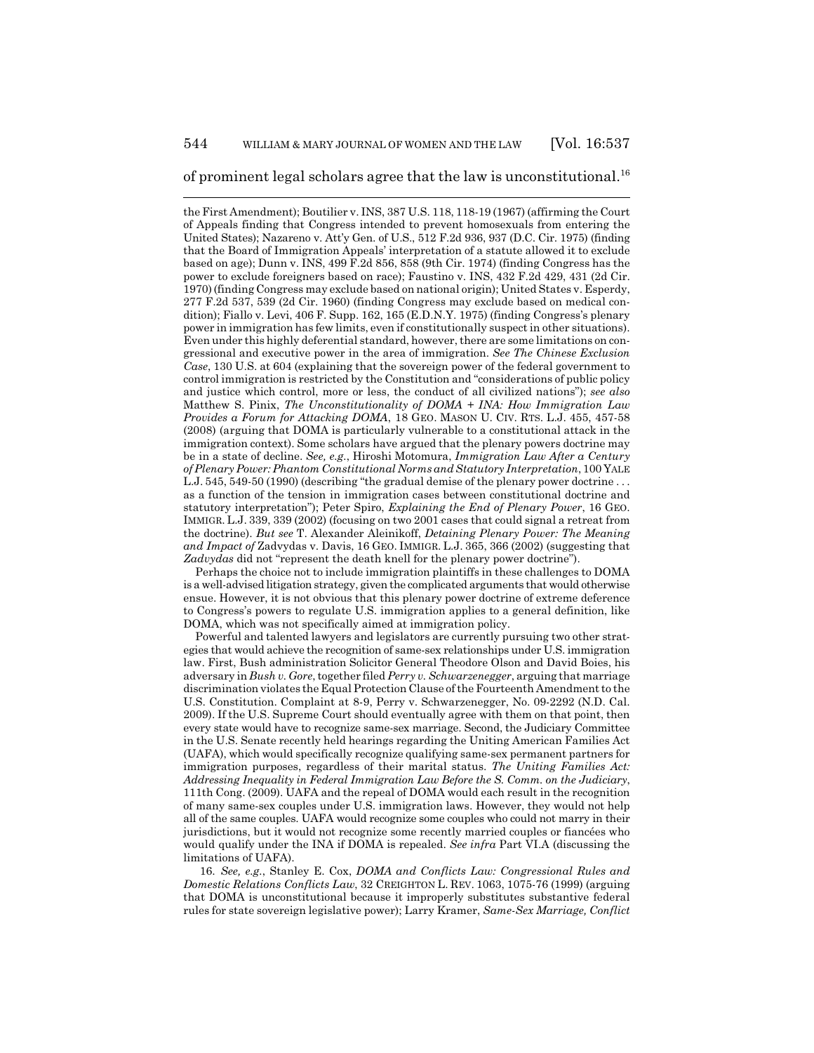of prominent legal scholars agree that the law is unconstitutional.[16]

---

the First Amendment); Boutilier v. INS, 387 U.S. 118, 118-19 (1967) (affirming the Court of Appeals finding that Congress intended to prevent homosexuals from entering the United States); Nazareno v. Att'y Gen. of U.S., 512 F.2d 936, 937 (D.C. Cir. 1975) (finding that the Board of Immigration Appeals' interpretation of a statute allowed it to exclude based on age); Dunn v. INS, 499 F.2d 856, 858 (9th Cir. 1974) (finding Congress has the power to exclude foreigners based on race); Faustino v. INS, 432 F.2d 429, 431 (2d Cir. 1970) (finding Congress may exclude based on national origin); United States v. Esperdy, 277 F.2d 537, 539 (2d Cir. 1960) (finding Congress may exclude based on medical condition); Fiallo v. Levi, 406 F. Supp. 162, 165 (E.D.N.Y. 1975) (finding Congress's plenary power in immigration has few limits, even if constitutionally suspect in other situations). Even under this highly deferential standard, however, there are some limitations on congressional and executive power in the area of immigration. *See The Chinese Exclusion Case*, 130 U.S. at 604 (explaining that the sovereign power of the federal government to control immigration is restricted by the Constitution and "considerations of public policy and justice which control, more or less, the conduct of all civilized nations"); *see also* Matthew S. Pinix, *The Unconstitutionality of DOMA + INA: How Immigration Law Provides a Forum for Attacking DOMA*, 18 GEO. MASON U. CIV. RTS. L.J. 455, 457-58 (2008) (arguing that DOMA is particularly vulnerable to a constitutional attack in the immigration context). Some scholars have argued that the plenary powers doctrine may be in a state of decline. *See, e.g.*, Hiroshi Motomura, *Immigration Law After a Century of Plenary Power: Phantom Constitutional Norms and Statutory Interpretation*, 100 YALE L.J. 545, 549-50 (1990) (describing "the gradual demise of the plenary power doctrine . . . as a function of the tension in immigration cases between constitutional doctrine and statutory interpretation"); Peter Spiro, *Explaining the End of Plenary Power*, 16 GEO. IMMIGR. L.J. 339, 339 (2002) (focusing on two 2001 cases that could signal a retreat from the doctrine). *But see* T. Alexander Aleinikoff, *Detaining Plenary Power: The Meaning and Impact of* Zadvydas v. Davis, 16 GEO. IMMIGR. L.J. 365, 366 (2002) (suggesting that *Zadvydas* did not "represent the death knell for the plenary power doctrine").

Perhaps the choice not to include immigration plaintiffs in these challenges to DOMA is a well-advised litigation strategy, given the complicated arguments that would otherwise ensue. However, it is not obvious that this plenary power doctrine of extreme deference to Congress's powers to regulate U.S. immigration applies to a general definition, like DOMA, which was not specifically aimed at immigration policy.

Powerful and talented lawyers and legislators are currently pursuing two other strategies that would achieve the recognition of same-sex relationships under U.S. immigration law. First, Bush administration Solicitor General Theodore Olson and David Boies, his adversary in *Bush v. Gore*, together filed *Perry v. Schwarzenegger*, arguing that marriage discrimination violates the Equal Protection Clause of the Fourteenth Amendment to the U.S. Constitution. Complaint at 8-9, Perry v. Schwarzenegger, No. 09-2292 (N.D. Cal. 2009). If the U.S. Supreme Court should eventually agree with them on that point, then every state would have to recognize same-sex marriage. Second, the Judiciary Committee in the U.S. Senate recently held hearings regarding the Uniting American Families Act (UAFA), which would specifically recognize qualifying same-sex permanent partners for immigration purposes, regardless of their marital status. *The Uniting Families Act: Addressing Inequality in Federal Immigration Law Before the S. Comm. on the Judiciary*, 111th Cong. (2009). UAFA and the repeal of DOMA would each result in the recognition of many same-sex couples under U.S. immigration laws. However, they would not help all of the same couples. UAFA would recognize some couples who could not marry in their jurisdictions, but it would not recognize some recently married couples or fiancées who would qualify under the INA if DOMA is repealed. *See infra* Part VI.A (discussing the limitations of UAFA).

16. *See, e.g.*, Stanley E. Cox, *DOMA and Conflicts Law: Congressional Rules and Domestic Relations Conflicts Law*, 32 CREIGHTON L. REV. 1063, 1075-76 (1999) (arguing that DOMA is unconstitutional because it improperly substitutes substantive federal rules for state sovereign legislative power); Larry Kramer, *Same-Sex Marriage, Conflict*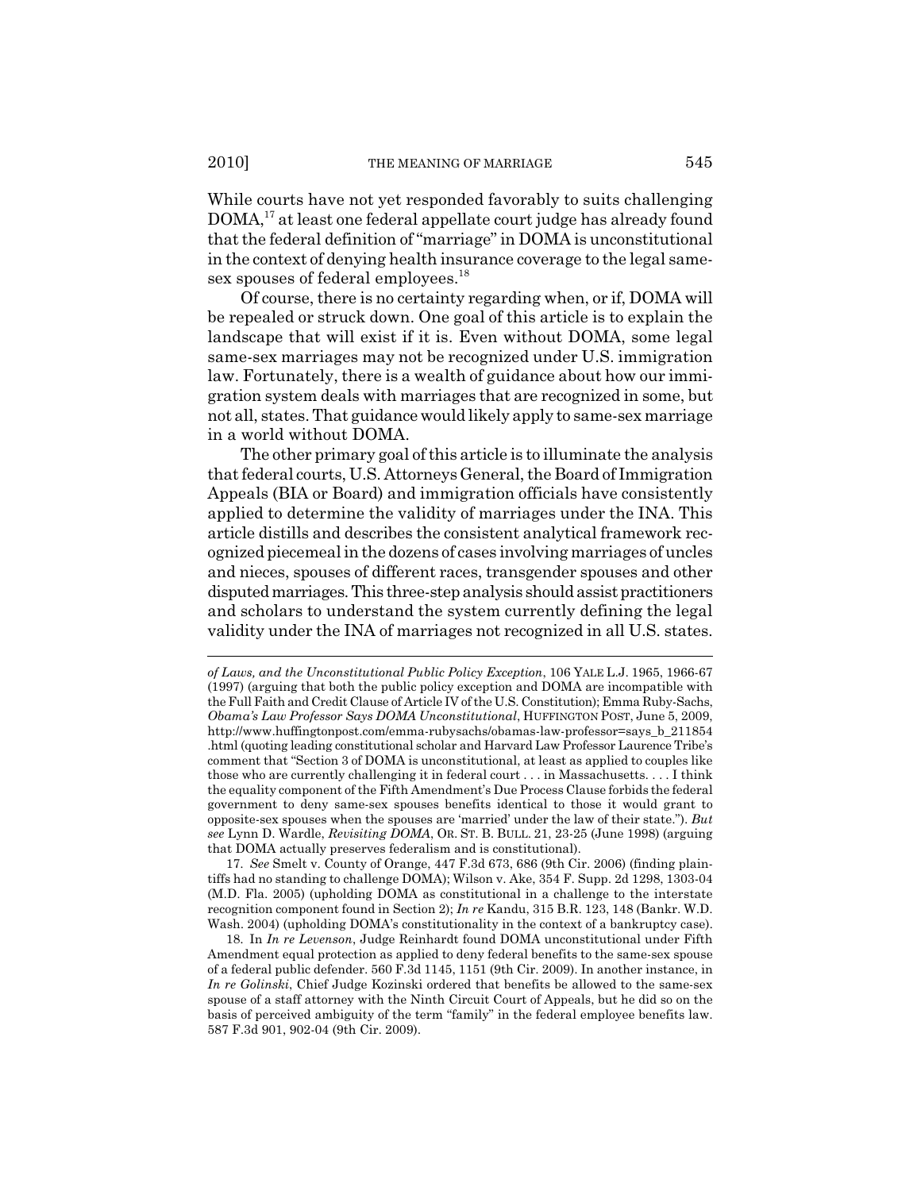While courts have not yet responded favorably to suits challenging DOMA,[17] at least one federal appellate court judge has already found that the federal definition of "marriage" in DOMA is unconstitutional in the context of denying health insurance coverage to the legal same-sex spouses of federal employees.[18]

Of course, there is no certainty regarding when, or if, DOMA will be repealed or struck down. One goal of this article is to explain the landscape that will exist if it is. Even without DOMA, some legal same-sex marriages may not be recognized under U.S. immigration law. Fortunately, there is a wealth of guidance about how our immigration system deals with marriages that are recognized in some, but not all, states. That guidance would likely apply to same-sex marriage in a world without DOMA.

The other primary goal of this article is to illuminate the analysis that federal courts, U.S. Attorneys General, the Board of Immigration Appeals (BIA or Board) and immigration officials have consistently applied to determine the validity of marriages under the INA. This article distills and describes the consistent analytical framework recognized piecemeal in the dozens of cases involving marriages of uncles and nieces, spouses of different races, transgender spouses and other disputed marriages. This three-step analysis should assist practitioners and scholars to understand the system currently defining the legal validity under the INA of marriages not recognized in all U.S. states.

---

*of Laws, and the Unconstitutional Public Policy Exception*, 106 YALE L.J. 1965, 1966-67 (1997) (arguing that both the public policy exception and DOMA are incompatible with the Full Faith and Credit Clause of Article IV of the U.S. Constitution); Emma Ruby-Sachs, *Obama's Law Professor Says DOMA Unconstitutional*, HUFFINGTON POST, June 5, 2009, http://www.huffingtonpost.com/emma-rubysachs/obamas-law-professor=says_b_211854.html (quoting leading constitutional scholar and Harvard Law Professor Laurence Tribe's comment that "Section 3 of DOMA is unconstitutional, at least as applied to couples like those who are currently challenging it in federal court . . . in Massachusetts. . . . I think the equality component of the Fifth Amendment's Due Process Clause forbids the federal government to deny same-sex spouses benefits identical to those it would grant to opposite-sex spouses when the spouses are 'married' under the law of their state."). *But see* Lynn D. Wardle, *Revisiting DOMA*, OR. ST. B. BULL. 21, 23-25 (June 1998) (arguing that DOMA actually preserves federalism and is constitutional).

17. *See* Smelt v. County of Orange, 447 F.3d 673, 686 (9th Cir. 2006) (finding plaintiffs had no standing to challenge DOMA); Wilson v. Ake, 354 F. Supp. 2d 1298, 1303-04 (M.D. Fla. 2005) (upholding DOMA as constitutional in a challenge to the interstate recognition component found in Section 2); *In re* Kandu, 315 B.R. 123, 148 (Bankr. W.D. Wash. 2004) (upholding DOMA's constitutionality in the context of a bankruptcy case).

18. In *In re Levenson*, Judge Reinhardt found DOMA unconstitutional under Fifth Amendment equal protection as applied to deny federal benefits to the same-sex spouse of a federal public defender. 560 F.3d 1145, 1151 (9th Cir. 2009). In another instance, in *In re Golinski*, Chief Judge Kozinski ordered that benefits be allowed to the same-sex spouse of a staff attorney with the Ninth Circuit Court of Appeals, but he did so on the basis of perceived ambiguity of the term "family" in the federal employee benefits law. 587 F.3d 901, 902-04 (9th Cir. 2009).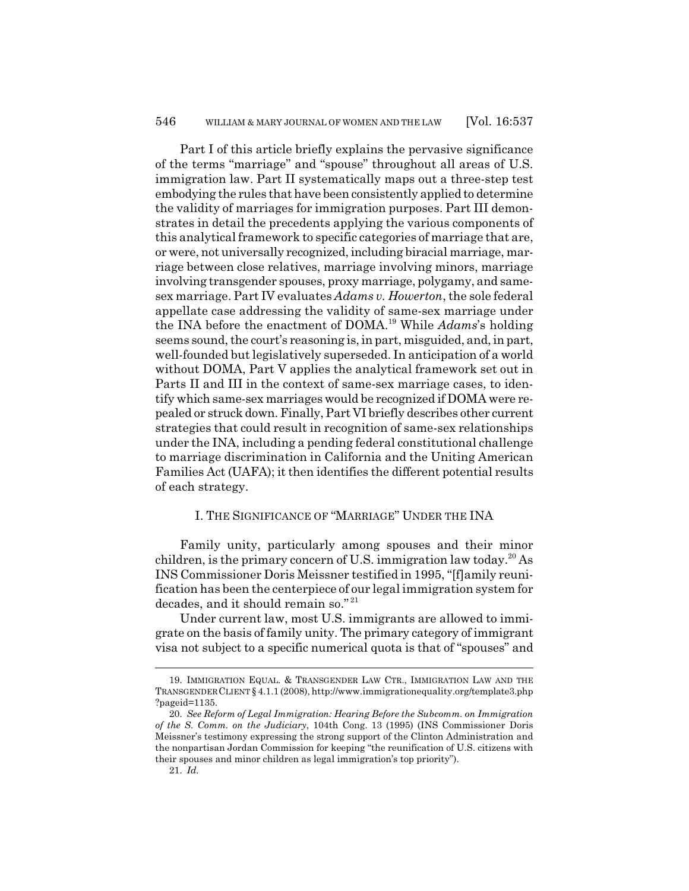Part I of this article briefly explains the pervasive significance of the terms "marriage" and "spouse" throughout all areas of U.S. immigration law. Part II systematically maps out a three-step test embodying the rules that have been consistently applied to determine the validity of marriages for immigration purposes. Part III demonstrates in detail the precedents applying the various components of this analytical framework to specific categories of marriage that are, or were, not universally recognized, including biracial marriage, marriage between close relatives, marriage involving minors, marriage involving transgender spouses, proxy marriage, polygamy, and same-sex marriage. Part IV evaluates *Adams v. Howerton*, the sole federal appellate case addressing the validity of same-sex marriage under the INA before the enactment of DOMA.[19] While *Adams*'s holding seems sound, the court's reasoning is, in part, misguided, and, in part, well-founded but legislatively superseded. In anticipation of a world without DOMA, Part V applies the analytical framework set out in Parts II and III in the context of same-sex marriage cases, to identify which same-sex marriages would be recognized if DOMA were repealed or struck down. Finally, Part VI briefly describes other current strategies that could result in recognition of same-sex relationships under the INA, including a pending federal constitutional challenge to marriage discrimination in California and the Uniting American Families Act (UAFA); it then identifies the different potential results of each strategy.

## I. THE SIGNIFICANCE OF "MARRIAGE" UNDER THE INA

Family unity, particularly among spouses and their minor children, is the primary concern of U.S. immigration law today.[20] As INS Commissioner Doris Meissner testified in 1995, "[f]amily reunification has been the centerpiece of our legal immigration system for decades, and it should remain so."[21]

Under current law, most U.S. immigrants are allowed to immigrate on the basis of family unity. The primary category of immigrant visa not subject to a specific numerical quota is that of "spouses" and

---

19. IMMIGRATION EQUAL. & TRANSGENDER LAW CTR., IMMIGRATION LAW AND THE TRANSGENDER CLIENT § 4.1.1 (2008), http://www.immigrationequality.org/template3.php?pageid=1135.

20. *See Reform of Legal Immigration: Hearing Before the Subcomm. on Immigration of the S. Comm. on the Judiciary*, 104th Cong. 13 (1995) (INS Commissioner Doris Meissner's testimony expressing the strong support of the Clinton Administration and the nonpartisan Jordan Commission for keeping "the reunification of U.S. citizens with their spouses and minor children as legal immigration's top priority").

21. *Id.*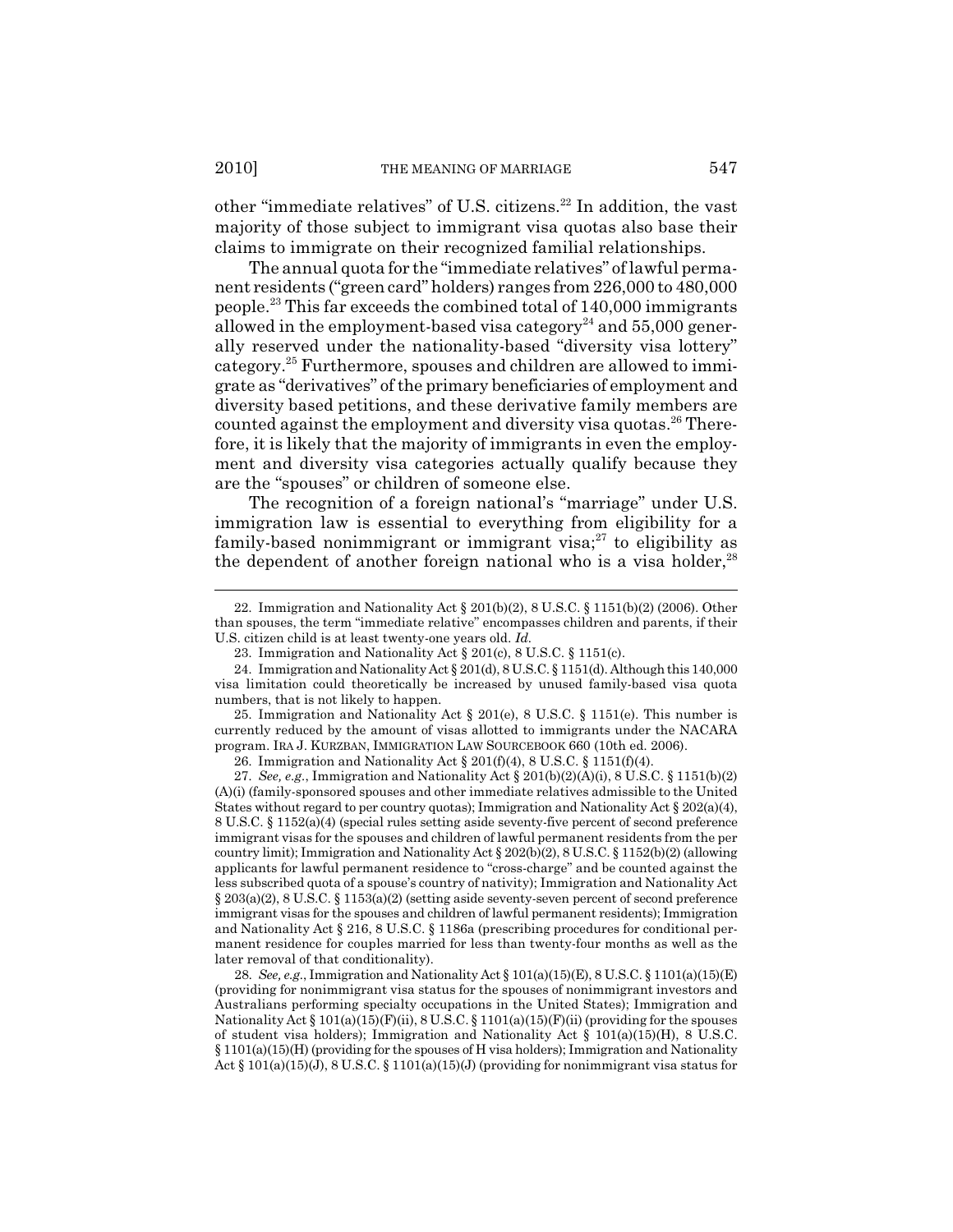other "immediate relatives" of U.S. citizens.[22] In addition, the vast majority of those subject to immigrant visa quotas also base their claims to immigrate on their recognized familial relationships.

The annual quota for the "immediate relatives" of lawful permanent residents ("green card" holders) ranges from 226,000 to 480,000 people.[23] This far exceeds the combined total of 140,000 immigrants allowed in the employment-based visa category[24] and 55,000 generally reserved under the nationality-based "diversity visa lottery" category.[25] Furthermore, spouses and children are allowed to immigrate as "derivatives" of the primary beneficiaries of employment and diversity based petitions, and these derivative family members are counted against the employment and diversity visa quotas.[26] Therefore, it is likely that the majority of immigrants in even the employment and diversity visa categories actually qualify because they are the "spouses" or children of someone else.

The recognition of a foreign national's "marriage" under U.S. immigration law is essential to everything from eligibility for a family-based nonimmigrant or immigrant visa;[27] to eligibility as the dependent of another foreign national who is a visa holder,[28]

---

22. Immigration and Nationality Act § 201(b)(2), 8 U.S.C. § 1151(b)(2) (2006). Other than spouses, the term "immediate relative" encompasses children and parents, if their U.S. citizen child is at least twenty-one years old. *Id.*

23. Immigration and Nationality Act § 201(c), 8 U.S.C. § 1151(c).

24. Immigration and Nationality Act § 201(d), 8 U.S.C. § 1151(d). Although this 140,000 visa limitation could theoretically be increased by unused family-based visa quota numbers, that is not likely to happen.

25. Immigration and Nationality Act § 201(e), 8 U.S.C. § 1151(e). This number is currently reduced by the amount of visas allotted to immigrants under the NACARA program. IRA J. KURZBAN, IMMIGRATION LAW SOURCEBOOK 660 (10th ed. 2006).

26. Immigration and Nationality Act § 201(f)(4), 8 U.S.C. § 1151(f)(4).

27. *See, e.g.*, Immigration and Nationality Act § 201(b)(2)(A)(i), 8 U.S.C. § 1151(b)(2)(A)(i) (family-sponsored spouses and other immediate relatives admissible to the United States without regard to per country quotas); Immigration and Nationality Act § 202(a)(4), 8 U.S.C. § 1152(a)(4) (special rules setting aside seventy-five percent of second preference immigrant visas for the spouses and children of lawful permanent residents from the per country limit); Immigration and Nationality Act § 202(b)(2), 8 U.S.C. § 1152(b)(2) (allowing applicants for lawful permanent residence to "cross-charge" and be counted against the less subscribed quota of a spouse's country of nativity); Immigration and Nationality Act § 203(a)(2), 8 U.S.C. § 1153(a)(2) (setting aside seventy-seven percent of second preference immigrant visas for the spouses and children of lawful permanent residents); Immigration and Nationality Act § 216, 8 U.S.C. § 1186a (prescribing procedures for conditional permanent residence for couples married for less than twenty-four months as well as the later removal of that conditionality).

28. *See, e.g.*, Immigration and Nationality Act § 101(a)(15)(E), 8 U.S.C. § 1101(a)(15)(E) (providing for nonimmigrant visa status for the spouses of nonimmigrant investors and Australians performing specialty occupations in the United States); Immigration and Nationality Act § 101(a)(15)(F)(ii), 8 U.S.C. § 1101(a)(15)(F)(ii) (providing for the spouses of student visa holders); Immigration and Nationality Act § 101(a)(15)(H), 8 U.S.C. § 1101(a)(15)(H) (providing for the spouses of H visa holders); Immigration and Nationality Act § 101(a)(15)(J), 8 U.S.C. § 1101(a)(15)(J) (providing for nonimmigrant visa status for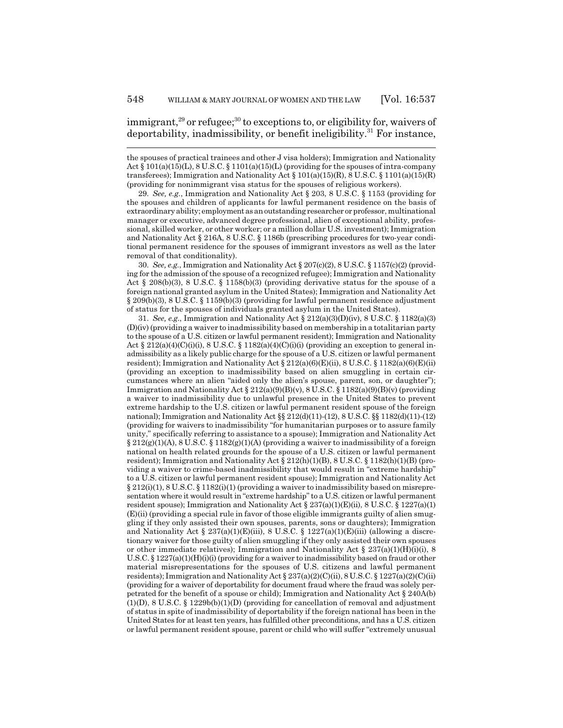immigrant,[29] or refugee;[30] to exceptions to, or eligibility for, waivers of deportability, inadmissibility, or benefit ineligibility.[31] For instance,

---

the spouses of practical trainees and other J visa holders); Immigration and Nationality Act § 101(a)(15)(L), 8 U.S.C. § 1101(a)(15)(L) (providing for the spouses of intra-company transferees); Immigration and Nationality Act § 101(a)(15)(R), 8 U.S.C. § 1101(a)(15)(R) (providing for nonimmigrant visa status for the spouses of religious workers).

29. *See, e.g.*, Immigration and Nationality Act § 203, 8 U.S.C. § 1153 (providing for the spouses and children of applicants for lawful permanent residence on the basis of extraordinary ability; employment as an outstanding researcher or professor, multinational manager or executive, advanced degree professional, alien of exceptional ability, professional, skilled worker, or other worker; or a million dollar U.S. investment); Immigration and Nationality Act § 216A, 8 U.S.C. § 1186b (prescribing procedures for two-year conditional permanent residence for the spouses of immigrant investors as well as the later removal of that conditionality).

30. *See, e.g.*, Immigration and Nationality Act § 207(c)(2), 8 U.S.C. § 1157(c)(2) (providing for the admission of the spouse of a recognized refugee); Immigration and Nationality Act § 208(b)(3), 8 U.S.C. § 1158(b)(3) (providing derivative status for the spouse of a foreign national granted asylum in the United States); Immigration and Nationality Act § 209(b)(3), 8 U.S.C. § 1159(b)(3) (providing for lawful permanent residence adjustment of status for the spouses of individuals granted asylum in the United States).

31. *See, e.g.*, Immigration and Nationality Act § 212(a)(3)(D)(iv), 8 U.S.C. § 1182(a)(3)(D)(iv) (providing a waiver to inadmissibility based on membership in a totalitarian party to the spouse of a U.S. citizen or lawful permanent resident); Immigration and Nationality Act § 212(a)(4)(C)(i)(i), 8 U.S.C. § 1182(a)(4)(C)(i)(i) (providing an exception to general inadmissibility as a likely public charge for the spouse of a U.S. citizen or lawful permanent resident); Immigration and Nationality Act § 212(a)(6)(E)(ii), 8 U.S.C. § 1182(a)(6)(E)(ii) (providing an exception to inadmissibility based on alien smuggling in certain circumstances where an alien "aided only the alien's spouse, parent, son, or daughter"); Immigration and Nationality Act § 212(a)(9)(B)(v), 8 U.S.C. § 1182(a)(9)(B)(v) (providing a waiver to inadmissibility due to unlawful presence in the United States to prevent extreme hardship to the U.S. citizen or lawful permanent resident spouse of the foreign national); Immigration and Nationality Act §§ 212(d)(11)-(12), 8 U.S.C. §§ 1182(d)(11)-(12) (providing for waivers to inadmissibility "for humanitarian purposes or to assure family unity," specifically referring to assistance to a spouse); Immigration and Nationality Act § 212(g)(1)(A), 8 U.S.C. § 1182(g)(1)(A) (providing a waiver to inadmissibility of a foreign national on health related grounds for the spouse of a U.S. citizen or lawful permanent resident); Immigration and Nationality Act § 212(h)(1)(B), 8 U.S.C. § 1182(h)(1)(B) (providing a waiver to crime-based inadmissibility that would result in "extreme hardship" to a U.S. citizen or lawful permanent resident spouse); Immigration and Nationality Act § 212(i)(1), 8 U.S.C. § 1182(i)(1) (providing a waiver to inadmissibility based on misrepresentation where it would result in "extreme hardship" to a U.S. citizen or lawful permanent resident spouse); Immigration and Nationality Act § 237(a)(1)(E)(ii), 8 U.S.C. § 1227(a)(1)(E)(ii) (providing a special rule in favor of those eligible immigrants guilty of alien smuggling if they only assisted their own spouses, parents, sons or daughters); Immigration and Nationality Act § 237(a)(1)(E)(iii), 8 U.S.C. § 1227(a)(1)(E)(iii) (allowing a discretionary waiver for those guilty of alien smuggling if they only assisted their own spouses or other immediate relatives); Immigration and Nationality Act § 237(a)(1)(H)(i)(i), 8 U.S.C. § 1227(a)(1)(H)(i)(i) (providing for a waiver to inadmissibility based on fraud or other material misrepresentations for the spouses of U.S. citizens and lawful permanent residents); Immigration and Nationality Act § 237(a)(2)(C)(ii), 8 U.S.C. § 1227(a)(2)(C)(ii) (providing for a waiver of deportability for document fraud where the fraud was solely perpetrated for the benefit of a spouse or child); Immigration and Nationality Act § 240A(b)(1)(D), 8 U.S.C. § 1229b(b)(1)(D) (providing for cancellation of removal and adjustment of status in spite of inadmissibility of deportability if the foreign national has been in the United States for at least ten years, has fulfilled other preconditions, and has a U.S. citizen or lawful permanent resident spouse, parent or child who will suffer "extremely unusual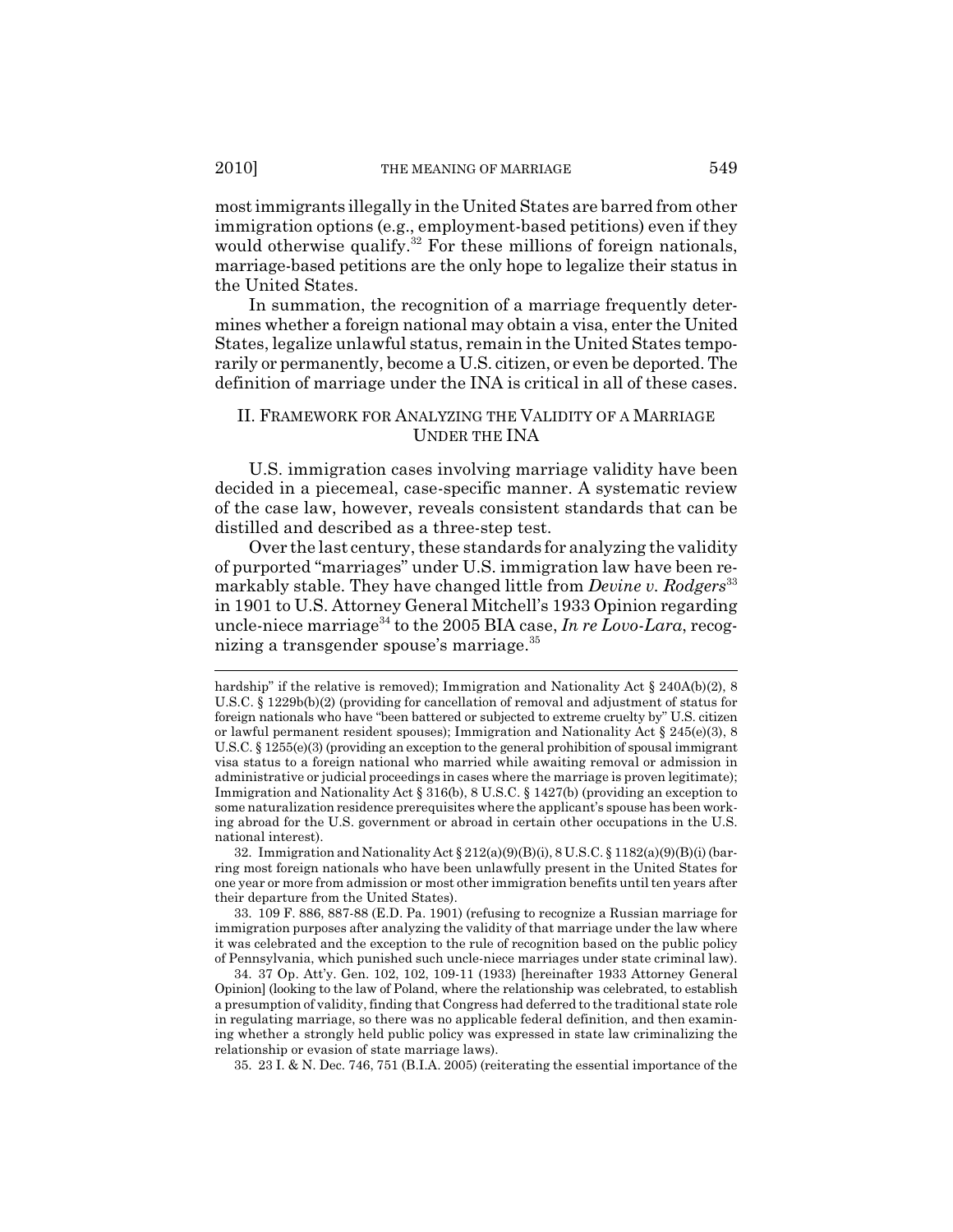most immigrants illegally in the United States are barred from other immigration options (e.g., employment-based petitions) even if they would otherwise qualify.[32] For these millions of foreign nationals, marriage-based petitions are the only hope to legalize their status in the United States.

In summation, the recognition of a marriage frequently determines whether a foreign national may obtain a visa, enter the United States, legalize unlawful status, remain in the United States temporarily or permanently, become a U.S. citizen, or even be deported. The definition of marriage under the INA is critical in all of these cases.

## II. FRAMEWORK FOR ANALYZING THE VALIDITY OF A MARRIAGE UNDER THE INA

U.S. immigration cases involving marriage validity have been decided in a piecemeal, case-specific manner. A systematic review of the case law, however, reveals consistent standards that can be distilled and described as a three-step test.

Over the last century, these standards for analyzing the validity of purported "marriages" under U.S. immigration law have been remarkably stable. They have changed little from *Devine v. Rodgers*[33] in 1901 to U.S. Attorney General Mitchell's 1933 Opinion regarding uncle-niece marriage[34] to the 2005 BIA case, *In re Lovo-Lara*, recognizing a transgender spouse's marriage.[35]

---

hardship" if the relative is removed); Immigration and Nationality Act § 240A(b)(2), 8 U.S.C. § 1229b(b)(2) (providing for cancellation of removal and adjustment of status for foreign nationals who have "been battered or subjected to extreme cruelty by" U.S. citizen or lawful permanent resident spouses); Immigration and Nationality Act § 245(e)(3), 8 U.S.C. § 1255(e)(3) (providing an exception to the general prohibition of spousal immigrant visa status to a foreign national who married while awaiting removal or admission in administrative or judicial proceedings in cases where the marriage is proven legitimate); Immigration and Nationality Act § 316(b), 8 U.S.C. § 1427(b) (providing an exception to some naturalization residence prerequisites where the applicant's spouse has been working abroad for the U.S. government or abroad in certain other occupations in the U.S. national interest).

32. Immigration and Nationality Act § 212(a)(9)(B)(i), 8 U.S.C. § 1182(a)(9)(B)(i) (barring most foreign nationals who have been unlawfully present in the United States for one year or more from admission or most other immigration benefits until ten years after their departure from the United States).

33. 109 F. 886, 887-88 (E.D. Pa. 1901) (refusing to recognize a Russian marriage for immigration purposes after analyzing the validity of that marriage under the law where it was celebrated and the exception to the rule of recognition based on the public policy of Pennsylvania, which punished such uncle-niece marriages under state criminal law).

34. 37 Op. Att'y. Gen. 102, 102, 109-11 (1933) [hereinafter 1933 Attorney General Opinion] (looking to the law of Poland, where the relationship was celebrated, to establish a presumption of validity, finding that Congress had deferred to the traditional state role in regulating marriage, so there was no applicable federal definition, and then examining whether a strongly held public policy was expressed in state law criminalizing the relationship or evasion of state marriage laws).

35. 23 I. & N. Dec. 746, 751 (B.I.A. 2005) (reiterating the essential importance of the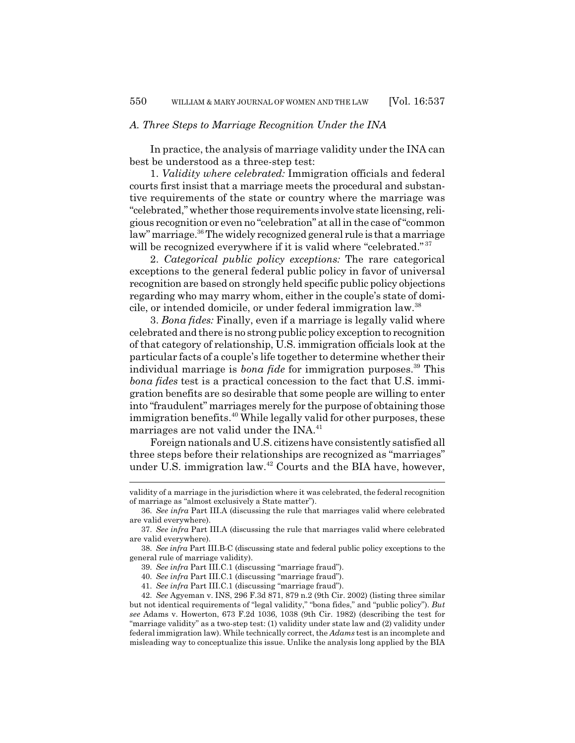### A. Three Steps to Marriage Recognition Under the INA

In practice, the analysis of marriage validity under the INA can best be understood as a three-step test:

1. *Validity where celebrated:* Immigration officials and federal courts first insist that a marriage meets the procedural and substantive requirements of the state or country where the marriage was "celebrated," whether those requirements involve state licensing, religious recognition or even no "celebration" at all in the case of "common law" marriage.[36] The widely recognized general rule is that a marriage will be recognized everywhere if it is valid where "celebrated."[37]

2. *Categorical public policy exceptions:* The rare categorical exceptions to the general federal public policy in favor of universal recognition are based on strongly held specific public policy objections regarding who may marry whom, either in the couple's state of domicile, or intended domicile, or under federal immigration law.[38]

3. *Bona fides:* Finally, even if a marriage is legally valid where celebrated and there is no strong public policy exception to recognition of that category of relationship, U.S. immigration officials look at the particular facts of a couple's life together to determine whether their individual marriage is *bona fide* for immigration purposes.[39] This *bona fides* test is a practical concession to the fact that U.S. immigration benefits are so desirable that some people are willing to enter into "fraudulent" marriages merely for the purpose of obtaining those immigration benefits.[40] While legally valid for other purposes, these marriages are not valid under the INA.[41]

Foreign nationals and U.S. citizens have consistently satisfied all three steps before their relationships are recognized as "marriages" under U.S. immigration law.[42] Courts and the BIA have, however,

---

validity of a marriage in the jurisdiction where it was celebrated, the federal recognition of marriage as "almost exclusively a State matter").

36. *See infra* Part III.A (discussing the rule that marriages valid where celebrated are valid everywhere).

37. *See infra* Part III.A (discussing the rule that marriages valid where celebrated are valid everywhere).

38. *See infra* Part III.B-C (discussing state and federal public policy exceptions to the general rule of marriage validity).

39. *See infra* Part III.C.1 (discussing "marriage fraud").

40. *See infra* Part III.C.1 (discussing "marriage fraud").

41. *See infra* Part III.C.1 (discussing "marriage fraud").

42. *See* Agyeman v. INS, 296 F.3d 871, 879 n.2 (9th Cir. 2002) (listing three similar but not identical requirements of "legal validity," "bona fides," and "public policy"). *But see* Adams v. Howerton, 673 F.2d 1036, 1038 (9th Cir. 1982) (describing the test for "marriage validity" as a two-step test: (1) validity under state law and (2) validity under federal immigration law). While technically correct, the *Adams* test is an incomplete and misleading way to conceptualize this issue. Unlike the analysis long applied by the BIA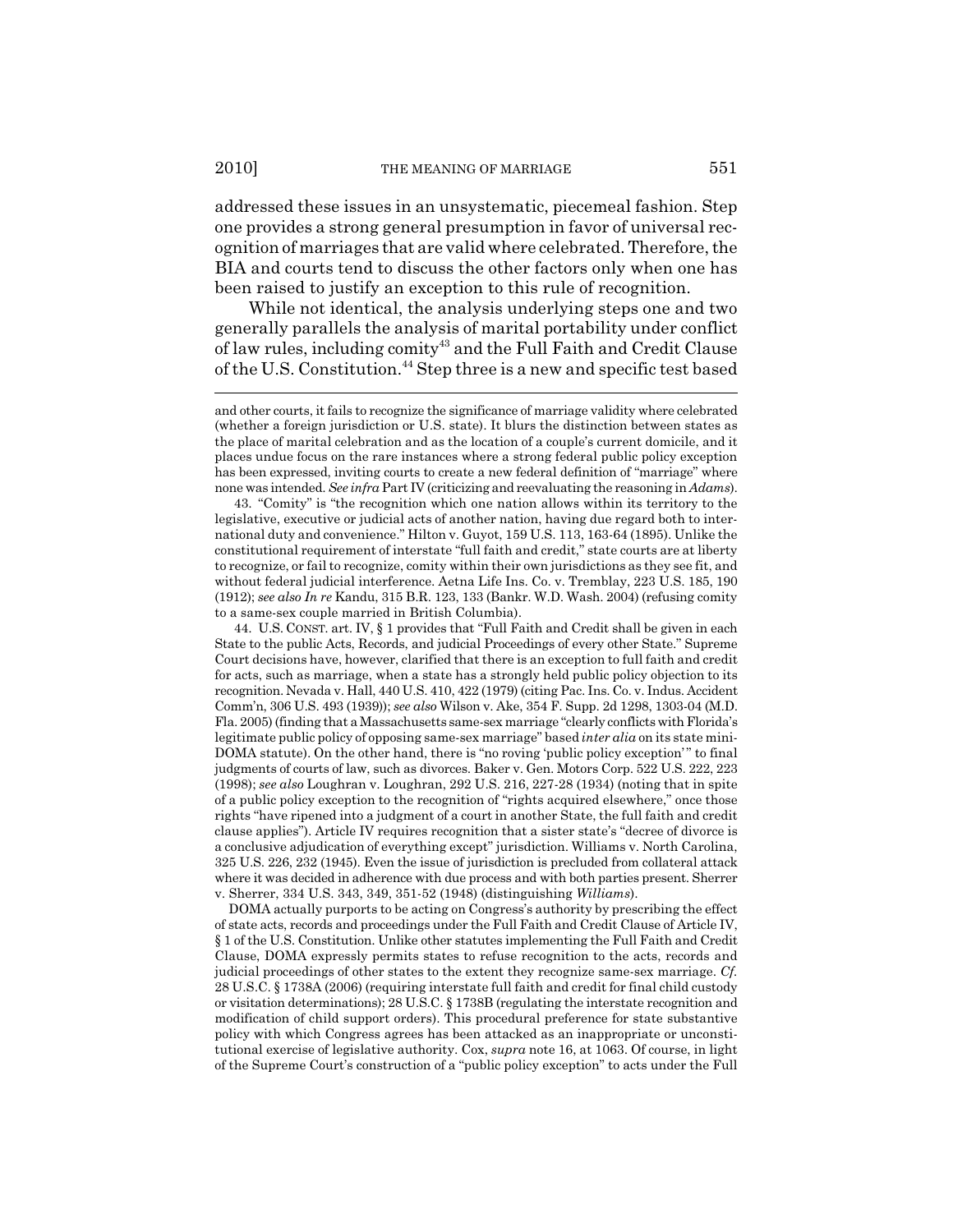addressed these issues in an unsystematic, piecemeal fashion. Step one provides a strong general presumption in favor of universal recognition of marriages that are valid where celebrated. Therefore, the BIA and courts tend to discuss the other factors only when one has been raised to justify an exception to this rule of recognition.

While not identical, the analysis underlying steps one and two generally parallels the analysis of marital portability under conflict of law rules, including comity[43] and the Full Faith and Credit Clause of the U.S. Constitution.[44] Step three is a new and specific test based

---

and other courts, it fails to recognize the significance of marriage validity where celebrated (whether a foreign jurisdiction or U.S. state). It blurs the distinction between states as the place of marital celebration and as the location of a couple's current domicile, and it places undue focus on the rare instances where a strong federal public policy exception has been expressed, inviting courts to create a new federal definition of "marriage" where none was intended. *See infra* Part IV (criticizing and reevaluating the reasoning in *Adams*).

43. "Comity" is "the recognition which one nation allows within its territory to the legislative, executive or judicial acts of another nation, having due regard both to international duty and convenience." Hilton v. Guyot, 159 U.S. 113, 163-64 (1895). Unlike the constitutional requirement of interstate "full faith and credit," state courts are at liberty to recognize, or fail to recognize, comity within their own jurisdictions as they see fit, and without federal judicial interference. Aetna Life Ins. Co. v. Tremblay, 223 U.S. 185, 190 (1912); *see also In re* Kandu, 315 B.R. 123, 133 (Bankr. W.D. Wash. 2004) (refusing comity to a same-sex couple married in British Columbia).

44. U.S. CONST. art. IV, § 1 provides that "Full Faith and Credit shall be given in each State to the public Acts, Records, and judicial Proceedings of every other State." Supreme Court decisions have, however, clarified that there is an exception to full faith and credit for acts, such as marriage, when a state has a strongly held public policy objection to its recognition. Nevada v. Hall, 440 U.S. 410, 422 (1979) (citing Pac. Ins. Co. v. Indus. Accident Comm'n, 306 U.S. 493 (1939)); *see also* Wilson v. Ake, 354 F. Supp. 2d 1298, 1303-04 (M.D. Fla. 2005) (finding that a Massachusetts same-sex marriage "clearly conflicts with Florida's legitimate public policy of opposing same-sex marriage" based *inter alia* on its state mini-DOMA statute). On the other hand, there is "no roving 'public policy exception'" to final judgments of courts of law, such as divorces. Baker v. Gen. Motors Corp. 522 U.S. 222, 223 (1998); *see also* Loughran v. Loughran, 292 U.S. 216, 227-28 (1934) (noting that in spite of a public policy exception to the recognition of "rights acquired elsewhere," once those rights "have ripened into a judgment of a court in another State, the full faith and credit clause applies"). Article IV requires recognition that a sister state's "decree of divorce is a conclusive adjudication of everything except" jurisdiction. Williams v. North Carolina, 325 U.S. 226, 232 (1945). Even the issue of jurisdiction is precluded from collateral attack where it was decided in adherence with due process and with both parties present. Sherrer v. Sherrer, 334 U.S. 343, 349, 351-52 (1948) (distinguishing *Williams*).

DOMA actually purports to be acting on Congress's authority by prescribing the effect of state acts, records and proceedings under the Full Faith and Credit Clause of Article IV, § 1 of the U.S. Constitution. Unlike other statutes implementing the Full Faith and Credit Clause, DOMA expressly permits states to refuse recognition to the acts, records and judicial proceedings of other states to the extent they recognize same-sex marriage. *Cf.* 28 U.S.C. § 1738A (2006) (requiring interstate full faith and credit for final child custody or visitation determinations); 28 U.S.C. § 1738B (regulating the interstate recognition and modification of child support orders). This procedural preference for state substantive policy with which Congress agrees has been attacked as an inappropriate or unconstitutional exercise of legislative authority. Cox, *supra* note 16, at 1063. Of course, in light of the Supreme Court's construction of a "public policy exception" to acts under the Full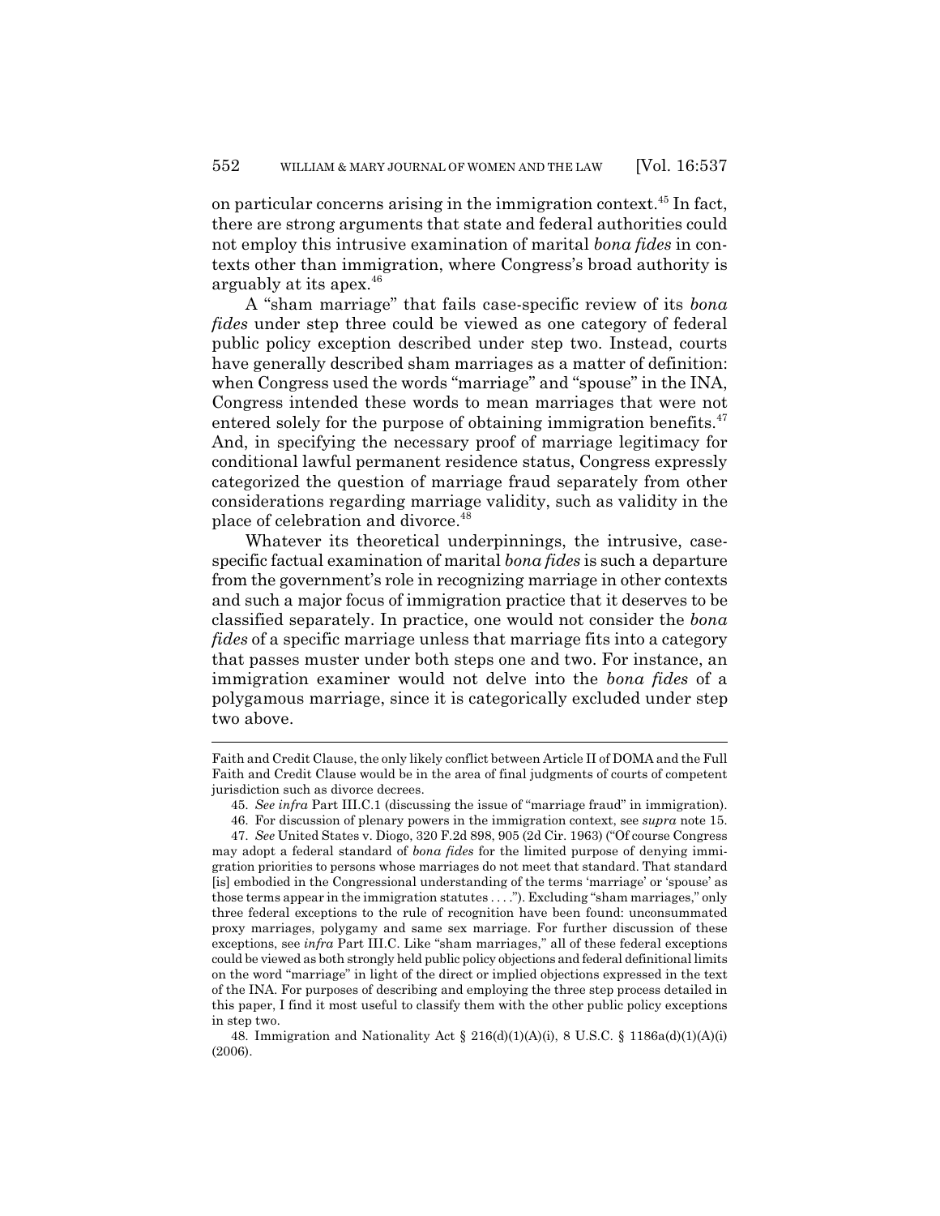on particular concerns arising in the immigration context.[45] In fact, there are strong arguments that state and federal authorities could not employ this intrusive examination of marital *bona fides* in contexts other than immigration, where Congress's broad authority is arguably at its apex.[46]

A "sham marriage" that fails case-specific review of its *bona fides* under step three could be viewed as one category of federal public policy exception described under step two. Instead, courts have generally described sham marriages as a matter of definition: when Congress used the words "marriage" and "spouse" in the INA, Congress intended these words to mean marriages that were not entered solely for the purpose of obtaining immigration benefits.[47] And, in specifying the necessary proof of marriage legitimacy for conditional lawful permanent residence status, Congress expressly categorized the question of marriage fraud separately from other considerations regarding marriage validity, such as validity in the place of celebration and divorce.[48]

Whatever its theoretical underpinnings, the intrusive, case-specific factual examination of marital *bona fides* is such a departure from the government's role in recognizing marriage in other contexts and such a major focus of immigration practice that it deserves to be classified separately. In practice, one would not consider the *bona fides* of a specific marriage unless that marriage fits into a category that passes muster under both steps one and two. For instance, an immigration examiner would not delve into the *bona fides* of a polygamous marriage, since it is categorically excluded under step two above.

---

Faith and Credit Clause, the only likely conflict between Article II of DOMA and the Full Faith and Credit Clause would be in the area of final judgments of courts of competent jurisdiction such as divorce decrees.

45. *See infra* Part III.C.1 (discussing the issue of "marriage fraud" in immigration).

46. For discussion of plenary powers in the immigration context, see *supra* note 15.

47. *See* United States v. Diogo, 320 F.2d 898, 905 (2d Cir. 1963) ("Of course Congress may adopt a federal standard of *bona fides* for the limited purpose of denying immigration priorities to persons whose marriages do not meet that standard. That standard [is] embodied in the Congressional understanding of the terms 'marriage' or 'spouse' as those terms appear in the immigration statutes . . . ."). Excluding "sham marriages," only three federal exceptions to the rule of recognition have been found: unconsummated proxy marriages, polygamy and same sex marriage. For further discussion of these exceptions, see *infra* Part III.C. Like "sham marriages," all of these federal exceptions could be viewed as both strongly held public policy objections and federal definitional limits on the word "marriage" in light of the direct or implied objections expressed in the text of the INA. For purposes of describing and employing the three step process detailed in this paper, I find it most useful to classify them with the other public policy exceptions in step two.

48. Immigration and Nationality Act § 216(d)(1)(A)(i), 8 U.S.C. § 1186a(d)(1)(A)(i) (2006).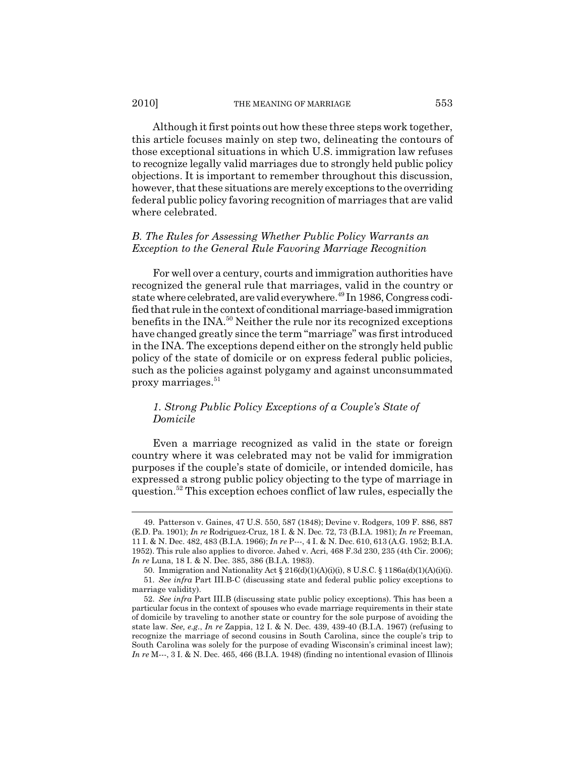Although it first points out how these three steps work together, this article focuses mainly on step two, delineating the contours of those exceptional situations in which U.S. immigration law refuses to recognize legally valid marriages due to strongly held public policy objections. It is important to remember throughout this discussion, however, that these situations are merely exceptions to the overriding federal public policy favoring recognition of marriages that are valid where celebrated.

### *B. The Rules for Assessing Whether Public Policy Warrants an Exception to the General Rule Favoring Marriage Recognition*

For well over a century, courts and immigration authorities have recognized the general rule that marriages, valid in the country or state where celebrated, are valid everywhere.[49] In 1986, Congress codified that rule in the context of conditional marriage-based immigration benefits in the INA.[50] Neither the rule nor its recognized exceptions have changed greatly since the term "marriage" was first introduced in the INA. The exceptions depend either on the strongly held public policy of the state of domicile or on express federal public policies, such as the policies against polygamy and against unconsummated proxy marriages.[51]

#### *1. Strong Public Policy Exceptions of a Couple's State of Domicile*

Even a marriage recognized as valid in the state or foreign country where it was celebrated may not be valid for immigration purposes if the couple's state of domicile, or intended domicile, has expressed a strong public policy objecting to the type of marriage in question.[52] This exception echoes conflict of law rules, especially the

---

49. Patterson v. Gaines, 47 U.S. 550, 587 (1848); Devine v. Rodgers, 109 F. 886, 887 (E.D. Pa. 1901); *In re* Rodriguez-Cruz, 18 I. & N. Dec. 72, 73 (B.I.A. 1981); *In re* Freeman, 11 I. & N. Dec. 482, 483 (B.I.A. 1966); *In re* P---, 4 I. & N. Dec. 610, 613 (A.G. 1952; B.I.A. 1952). This rule also applies to divorce. Jahed v. Acri, 468 F.3d 230, 235 (4th Cir. 2006); *In re* Luna, 18 I. & N. Dec. 385, 386 (B.I.A. 1983).

50. Immigration and Nationality Act § 216(d)(1)(A)(i)(i), 8 U.S.C. § 1186a(d)(1)(A)(i)(i).

51. *See infra* Part III.B-C (discussing state and federal public policy exceptions to marriage validity).

52. *See infra* Part III.B (discussing state public policy exceptions). This has been a particular focus in the context of spouses who evade marriage requirements in their state of domicile by traveling to another state or country for the sole purpose of avoiding the state law. *See, e.g.*, *In re* Zappia, 12 I. & N. Dec. 439, 439-40 (B.I.A. 1967) (refusing to recognize the marriage of second cousins in South Carolina, since the couple's trip to South Carolina was solely for the purpose of evading Wisconsin's criminal incest law); *In re* M---, 3 I. & N. Dec. 465, 466 (B.I.A. 1948) (finding no intentional evasion of Illinois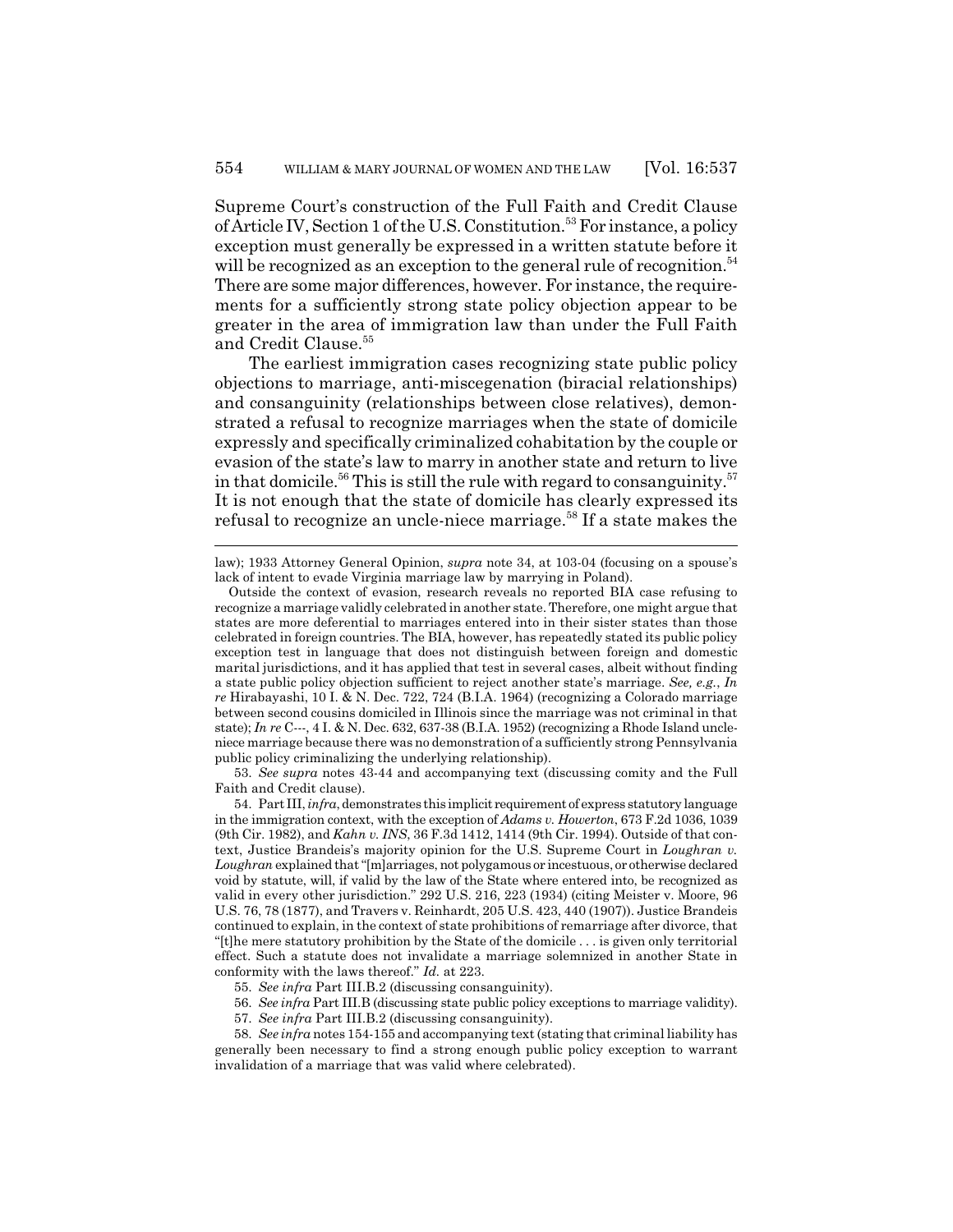Supreme Court's construction of the Full Faith and Credit Clause of Article IV, Section 1 of the U.S. Constitution.[53] For instance, a policy exception must generally be expressed in a written statute before it will be recognized as an exception to the general rule of recognition.[54] There are some major differences, however. For instance, the requirements for a sufficiently strong state policy objection appear to be greater in the area of immigration law than under the Full Faith and Credit Clause.[55]

The earliest immigration cases recognizing state public policy objections to marriage, anti-miscegenation (biracial relationships) and consanguinity (relationships between close relatives), demonstrated a refusal to recognize marriages when the state of domicile expressly and specifically criminalized cohabitation by the couple or evasion of the state's law to marry in another state and return to live in that domicile.[56] This is still the rule with regard to consanguinity.[57] It is not enough that the state of domicile has clearly expressed its refusal to recognize an uncle-niece marriage.[58] If a state makes the

---

law); 1933 Attorney General Opinion, *supra* note 34, at 103-04 (focusing on a spouse's lack of intent to evade Virginia marriage law by marrying in Poland).

Outside the context of evasion, research reveals no reported BIA case refusing to recognize a marriage validly celebrated in another state. Therefore, one might argue that states are more deferential to marriages entered into in their sister states than those celebrated in foreign countries. The BIA, however, has repeatedly stated its public policy exception test in language that does not distinguish between foreign and domestic marital jurisdictions, and it has applied that test in several cases, albeit without finding a state public policy objection sufficient to reject another state's marriage. *See, e.g.*, *In re* Hirabayashi, 10 I. & N. Dec. 722, 724 (B.I.A. 1964) (recognizing a Colorado marriage between second cousins domiciled in Illinois since the marriage was not criminal in that state); *In re* C---, 4 I. & N. Dec. 632, 637-38 (B.I.A. 1952) (recognizing a Rhode Island uncle-niece marriage because there was no demonstration of a sufficiently strong Pennsylvania public policy criminalizing the underlying relationship).

53. *See supra* notes 43-44 and accompanying text (discussing comity and the Full Faith and Credit clause).

54. Part III, *infra*, demonstrates this implicit requirement of express statutory language in the immigration context, with the exception of *Adams v. Howerton*, 673 F.2d 1036, 1039 (9th Cir. 1982), and *Kahn v. INS*, 36 F.3d 1412, 1414 (9th Cir. 1994). Outside of that context, Justice Brandeis's majority opinion for the U.S. Supreme Court in *Loughran v. Loughran* explained that "[m]arriages, not polygamous or incestuous, or otherwise declared void by statute, will, if valid by the law of the State where entered into, be recognized as valid in every other jurisdiction." 292 U.S. 216, 223 (1934) (citing Meister v. Moore, 96 U.S. 76, 78 (1877), and Travers v. Reinhardt, 205 U.S. 423, 440 (1907)). Justice Brandeis continued to explain, in the context of state prohibitions of remarriage after divorce, that "[t]he mere statutory prohibition by the State of the domicile . . . is given only territorial effect. Such a statute does not invalidate a marriage solemnized in another State in conformity with the laws thereof." *Id.* at 223.

55. *See infra* Part III.B.2 (discussing consanguinity).

56. *See infra* Part III.B (discussing state public policy exceptions to marriage validity).

57. *See infra* Part III.B.2 (discussing consanguinity).

58. *See infra* notes 154-155 and accompanying text (stating that criminal liability has generally been necessary to find a strong enough public policy exception to warrant invalidation of a marriage that was valid where celebrated).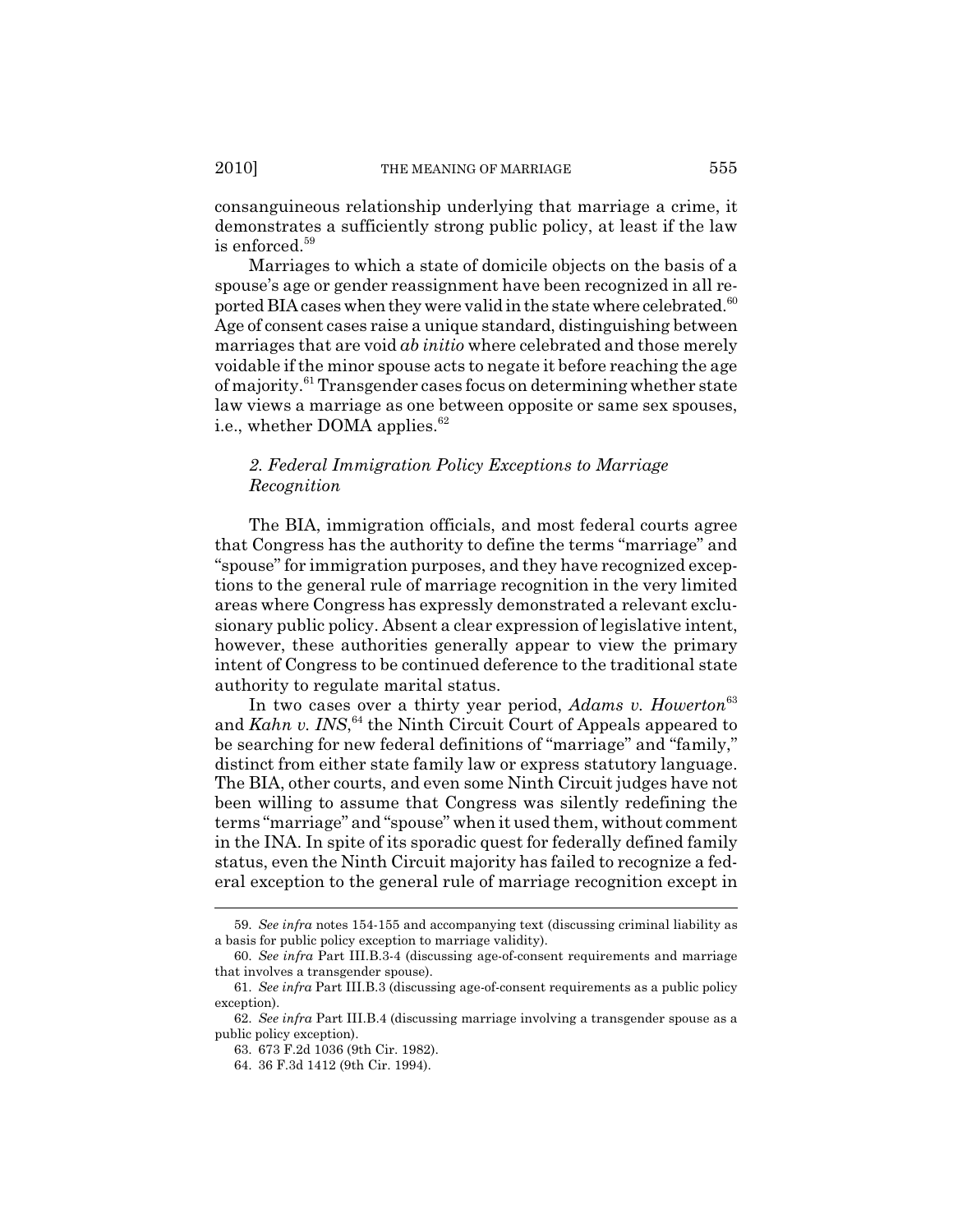consanguineous relationship underlying that marriage a crime, it demonstrates a sufficiently strong public policy, at least if the law is enforced.[59]

Marriages to which a state of domicile objects on the basis of a spouse's age or gender reassignment have been recognized in all reported BIA cases when they were valid in the state where celebrated.[60] Age of consent cases raise a unique standard, distinguishing between marriages that are void *ab initio* where celebrated and those merely voidable if the minor spouse acts to negate it before reaching the age of majority.[61] Transgender cases focus on determining whether state law views a marriage as one between opposite or same sex spouses, i.e., whether DOMA applies.[62]

### *2. Federal Immigration Policy Exceptions to Marriage Recognition*

The BIA, immigration officials, and most federal courts agree that Congress has the authority to define the terms "marriage" and "spouse" for immigration purposes, and they have recognized exceptions to the general rule of marriage recognition in the very limited areas where Congress has expressly demonstrated a relevant exclusionary public policy. Absent a clear expression of legislative intent, however, these authorities generally appear to view the primary intent of Congress to be continued deference to the traditional state authority to regulate marital status.

In two cases over a thirty year period, *Adams v. Howerton*[63] and *Kahn v. INS*,[64] the Ninth Circuit Court of Appeals appeared to be searching for new federal definitions of "marriage" and "family," distinct from either state family law or express statutory language. The BIA, other courts, and even some Ninth Circuit judges have not been willing to assume that Congress was silently redefining the terms "marriage" and "spouse" when it used them, without comment in the INA. In spite of its sporadic quest for federally defined family status, even the Ninth Circuit majority has failed to recognize a federal exception to the general rule of marriage recognition except in

---

59. *See infra* notes 154-155 and accompanying text (discussing criminal liability as a basis for public policy exception to marriage validity).

60. *See infra* Part III.B.3-4 (discussing age-of-consent requirements and marriage that involves a transgender spouse).

61. *See infra* Part III.B.3 (discussing age-of-consent requirements as a public policy exception).

62. *See infra* Part III.B.4 (discussing marriage involving a transgender spouse as a public policy exception).

63. 673 F.2d 1036 (9th Cir. 1982).

64. 36 F.3d 1412 (9th Cir. 1994).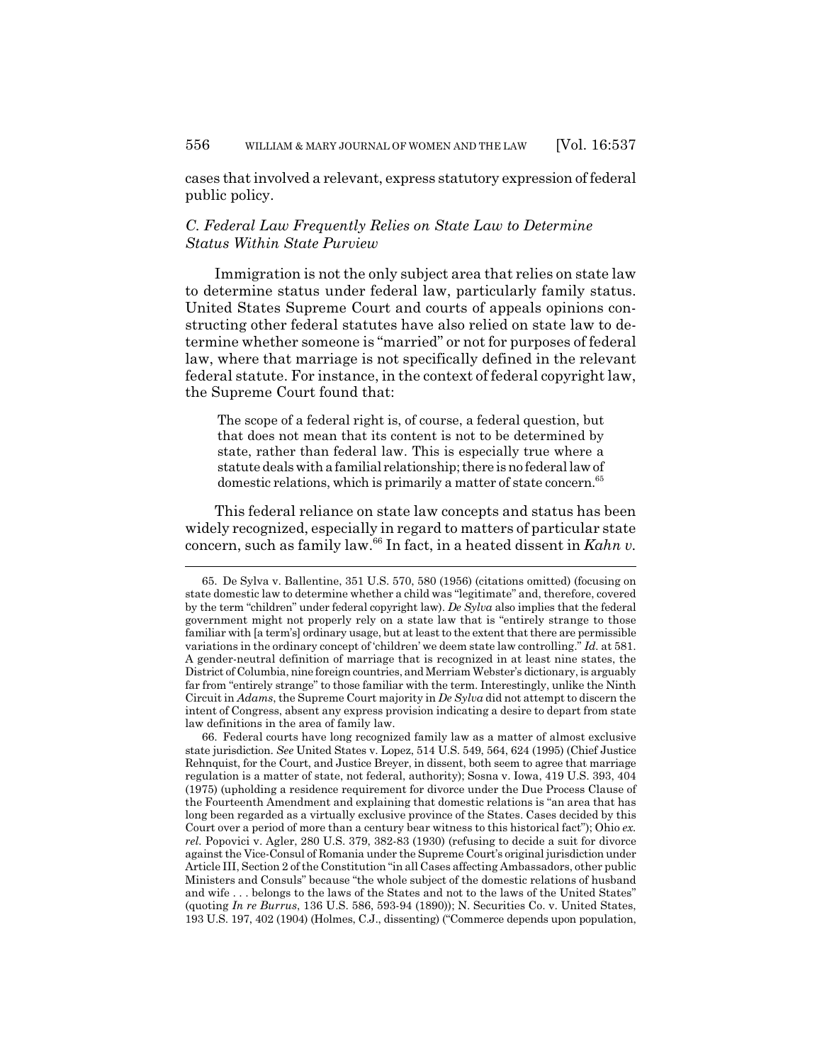cases that involved a relevant, express statutory expression of federal public policy.

### *C. Federal Law Frequently Relies on State Law to Determine Status Within State Purview*

Immigration is not the only subject area that relies on state law to determine status under federal law, particularly family status. United States Supreme Court and courts of appeals opinions constructing other federal statutes have also relied on state law to determine whether someone is "married" or not for purposes of federal law, where that marriage is not specifically defined in the relevant federal statute. For instance, in the context of federal copyright law, the Supreme Court found that:

> The scope of a federal right is, of course, a federal question, but that does not mean that its content is not to be determined by state, rather than federal law. This is especially true where a statute deals with a familial relationship; there is no federal law of domestic relations, which is primarily a matter of state concern.[65]

This federal reliance on state law concepts and status has been widely recognized, especially in regard to matters of particular state concern, such as family law.[66] In fact, in a heated dissent in *Kahn v.*

---

65. De Sylva v. Ballentine, 351 U.S. 570, 580 (1956) (citations omitted) (focusing on state domestic law to determine whether a child was "legitimate" and, therefore, covered by the term "children" under federal copyright law). *De Sylva* also implies that the federal government might not properly rely on a state law that is "entirely strange to those familiar with [a term's] ordinary usage, but at least to the extent that there are permissible variations in the ordinary concept of 'children' we deem state law controlling." *Id.* at 581. A gender-neutral definition of marriage that is recognized in at least nine states, the District of Columbia, nine foreign countries, and Merriam Webster's dictionary, is arguably far from "entirely strange" to those familiar with the term. Interestingly, unlike the Ninth Circuit in *Adams*, the Supreme Court majority in *De Sylva* did not attempt to discern the intent of Congress, absent any express provision indicating a desire to depart from state law definitions in the area of family law.

66. Federal courts have long recognized family law as a matter of almost exclusive state jurisdiction. *See* United States v. Lopez, 514 U.S. 549, 564, 624 (1995) (Chief Justice Rehnquist, for the Court, and Justice Breyer, in dissent, both seem to agree that marriage regulation is a matter of state, not federal, authority); Sosna v. Iowa, 419 U.S. 393, 404 (1975) (upholding a residence requirement for divorce under the Due Process Clause of the Fourteenth Amendment and explaining that domestic relations is "an area that has long been regarded as a virtually exclusive province of the States. Cases decided by this Court over a period of more than a century bear witness to this historical fact"); Ohio *ex. rel.* Popovici v. Agler, 280 U.S. 379, 382-83 (1930) (refusing to decide a suit for divorce against the Vice-Consul of Romania under the Supreme Court's original jurisdiction under Article III, Section 2 of the Constitution "in all Cases affecting Ambassadors, other public Ministers and Consuls" because "the whole subject of the domestic relations of husband and wife . . . belongs to the laws of the States and not to the laws of the United States" (quoting *In re Burrus*, 136 U.S. 586, 593-94 (1890)); N. Securities Co. v. United States, 193 U.S. 197, 402 (1904) (Holmes, C.J., dissenting) ("Commerce depends upon population,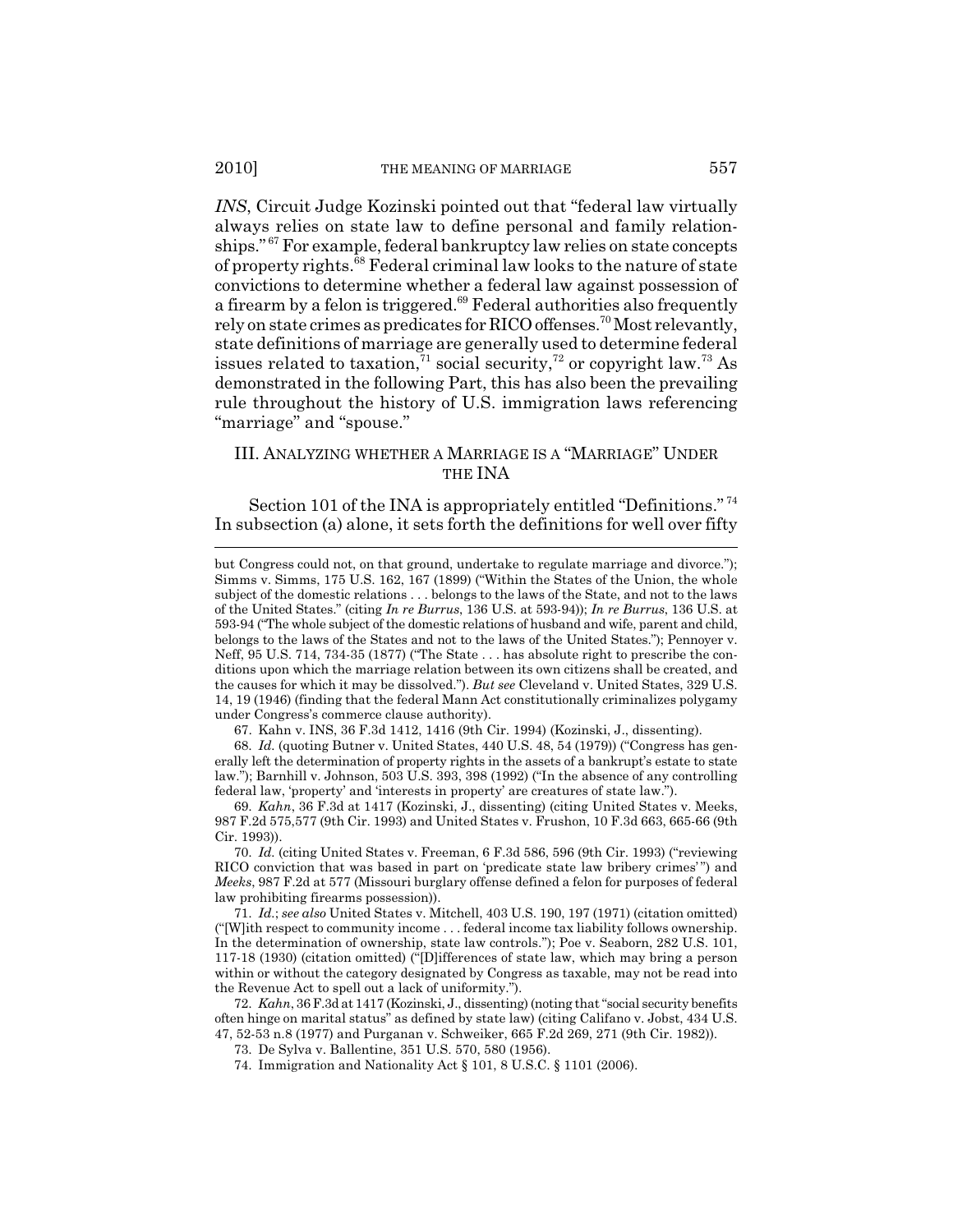*INS*, Circuit Judge Kozinski pointed out that "federal law virtually always relies on state law to define personal and family relationships."[67] For example, federal bankruptcy law relies on state concepts of property rights.[68] Federal criminal law looks to the nature of state convictions to determine whether a federal law against possession of a firearm by a felon is triggered.[69] Federal authorities also frequently rely on state crimes as predicates for RICO offenses.[70] Most relevantly, state definitions of marriage are generally used to determine federal issues related to taxation,[71] social security,[72] or copyright law.[73] As demonstrated in the following Part, this has also been the prevailing rule throughout the history of U.S. immigration laws referencing "marriage" and "spouse."

## III. ANALYZING WHETHER A MARRIAGE IS A "MARRIAGE" UNDER THE INA

Section 101 of the INA is appropriately entitled "Definitions."[74] In subsection (a) alone, it sets forth the definitions for well over fifty

---

but Congress could not, on that ground, undertake to regulate marriage and divorce."); Simms v. Simms, 175 U.S. 162, 167 (1899) ("Within the States of the Union, the whole subject of the domestic relations . . . belongs to the laws of the State, and not to the laws of the United States." (citing *In re Burrus*, 136 U.S. at 593-94)); *In re Burrus*, 136 U.S. at 593-94 ("The whole subject of the domestic relations of husband and wife, parent and child, belongs to the laws of the States and not to the laws of the United States."); Pennoyer v. Neff, 95 U.S. 714, 734-35 (1877) ("The State . . . has absolute right to prescribe the conditions upon which the marriage relation between its own citizens shall be created, and the causes for which it may be dissolved."). *But see* Cleveland v. United States, 329 U.S. 14, 19 (1946) (finding that the federal Mann Act constitutionally criminalizes polygamy under Congress's commerce clause authority).

67. Kahn v. INS, 36 F.3d 1412, 1416 (9th Cir. 1994) (Kozinski, J., dissenting).

68. *Id.* (quoting Butner v. United States, 440 U.S. 48, 54 (1979)) ("Congress has generally left the determination of property rights in the assets of a bankrupt's estate to state law."); Barnhill v. Johnson, 503 U.S. 393, 398 (1992) ("In the absence of any controlling federal law, 'property' and 'interests in property' are creatures of state law.").

69. *Kahn*, 36 F.3d at 1417 (Kozinski, J., dissenting) (citing United States v. Meeks, 987 F.2d 575,577 (9th Cir. 1993) and United States v. Frushon, 10 F.3d 663, 665-66 (9th Cir. 1993)).

70. *Id.* (citing United States v. Freeman, 6 F.3d 586, 596 (9th Cir. 1993) ("reviewing RICO conviction that was based in part on 'predicate state law bribery crimes'") and *Meeks*, 987 F.2d at 577 (Missouri burglary offense defined a felon for purposes of federal law prohibiting firearms possession)).

71. *Id.*; *see also* United States v. Mitchell, 403 U.S. 190, 197 (1971) (citation omitted) ("[W]ith respect to community income . . . federal income tax liability follows ownership. In the determination of ownership, state law controls."); Poe v. Seaborn, 282 U.S. 101, 117-18 (1930) (citation omitted) ("[D]ifferences of state law, which may bring a person within or without the category designated by Congress as taxable, may not be read into the Revenue Act to spell out a lack of uniformity.").

72. *Kahn*, 36 F.3d at 1417 (Kozinski, J., dissenting) (noting that "social security benefits often hinge on marital status" as defined by state law) (citing Califano v. Jobst, 434 U.S. 47, 52-53 n.8 (1977) and Purganan v. Schweiker, 665 F.2d 269, 271 (9th Cir. 1982)).

73. De Sylva v. Ballentine, 351 U.S. 570, 580 (1956).

74. Immigration and Nationality Act § 101, 8 U.S.C. § 1101 (2006).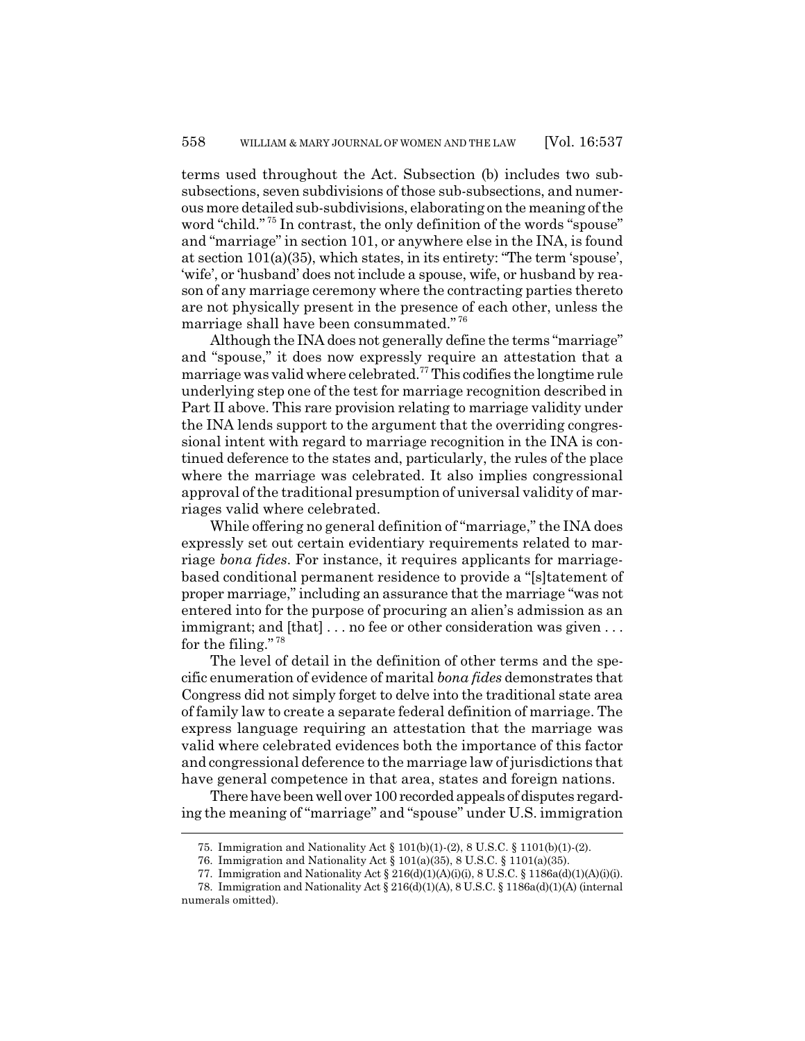terms used throughout the Act. Subsection (b) includes two sub-subsections, seven subdivisions of those sub-subsections, and numerous more detailed sub-subdivisions, elaborating on the meaning of the word "child."[75] In contrast, the only definition of the words "spouse" and "marriage" in section 101, or anywhere else in the INA, is found at section 101(a)(35), which states, in its entirety: "The term 'spouse', 'wife', or 'husband' does not include a spouse, wife, or husband by reason of any marriage ceremony where the contracting parties thereto are not physically present in the presence of each other, unless the marriage shall have been consummated."[76]

Although the INA does not generally define the terms "marriage" and "spouse," it does now expressly require an attestation that a marriage was valid where celebrated.[77] This codifies the longtime rule underlying step one of the test for marriage recognition described in Part II above. This rare provision relating to marriage validity under the INA lends support to the argument that the overriding congressional intent with regard to marriage recognition in the INA is continued deference to the states and, particularly, the rules of the place where the marriage was celebrated. It also implies congressional approval of the traditional presumption of universal validity of marriages valid where celebrated.

While offering no general definition of "marriage," the INA does expressly set out certain evidentiary requirements related to marriage *bona fides*. For instance, it requires applicants for marriage-based conditional permanent residence to provide a "[s]tatement of proper marriage," including an assurance that the marriage "was not entered into for the purpose of procuring an alien's admission as an immigrant; and [that] . . . no fee or other consideration was given . . . for the filing."[78]

The level of detail in the definition of other terms and the specific enumeration of evidence of marital *bona fides* demonstrates that Congress did not simply forget to delve into the traditional state area of family law to create a separate federal definition of marriage. The express language requiring an attestation that the marriage was valid where celebrated evidences both the importance of this factor and congressional deference to the marriage law of jurisdictions that have general competence in that area, states and foreign nations.

There have been well over 100 recorded appeals of disputes regarding the meaning of "marriage" and "spouse" under U.S. immigration

---

75. Immigration and Nationality Act § 101(b)(1)-(2), 8 U.S.C. § 1101(b)(1)-(2).

76. Immigration and Nationality Act § 101(a)(35), 8 U.S.C. § 1101(a)(35).

77. Immigration and Nationality Act § 216(d)(1)(A)(i)(i), 8 U.S.C. § 1186a(d)(1)(A)(i)(i).

78. Immigration and Nationality Act § 216(d)(1)(A), 8 U.S.C. § 1186a(d)(1)(A) (internal numerals omitted).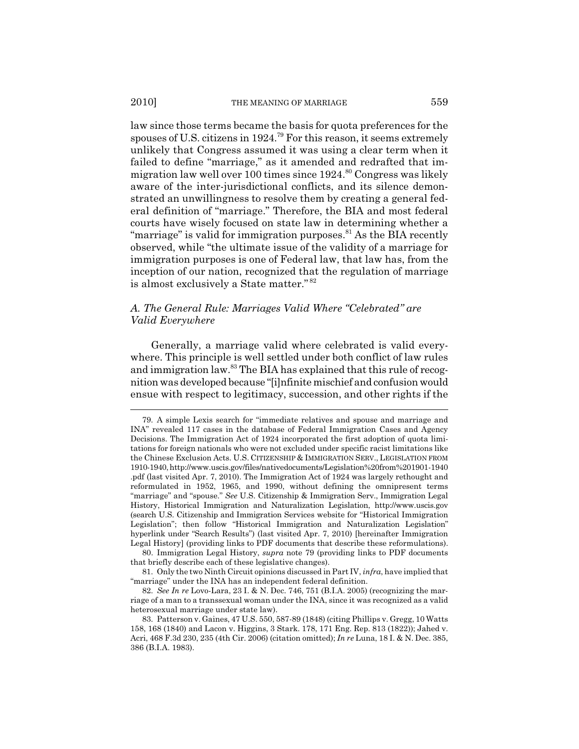law since those terms became the basis for quota preferences for the spouses of U.S. citizens in 1924.[79] For this reason, it seems extremely unlikely that Congress assumed it was using a clear term when it failed to define "marriage," as it amended and redrafted that immigration law well over 100 times since 1924.[80] Congress was likely aware of the inter-jurisdictional conflicts, and its silence demonstrated an unwillingness to resolve them by creating a general federal definition of "marriage." Therefore, the BIA and most federal courts have wisely focused on state law in determining whether a "marriage" is valid for immigration purposes.[81] As the BIA recently observed, while "the ultimate issue of the validity of a marriage for immigration purposes is one of Federal law, that law has, from the inception of our nation, recognized that the regulation of marriage is almost exclusively a State matter."[82]

### *A. The General Rule: Marriages Valid Where "Celebrated" are Valid Everywhere*

Generally, a marriage valid where celebrated is valid everywhere. This principle is well settled under both conflict of law rules and immigration law.[83] The BIA has explained that this rule of recognition was developed because "[i]nfinite mischief and confusion would ensue with respect to legitimacy, succession, and other rights if the

---

79. A simple Lexis search for "immediate relatives and spouse and marriage and INA" revealed 117 cases in the database of Federal Immigration Cases and Agency Decisions. The Immigration Act of 1924 incorporated the first adoption of quota limitations for foreign nationals who were not excluded under specific racist limitations like the Chinese Exclusion Acts. U.S. CITIZENSHIP & IMMIGRATION SERV., LEGISLATION FROM 1910-1940, http://www.uscis.gov/files/nativedocuments/Legislation%20from%201901-1940.pdf (last visited Apr. 7, 2010). The Immigration Act of 1924 was largely rethought and reformulated in 1952, 1965, and 1990, without defining the omnipresent terms "marriage" and "spouse." *See* U.S. Citizenship & Immigration Serv., Immigration Legal History, Historical Immigration and Naturalization Legislation, http://www.uscis.gov (search U.S. Citizenship and Immigration Services website for "Historical Immigration Legislation"; then follow "Historical Immigration and Naturalization Legislation" hyperlink under "Search Results") (last visited Apr. 7, 2010) [hereinafter Immigration Legal History] (providing links to PDF documents that describe these reformulations).

80. Immigration Legal History, *supra* note 79 (providing links to PDF documents that briefly describe each of these legislative changes).

81. Only the two Ninth Circuit opinions discussed in Part IV, *infra*, have implied that "marriage" under the INA has an independent federal definition.

82. *See In re* Lovo-Lara, 23 I. & N. Dec. 746, 751 (B.I.A. 2005) (recognizing the marriage of a man to a transsexual woman under the INA, since it was recognized as a valid heterosexual marriage under state law).

83. Patterson v. Gaines, 47 U.S. 550, 587-89 (1848) (citing Phillips v. Gregg, 10 Watts 158, 168 (1840) and Lacon v. Higgins, 3 Stark. 178, 171 Eng. Rep. 813 (1822)); Jahed v. Acri, 468 F.3d 230, 235 (4th Cir. 2006) (citation omitted); *In re* Luna, 18 I. & N. Dec. 385, 386 (B.I.A. 1983).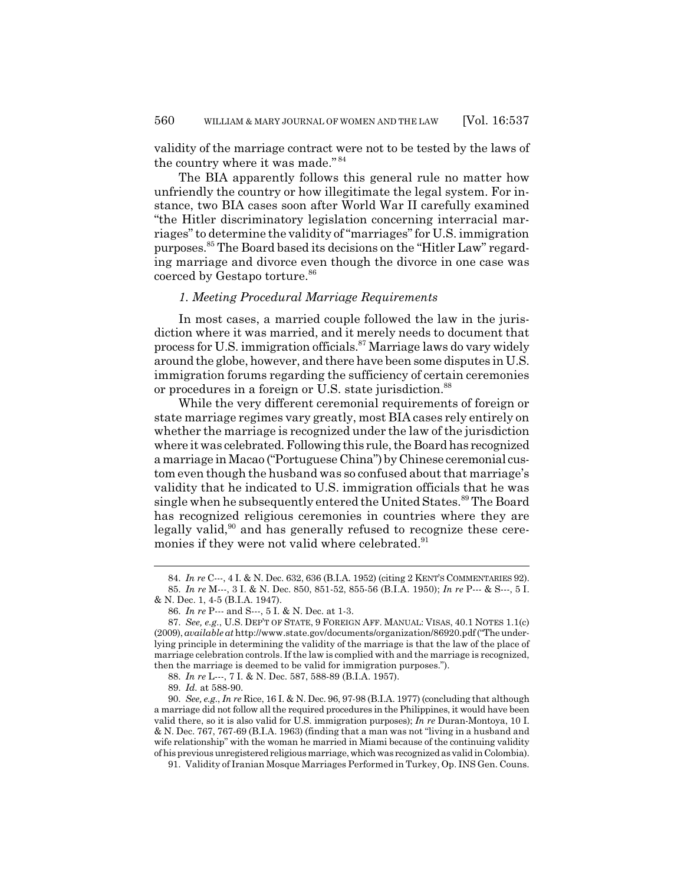validity of the marriage contract were not to be tested by the laws of the country where it was made."[84]

The BIA apparently follows this general rule no matter how unfriendly the country or how illegitimate the legal system. For instance, two BIA cases soon after World War II carefully examined "the Hitler discriminatory legislation concerning interracial marriages" to determine the validity of "marriages" for U.S. immigration purposes.[85] The Board based its decisions on the "Hitler Law" regarding marriage and divorce even though the divorce in one case was coerced by Gestapo torture.[86]

### *1. Meeting Procedural Marriage Requirements*

In most cases, a married couple followed the law in the jurisdiction where it was married, and it merely needs to document that process for U.S. immigration officials.[87] Marriage laws do vary widely around the globe, however, and there have been some disputes in U.S. immigration forums regarding the sufficiency of certain ceremonies or procedures in a foreign or U.S. state jurisdiction.[88]

While the very different ceremonial requirements of foreign or state marriage regimes vary greatly, most BIA cases rely entirely on whether the marriage is recognized under the law of the jurisdiction where it was celebrated. Following this rule, the Board has recognized a marriage in Macao ("Portuguese China") by Chinese ceremonial custom even though the husband was so confused about that marriage's validity that he indicated to U.S. immigration officials that he was single when he subsequently entered the United States.[89] The Board has recognized religious ceremonies in countries where they are legally valid,[90] and has generally refused to recognize these ceremonies if they were not valid where celebrated.[91]

---

84. *In re* C---, 4 I. & N. Dec. 632, 636 (B.I.A. 1952) (citing 2 KENT'S COMMENTARIES 92).

85. *In re* M---, 3 I. & N. Dec. 850, 851-52, 855-56 (B.I.A. 1950); *In re* P--- & S---, 5 I. & N. Dec. 1, 4-5 (B.I.A. 1947).

86. *In re* P--- and S---, 5 I. & N. Dec. at 1-3.

87. *See, e.g.*, U.S. DEP'T OF STATE, 9 FOREIGN AFF. MANUAL: VISAS, 40.1 NOTES 1.1(c) (2009), *available at* http://www.state.gov/documents/organization/86920.pdf ("The underlying principle in determining the validity of the marriage is that the law of the place of marriage celebration controls. If the law is complied with and the marriage is recognized, then the marriage is deemed to be valid for immigration purposes.").

88. *In re* L---, 7 I. & N. Dec. 587, 588-89 (B.I.A. 1957).

89. *Id.* at 588-90.

90. *See, e.g.*, *In re* Rice, 16 I. & N. Dec. 96, 97-98 (B.I.A. 1977) (concluding that although a marriage did not follow all the required procedures in the Philippines, it would have been valid there, so it is also valid for U.S. immigration purposes); *In re* Duran-Montoya, 10 I. & N. Dec. 767, 767-69 (B.I.A. 1963) (finding that a man was not "living in a husband and wife relationship" with the woman he married in Miami because of the continuing validity of his previous unregistered religious marriage, which was recognized as valid in Colombia).

91. Validity of Iranian Mosque Marriages Performed in Turkey, Op. INS Gen. Couns.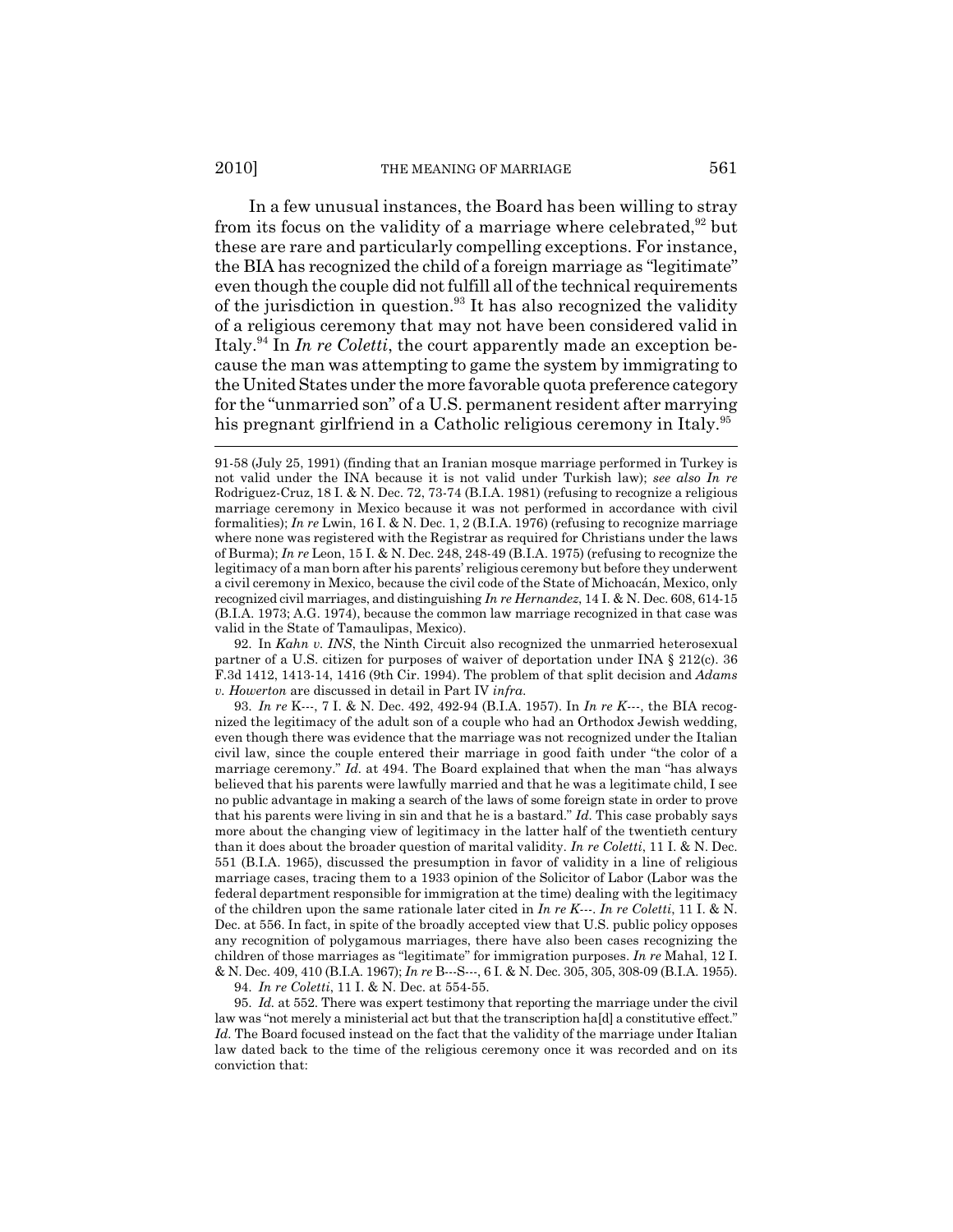In a few unusual instances, the Board has been willing to stray from its focus on the validity of a marriage where celebrated,[92] but these are rare and particularly compelling exceptions. For instance, the BIA has recognized the child of a foreign marriage as "legitimate" even though the couple did not fulfill all of the technical requirements of the jurisdiction in question.[93] It has also recognized the validity of a religious ceremony that may not have been considered valid in Italy.[94] In *In re Coletti*, the court apparently made an exception because the man was attempting to game the system by immigrating to the United States under the more favorable quota preference category for the "unmarried son" of a U.S. permanent resident after marrying his pregnant girlfriend in a Catholic religious ceremony in Italy.[95]

---

91-58 (July 25, 1991) (finding that an Iranian mosque marriage performed in Turkey is not valid under the INA because it is not valid under Turkish law); *see also In re* Rodriguez-Cruz, 18 I. & N. Dec. 72, 73-74 (B.I.A. 1981) (refusing to recognize a religious marriage ceremony in Mexico because it was not performed in accordance with civil formalities); *In re* Lwin, 16 I. & N. Dec. 1, 2 (B.I.A. 1976) (refusing to recognize marriage where none was registered with the Registrar as required for Christians under the laws of Burma); *In re* Leon, 15 I. & N. Dec. 248, 248-49 (B.I.A. 1975) (refusing to recognize the legitimacy of a man born after his parents' religious ceremony but before they underwent a civil ceremony in Mexico, because the civil code of the State of Michoacán, Mexico, only recognized civil marriages, and distinguishing *In re Hernandez*, 14 I. & N. Dec. 608, 614-15 (B.I.A. 1973; A.G. 1974), because the common law marriage recognized in that case was valid in the State of Tamaulipas, Mexico).

92. In *Kahn v. INS*, the Ninth Circuit also recognized the unmarried heterosexual partner of a U.S. citizen for purposes of waiver of deportation under INA § 212(c). 36 F.3d 1412, 1413-14, 1416 (9th Cir. 1994). The problem of that split decision and *Adams v. Howerton* are discussed in detail in Part IV *infra*.

93. *In re* K---, 7 I. & N. Dec. 492, 492-94 (B.I.A. 1957). In *In re K---*, the BIA recognized the legitimacy of the adult son of a couple who had an Orthodox Jewish wedding, even though there was evidence that the marriage was not recognized under the Italian civil law, since the couple entered their marriage in good faith under "the color of a marriage ceremony." *Id.* at 494. The Board explained that when the man "has always believed that his parents were lawfully married and that he was a legitimate child, I see no public advantage in making a search of the laws of some foreign state in order to prove that his parents were living in sin and that he is a bastard." *Id.* This case probably says more about the changing view of legitimacy in the latter half of the twentieth century than it does about the broader question of marital validity. *In re Coletti*, 11 I. & N. Dec. 551 (B.I.A. 1965), discussed the presumption in favor of validity in a line of religious marriage cases, tracing them to a 1933 opinion of the Solicitor of Labor (Labor was the federal department responsible for immigration at the time) dealing with the legitimacy of the children upon the same rationale later cited in *In re K---*. *In re Coletti*, 11 I. & N. Dec. at 556. In fact, in spite of the broadly accepted view that U.S. public policy opposes any recognition of polygamous marriages, there have also been cases recognizing the children of those marriages as "legitimate" for immigration purposes. *In re* Mahal, 12 I. & N. Dec. 409, 410 (B.I.A. 1967); *In re* B---S---, 6 I. & N. Dec. 305, 305, 308-09 (B.I.A. 1955).

94. *In re Coletti*, 11 I. & N. Dec. at 554-55.

95. *Id.* at 552. There was expert testimony that reporting the marriage under the civil law was "not merely a ministerial act but that the transcription ha[d] a constitutive effect." *Id.* The Board focused instead on the fact that the validity of the marriage under Italian law dated back to the time of the religious ceremony once it was recorded and on its conviction that: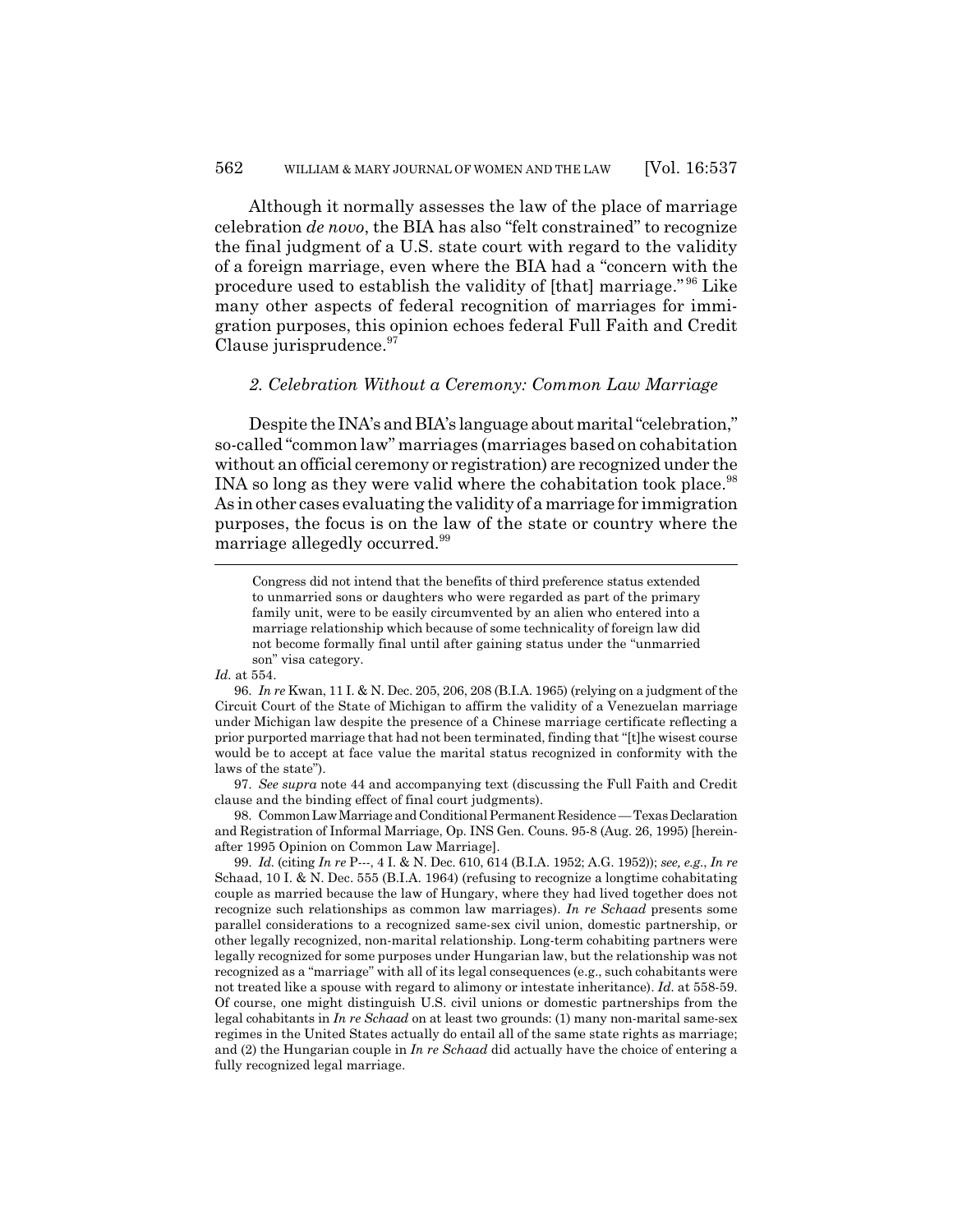Although it normally assesses the law of the place of marriage celebration *de novo*, the BIA has also "felt constrained" to recognize the final judgment of a U.S. state court with regard to the validity of a foreign marriage, even where the BIA had a "concern with the procedure used to establish the validity of [that] marriage."[96] Like many other aspects of federal recognition of marriages for immigration purposes, this opinion echoes federal Full Faith and Credit Clause jurisprudence.[97]

### *2. Celebration Without a Ceremony: Common Law Marriage*

Despite the INA's and BIA's language about marital "celebration," so-called "common law" marriages (marriages based on cohabitation without an official ceremony or registration) are recognized under the INA so long as they were valid where the cohabitation took place.[98] As in other cases evaluating the validity of a marriage for immigration purposes, the focus is on the law of the state or country where the marriage allegedly occurred.[99]

---

> Congress did not intend that the benefits of third preference status extended to unmarried sons or daughters who were regarded as part of the primary family unit, were to be easily circumvented by an alien who entered into a marriage relationship which because of some technicality of foreign law did not become formally final until after gaining status under the "unmarried son" visa category.

*Id.* at 554.

96. *In re* Kwan, 11 I. & N. Dec. 205, 206, 208 (B.I.A. 1965) (relying on a judgment of the Circuit Court of the State of Michigan to affirm the validity of a Venezuelan marriage under Michigan law despite the presence of a Chinese marriage certificate reflecting a prior purported marriage that had not been terminated, finding that "[t]he wisest course would be to accept at face value the marital status recognized in conformity with the laws of the state").

97. *See supra* note 44 and accompanying text (discussing the Full Faith and Credit clause and the binding effect of final court judgments).

98. Common Law Marriage and Conditional Permanent Residence — Texas Declaration and Registration of Informal Marriage, Op. INS Gen. Couns. 95-8 (Aug. 26, 1995) [hereinafter 1995 Opinion on Common Law Marriage].

99. *Id.* (citing *In re* P---, 4 I. & N. Dec. 610, 614 (B.I.A. 1952; A.G. 1952)); *see, e.g.*, *In re* Schaad, 10 I. & N. Dec. 555 (B.I.A. 1964) (refusing to recognize a longtime cohabitating couple as married because the law of Hungary, where they had lived together does not recognize such relationships as common law marriages). *In re Schaad* presents some parallel considerations to a recognized same-sex civil union, domestic partnership, or other legally recognized, non-marital relationship. Long-term cohabiting partners were legally recognized for some purposes under Hungarian law, but the relationship was not recognized as a "marriage" with all of its legal consequences (e.g., such cohabitants were not treated like a spouse with regard to alimony or intestate inheritance). *Id.* at 558-59. Of course, one might distinguish U.S. civil unions or domestic partnerships from the legal cohabitants in *In re Schaad* on at least two grounds: (1) many non-marital same-sex regimes in the United States actually do entail all of the same state rights as marriage; and (2) the Hungarian couple in *In re Schaad* did actually have the choice of entering a fully recognized legal marriage.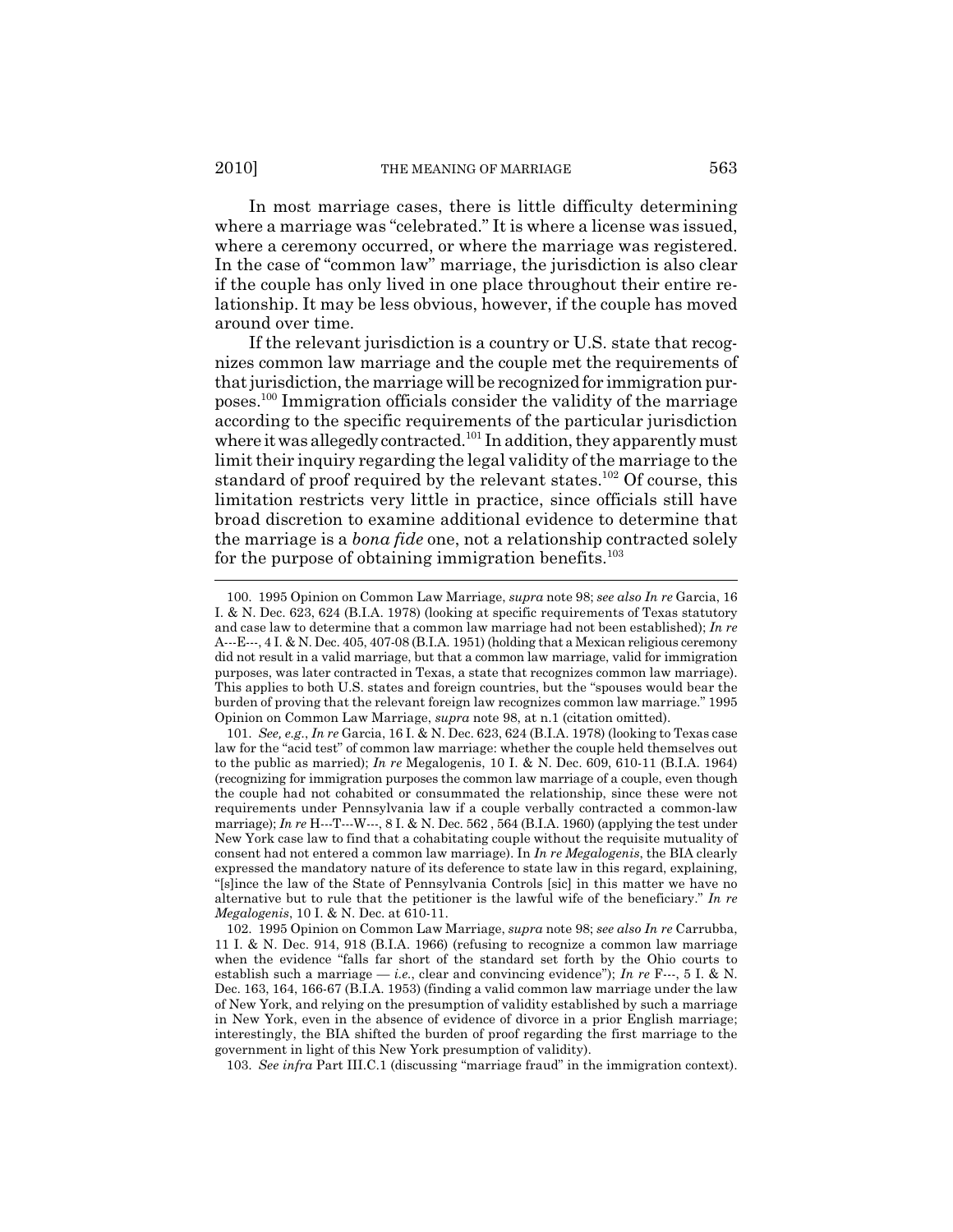In most marriage cases, there is little difficulty determining where a marriage was "celebrated." It is where a license was issued, where a ceremony occurred, or where the marriage was registered. In the case of "common law" marriage, the jurisdiction is also clear if the couple has only lived in one place throughout their entire relationship. It may be less obvious, however, if the couple has moved around over time.

If the relevant jurisdiction is a country or U.S. state that recognizes common law marriage and the couple met the requirements of that jurisdiction, the marriage will be recognized for immigration purposes.[100] Immigration officials consider the validity of the marriage according to the specific requirements of the particular jurisdiction where it was allegedly contracted.[101] In addition, they apparently must limit their inquiry regarding the legal validity of the marriage to the standard of proof required by the relevant states.[102] Of course, this limitation restricts very little in practice, since officials still have broad discretion to examine additional evidence to determine that the marriage is a *bona fide* one, not a relationship contracted solely for the purpose of obtaining immigration benefits.[103]

---

100. 1995 Opinion on Common Law Marriage, *supra* note 98; *see also In re* Garcia, 16 I. & N. Dec. 623, 624 (B.I.A. 1978) (looking at specific requirements of Texas statutory and case law to determine that a common law marriage had not been established); *In re* A---E---, 4 I. & N. Dec. 405, 407-08 (B.I.A. 1951) (holding that a Mexican religious ceremony did not result in a valid marriage, but that a common law marriage, valid for immigration purposes, was later contracted in Texas, a state that recognizes common law marriage). This applies to both U.S. states and foreign countries, but the "spouses would bear the burden of proving that the relevant foreign law recognizes common law marriage." 1995 Opinion on Common Law Marriage, *supra* note 98, at n.1 (citation omitted).

101. *See, e.g.*, *In re* Garcia, 16 I. & N. Dec. 623, 624 (B.I.A. 1978) (looking to Texas case law for the "acid test" of common law marriage: whether the couple held themselves out to the public as married); *In re* Megalogenis, 10 I. & N. Dec. 609, 610-11 (B.I.A. 1964) (recognizing for immigration purposes the common law marriage of a couple, even though the couple had not cohabited or consummated the relationship, since these were not requirements under Pennsylvania law if a couple verbally contracted a common-law marriage); *In re* H---T---W---, 8 I. & N. Dec. 562 , 564 (B.I.A. 1960) (applying the test under New York case law to find that a cohabitating couple without the requisite mutuality of consent had not entered a common law marriage). In *In re Megalogenis*, the BIA clearly expressed the mandatory nature of its deference to state law in this regard, explaining, "[s]ince the law of the State of Pennsylvania Controls [sic] in this matter we have no alternative but to rule that the petitioner is the lawful wife of the beneficiary." *In re Megalogenis*, 10 I. & N. Dec. at 610-11.

102. 1995 Opinion on Common Law Marriage, *supra* note 98; *see also In re* Carrubba, 11 I. & N. Dec. 914, 918 (B.I.A. 1966) (refusing to recognize a common law marriage when the evidence "falls far short of the standard set forth by the Ohio courts to establish such a marriage — *i.e.*, clear and convincing evidence"); *In re* F---, 5 I. & N. Dec. 163, 164, 166-67 (B.I.A. 1953) (finding a valid common law marriage under the law of New York, and relying on the presumption of validity established by such a marriage in New York, even in the absence of evidence of divorce in a prior English marriage; interestingly, the BIA shifted the burden of proof regarding the first marriage to the government in light of this New York presumption of validity).

103. *See infra* Part III.C.1 (discussing "marriage fraud" in the immigration context).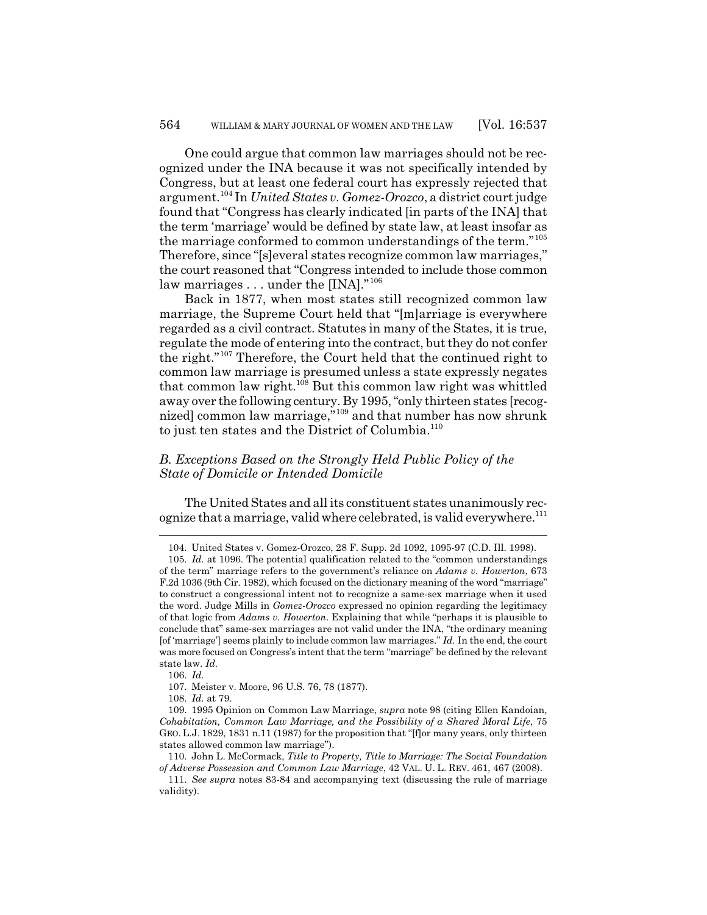One could argue that common law marriages should not be recognized under the INA because it was not specifically intended by Congress, but at least one federal court has expressly rejected that argument.[104] In *United States v. Gomez-Orozco*, a district court judge found that "Congress has clearly indicated [in parts of the INA] that the term 'marriage' would be defined by state law, at least insofar as the marriage conformed to common understandings of the term."[105] Therefore, since "[s]everal states recognize common law marriages," the court reasoned that "Congress intended to include those common law marriages . . . under the [INA]."[106]

Back in 1877, when most states still recognized common law marriage, the Supreme Court held that "[m]arriage is everywhere regarded as a civil contract. Statutes in many of the States, it is true, regulate the mode of entering into the contract, but they do not confer the right."[107] Therefore, the Court held that the continued right to common law marriage is presumed unless a state expressly negates that common law right.[108] But this common law right was whittled away over the following century. By 1995, "only thirteen states [recognized] common law marriage,"[109] and that number has now shrunk to just ten states and the District of Columbia.[110]

### B. Exceptions Based on the Strongly Held Public Policy of the State of Domicile or Intended Domicile

The United States and all its constituent states unanimously recognize that a marriage, valid where celebrated, is valid everywhere.[111]

---

104. United States v. Gomez-Orozco, 28 F. Supp. 2d 1092, 1095-97 (C.D. Ill. 1998).

105. *Id.* at 1096. The potential qualification related to the "common understandings of the term" marriage refers to the government's reliance on *Adams v. Howerton*, 673 F.2d 1036 (9th Cir. 1982), which focused on the dictionary meaning of the word "marriage" to construct a congressional intent not to recognize a same-sex marriage when it used the word. Judge Mills in *Gomez-Orozco* expressed no opinion regarding the legitimacy of that logic from *Adams v. Howerton*. Explaining that while "perhaps it is plausible to conclude that" same-sex marriages are not valid under the INA, "the ordinary meaning [of 'marriage'] seems plainly to include common law marriages." *Id.* In the end, the court was more focused on Congress's intent that the term "marriage" be defined by the relevant state law. *Id.*

106. *Id.*

107. Meister v. Moore, 96 U.S. 76, 78 (1877).

108. *Id.* at 79.

109. 1995 Opinion on Common Law Marriage, *supra* note 98 (citing Ellen Kandoian, *Cohabitation, Common Law Marriage, and the Possibility of a Shared Moral Life*, 75 GEO. L.J. 1829, 1831 n.11 (1987) for the proposition that "[f]or many years, only thirteen states allowed common law marriage").

110. John L. McCormack, *Title to Property, Title to Marriage: The Social Foundation of Adverse Possession and Common Law Marriage*, 42 VAL. U. L. REV. 461, 467 (2008).

111. *See supra* notes 83-84 and accompanying text (discussing the rule of marriage validity).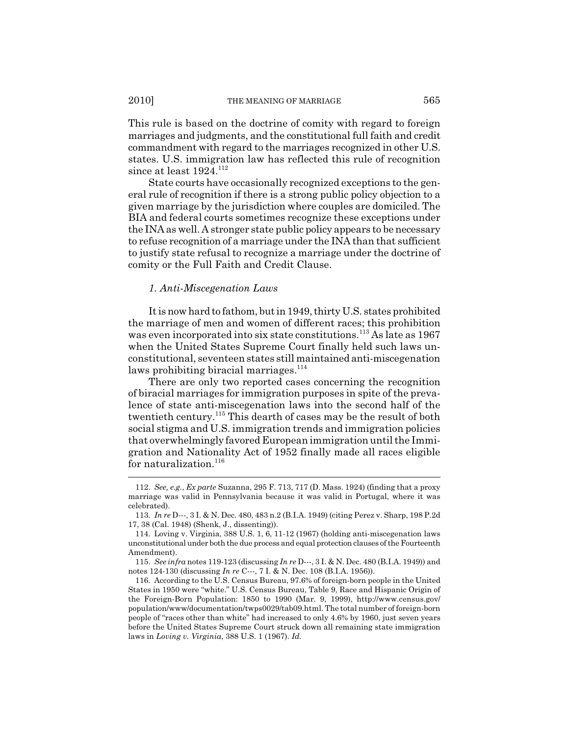This rule is based on the doctrine of comity with regard to foreign marriages and judgments, and the constitutional full faith and credit commandment with regard to the marriages recognized in other U.S. states. U.S. immigration law has reflected this rule of recognition since at least 1924.[112]

State courts have occasionally recognized exceptions to the general rule of recognition if there is a strong public policy objection to a given marriage by the jurisdiction where couples are domiciled. The BIA and federal courts sometimes recognize these exceptions under the INA as well. A stronger state public policy appears to be necessary to refuse recognition of a marriage under the INA than that sufficient to justify state refusal to recognize a marriage under the doctrine of comity or the Full Faith and Credit Clause.

### *1. Anti-Miscegenation Laws*

It is now hard to fathom, but in 1949, thirty U.S. states prohibited the marriage of men and women of different races; this prohibition was even incorporated into six state constitutions.[113] As late as 1967 when the United States Supreme Court finally held such laws unconstitutional, seventeen states still maintained anti-miscegenation laws prohibiting biracial marriages.[114]

There are only two reported cases concerning the recognition of biracial marriages for immigration purposes in spite of the prevalence of state anti-miscegenation laws into the second half of the twentieth century.[115] This dearth of cases may be the result of both social stigma and U.S. immigration trends and immigration policies that overwhelmingly favored European immigration until the Immigration and Nationality Act of 1952 finally made all races eligible for naturalization.[116]

---

112. *See, e.g.*, *Ex parte* Suzanna, 295 F. 713, 717 (D. Mass. 1924) (finding that a proxy marriage was valid in Pennsylvania because it was valid in Portugal, where it was celebrated).

113. *In re* D---, 3 I. & N. Dec. 480, 483 n.2 (B.I.A. 1949) (citing Perez v. Sharp, 198 P.2d 17, 38 (Cal. 1948) (Shenk, J., dissenting)).

114. Loving v. Virginia, 388 U.S. 1, 6, 11-12 (1967) (holding anti-miscegenation laws unconstitutional under both the due process and equal protection clauses of the Fourteenth Amendment).

115. *See infra* notes 119-123 (discussing *In re* D---, 3 I. & N. Dec. 480 (B.I.A. 1949)) and notes 124-130 (discussing *In re* C---, 7 I. & N. Dec. 108 (B.I.A. 1956)).

116. According to the U.S. Census Bureau, 97.6% of foreign-born people in the United States in 1950 were "white." U.S. Census Bureau, Table 9, Race and Hispanic Origin of the Foreign-Born Population: 1850 to 1990 (Mar. 9, 1999), http://www.census.gov/population/www/documentation/twps0029/tab09.html. The total number of foreign-born people of "races other than white" had increased to only 4.6% by 1960, just seven years before the United States Supreme Court struck down all remaining state immigration laws in *Loving v. Virginia*, 388 U.S. 1 (1967). *Id.*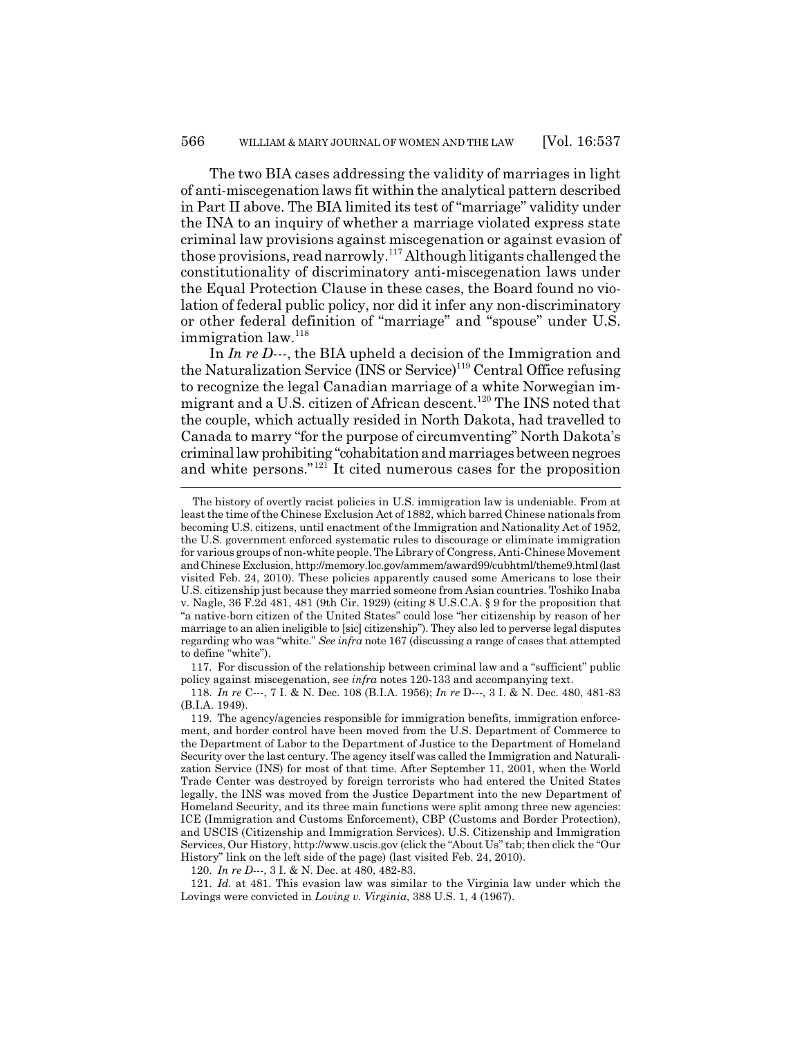The two BIA cases addressing the validity of marriages in light of anti-miscegenation laws fit within the analytical pattern described in Part II above. The BIA limited its test of "marriage" validity under the INA to an inquiry of whether a marriage violated express state criminal law provisions against miscegenation or against evasion of those provisions, read narrowly.[117] Although litigants challenged the constitutionality of discriminatory anti-miscegenation laws under the Equal Protection Clause in these cases, the Board found no violation of federal public policy, nor did it infer any non-discriminatory or other federal definition of "marriage" and "spouse" under U.S. immigration law.[118]

In *In re D---*, the BIA upheld a decision of the Immigration and the Naturalization Service (INS or Service)[119] Central Office refusing to recognize the legal Canadian marriage of a white Norwegian immigrant and a U.S. citizen of African descent.[120] The INS noted that the couple, which actually resided in North Dakota, had travelled to Canada to marry "for the purpose of circumventing" North Dakota's criminal law prohibiting "cohabitation and marriages between negroes and white persons."[121] It cited numerous cases for the proposition

---

The history of overtly racist policies in U.S. immigration law is undeniable. From at least the time of the Chinese Exclusion Act of 1882, which barred Chinese nationals from becoming U.S. citizens, until enactment of the Immigration and Nationality Act of 1952, the U.S. government enforced systematic rules to discourage or eliminate immigration for various groups of non-white people. The Library of Congress, Anti-Chinese Movement and Chinese Exclusion, http://memory.loc.gov/ammem/award99/cubhtml/theme9.html (last visited Feb. 24, 2010). These policies apparently caused some Americans to lose their U.S. citizenship just because they married someone from Asian countries. Toshiko Inaba v. Nagle, 36 F.2d 481, 481 (9th Cir. 1929) (citing 8 U.S.C.A. § 9 for the proposition that "a native-born citizen of the United States" could lose "her citizenship by reason of her marriage to an alien ineligible to [sic] citizenship"). They also led to perverse legal disputes regarding who was "white." *See infra* note 167 (discussing a range of cases that attempted to define "white").

117. For discussion of the relationship between criminal law and a "sufficient" public policy against miscegenation, see *infra* notes 120-133 and accompanying text.

118. *In re* C---, 7 I. & N. Dec. 108 (B.I.A. 1956); *In re* D---, 3 I. & N. Dec. 480, 481-83 (B.I.A. 1949).

119. The agency/agencies responsible for immigration benefits, immigration enforcement, and border control have been moved from the U.S. Department of Commerce to the Department of Labor to the Department of Justice to the Department of Homeland Security over the last century. The agency itself was called the Immigration and Naturalization Service (INS) for most of that time. After September 11, 2001, when the World Trade Center was destroyed by foreign terrorists who had entered the United States legally, the INS was moved from the Justice Department into the new Department of Homeland Security, and its three main functions were split among three new agencies: ICE (Immigration and Customs Enforcement), CBP (Customs and Border Protection), and USCIS (Citizenship and Immigration Services). U.S. Citizenship and Immigration Services, Our History, http://www.uscis.gov (click the "About Us" tab; then click the "Our History" link on the left side of the page) (last visited Feb. 24, 2010).

120. *In re D---*, 3 I. & N. Dec. at 480, 482-83.

121. *Id.* at 481. This evasion law was similar to the Virginia law under which the Lovings were convicted in *Loving v. Virginia*, 388 U.S. 1, 4 (1967).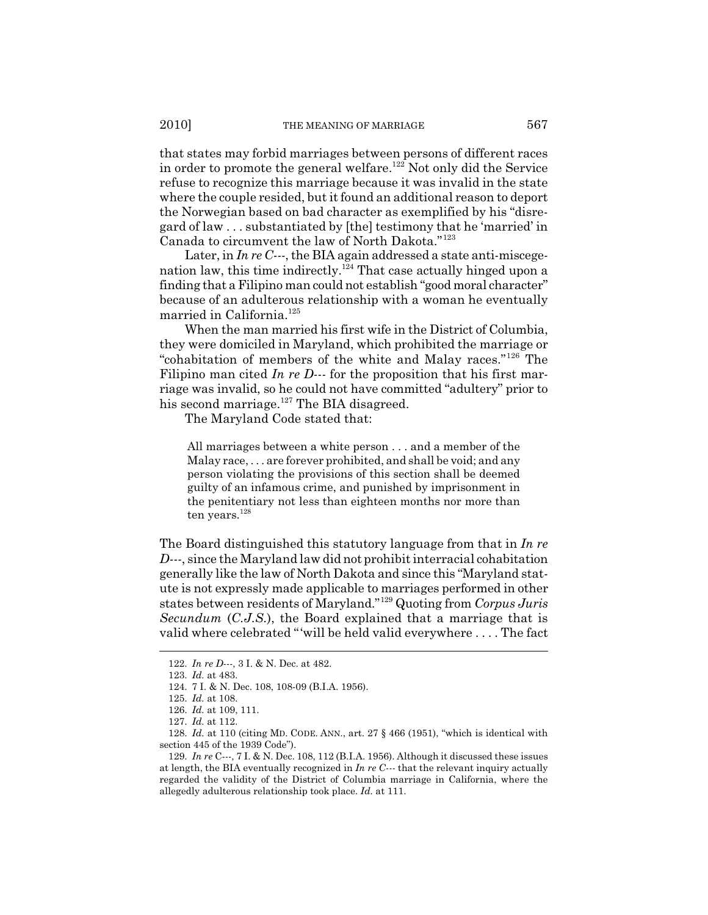that states may forbid marriages between persons of different races in order to promote the general welfare.[122] Not only did the Service refuse to recognize this marriage because it was invalid in the state where the couple resided, but it found an additional reason to deport the Norwegian based on bad character as exemplified by his "disregard of law . . . substantiated by [the] testimony that he 'married' in Canada to circumvent the law of North Dakota."[123]

Later, in *In re C---*, the BIA again addressed a state anti-miscegenation law, this time indirectly.[124] That case actually hinged upon a finding that a Filipino man could not establish "good moral character" because of an adulterous relationship with a woman he eventually married in California.[125]

When the man married his first wife in the District of Columbia, they were domiciled in Maryland, which prohibited the marriage or "cohabitation of members of the white and Malay races."[126] The Filipino man cited *In re D---* for the proposition that his first marriage was invalid, so he could not have committed "adultery" prior to his second marriage.[127] The BIA disagreed.

The Maryland Code stated that:

> All marriages between a white person . . . and a member of the Malay race, . . . are forever prohibited, and shall be void; and any person violating the provisions of this section shall be deemed guilty of an infamous crime, and punished by imprisonment in the penitentiary not less than eighteen months nor more than ten years.[128]

The Board distinguished this statutory language from that in *In re D---*, since the Maryland law did not prohibit interracial cohabitation generally like the law of North Dakota and since this "Maryland statute is not expressly made applicable to marriages performed in other states between residents of Maryland."[129] Quoting from *Corpus Juris Secundum* (*C.J.S.*), the Board explained that a marriage that is valid where celebrated "'will be held valid everywhere . . . . The fact

---

122. *In re D---*, 3 I. & N. Dec. at 482.

123. *Id.* at 483.

124. 7 I. & N. Dec. 108, 108-09 (B.I.A. 1956).

125. *Id.* at 108.

126. *Id.* at 109, 111.

127. *Id.* at 112.

128. *Id.* at 110 (citing MD. CODE. ANN., art. 27 § 466 (1951), "which is identical with section 445 of the 1939 Code").

129. *In re* C---, 7 I. & N. Dec. 108, 112 (B.I.A. 1956). Although it discussed these issues at length, the BIA eventually recognized in *In re C---* that the relevant inquiry actually regarded the validity of the District of Columbia marriage in California, where the allegedly adulterous relationship took place. *Id.* at 111.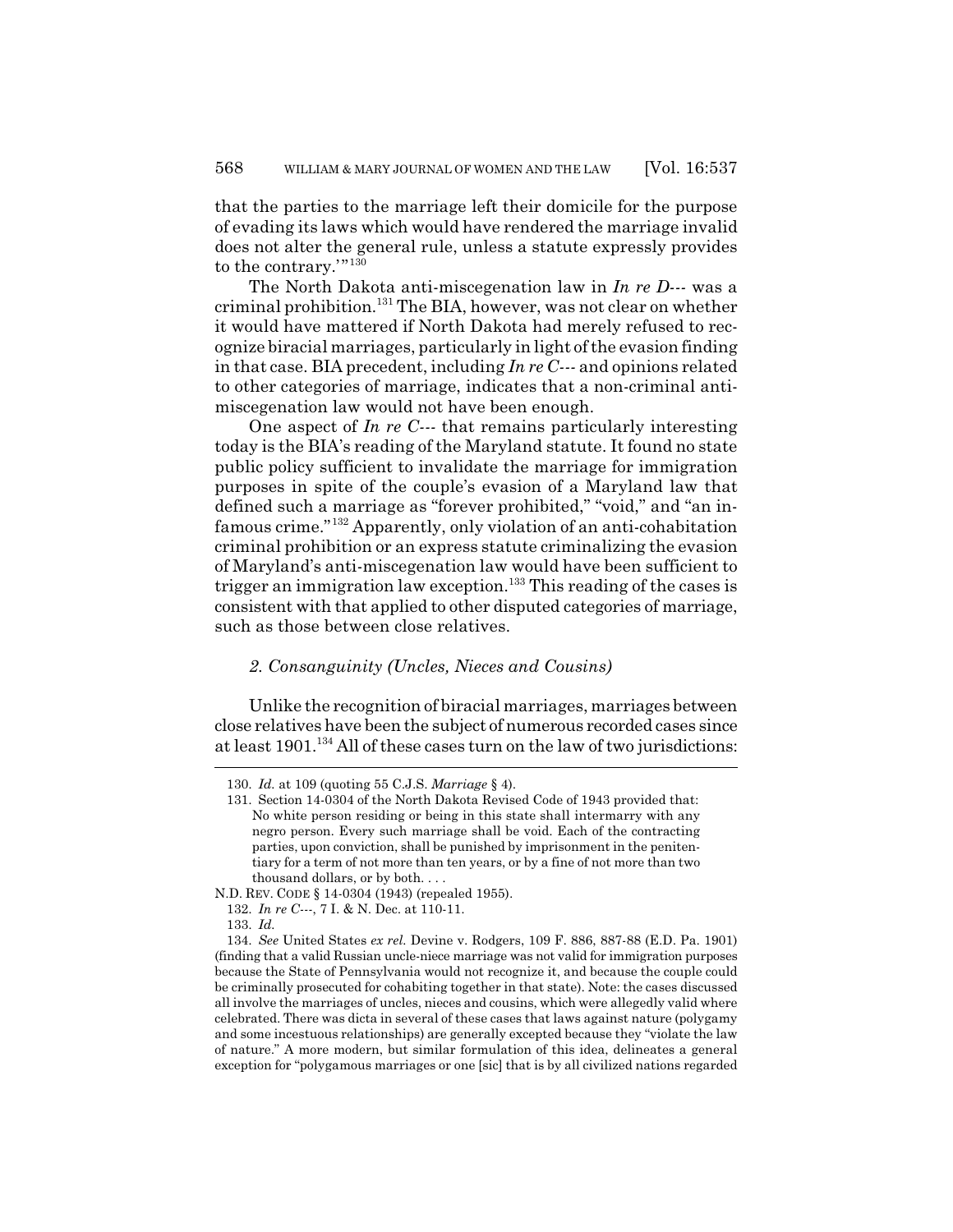that the parties to the marriage left their domicile for the purpose of evading its laws which would have rendered the marriage invalid does not alter the general rule, unless a statute expressly provides to the contrary.'"[130]

The North Dakota anti-miscegenation law in *In re D---* was a criminal prohibition.[131] The BIA, however, was not clear on whether it would have mattered if North Dakota had merely refused to recognize biracial marriages, particularly in light of the evasion finding in that case. BIA precedent, including *In re C---* and opinions related to other categories of marriage, indicates that a non-criminal anti-miscegenation law would not have been enough.

One aspect of *In re C---* that remains particularly interesting today is the BIA's reading of the Maryland statute. It found no state public policy sufficient to invalidate the marriage for immigration purposes in spite of the couple's evasion of a Maryland law that defined such a marriage as "forever prohibited," "void," and "an infamous crime."[132] Apparently, only violation of an anti-cohabitation criminal prohibition or an express statute criminalizing the evasion of Maryland's anti-miscegenation law would have been sufficient to trigger an immigration law exception.[133] This reading of the cases is consistent with that applied to other disputed categories of marriage, such as those between close relatives.

### *2. Consanguinity (Uncles, Nieces and Cousins)*

Unlike the recognition of biracial marriages, marriages between close relatives have been the subject of numerous recorded cases since at least 1901.[134] All of these cases turn on the law of two jurisdictions:

---

130. *Id.* at 109 (quoting 55 C.J.S. *Marriage* § 4).

131. Section 14-0304 of the North Dakota Revised Code of 1943 provided that:

> No white person residing or being in this state shall intermarry with any negro person. Every such marriage shall be void. Each of the contracting parties, upon conviction, shall be punished by imprisonment in the penitentiary for a term of not more than ten years, or by a fine of not more than two thousand dollars, or by both. . . .

N.D. REV. CODE § 14-0304 (1943) (repealed 1955).

132. *In re C---*, 7 I. & N. Dec. at 110-11.

133. *Id.*

134. *See* United States *ex rel.* Devine v. Rodgers, 109 F. 886, 887-88 (E.D. Pa. 1901) (finding that a valid Russian uncle-niece marriage was not valid for immigration purposes because the State of Pennsylvania would not recognize it, and because the couple could be criminally prosecuted for cohabiting together in that state). Note: the cases discussed all involve the marriages of uncles, nieces and cousins, which were allegedly valid where celebrated. There was dicta in several of these cases that laws against nature (polygamy and some incestuous relationships) are generally excepted because they "violate the law of nature." A more modern, but similar formulation of this idea, delineates a general exception for "polygamous marriages or one [sic] that is by all civilized nations regarded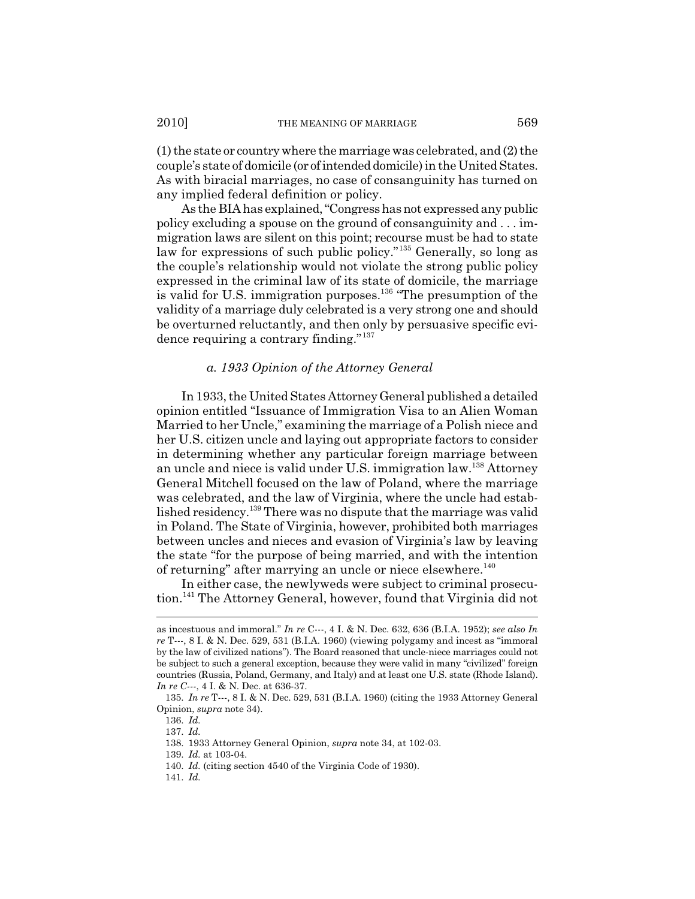(1) the state or country where the marriage was celebrated, and (2) the couple's state of domicile (or of intended domicile) in the United States. As with biracial marriages, no case of consanguinity has turned on any implied federal definition or policy.

As the BIA has explained, "Congress has not expressed any public policy excluding a spouse on the ground of consanguinity and . . . immigration laws are silent on this point; recourse must be had to state law for expressions of such public policy."[135] Generally, so long as the couple's relationship would not violate the strong public policy expressed in the criminal law of its state of domicile, the marriage is valid for U.S. immigration purposes.[136] "The presumption of the validity of a marriage duly celebrated is a very strong one and should be overturned reluctantly, and then only by persuasive specific evidence requiring a contrary finding."[137]

#### *a. 1933 Opinion of the Attorney General*

In 1933, the United States Attorney General published a detailed opinion entitled "Issuance of Immigration Visa to an Alien Woman Married to her Uncle," examining the marriage of a Polish niece and her U.S. citizen uncle and laying out appropriate factors to consider in determining whether any particular foreign marriage between an uncle and niece is valid under U.S. immigration law.[138] Attorney General Mitchell focused on the law of Poland, where the marriage was celebrated, and the law of Virginia, where the uncle had established residency.[139] There was no dispute that the marriage was valid in Poland. The State of Virginia, however, prohibited both marriages between uncles and nieces and evasion of Virginia's law by leaving the state "for the purpose of being married, and with the intention of returning" after marrying an uncle or niece elsewhere.[140]

In either case, the newlyweds were subject to criminal prosecution.[141] The Attorney General, however, found that Virginia did not

---

as incestuous and immoral." *In re* C---, 4 I. & N. Dec. 632, 636 (B.I.A. 1952); *see also In re* T---, 8 I. & N. Dec. 529, 531 (B.I.A. 1960) (viewing polygamy and incest as "immoral by the law of civilized nations"). The Board reasoned that uncle-niece marriages could not be subject to such a general exception, because they were valid in many "civilized" foreign countries (Russia, Poland, Germany, and Italy) and at least one U.S. state (Rhode Island). *In re C*---, 4 I. & N. Dec. at 636-37.

135. *In re* T---, 8 I. & N. Dec. 529, 531 (B.I.A. 1960) (citing the 1933 Attorney General Opinion, *supra* note 34).

136. *Id.*

137. *Id.*

138. 1933 Attorney General Opinion, *supra* note 34, at 102-03.

139. *Id.* at 103-04.

140. *Id.* (citing section 4540 of the Virginia Code of 1930).

141. *Id.*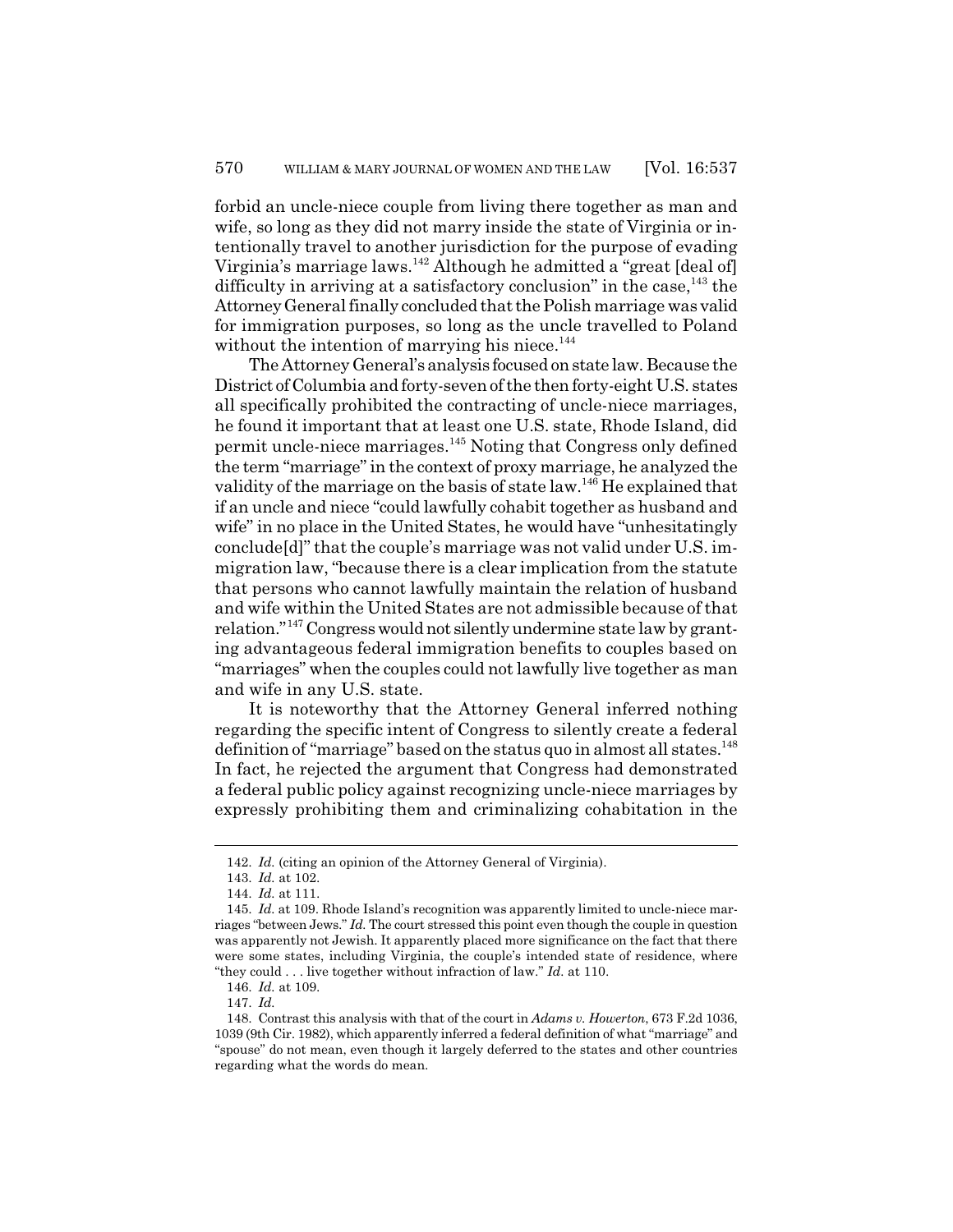forbid an uncle-niece couple from living there together as man and wife, so long as they did not marry inside the state of Virginia or intentionally travel to another jurisdiction for the purpose of evading Virginia's marriage laws.[142] Although he admitted a "great [deal of] difficulty in arriving at a satisfactory conclusion" in the case,[143] the Attorney General finally concluded that the Polish marriage was valid for immigration purposes, so long as the uncle travelled to Poland without the intention of marrying his niece.[144]

The Attorney General's analysis focused on state law. Because the District of Columbia and forty-seven of the then forty-eight U.S. states all specifically prohibited the contracting of uncle-niece marriages, he found it important that at least one U.S. state, Rhode Island, did permit uncle-niece marriages.[145] Noting that Congress only defined the term "marriage" in the context of proxy marriage, he analyzed the validity of the marriage on the basis of state law.[146] He explained that if an uncle and niece "could lawfully cohabit together as husband and wife" in no place in the United States, he would have "unhesitatingly conclude[d]" that the couple's marriage was not valid under U.S. immigration law, "because there is a clear implication from the statute that persons who cannot lawfully maintain the relation of husband and wife within the United States are not admissible because of that relation."[147] Congress would not silently undermine state law by granting advantageous federal immigration benefits to couples based on "marriages" when the couples could not lawfully live together as man and wife in any U.S. state.

It is noteworthy that the Attorney General inferred nothing regarding the specific intent of Congress to silently create a federal definition of "marriage" based on the status quo in almost all states.[148] In fact, he rejected the argument that Congress had demonstrated a federal public policy against recognizing uncle-niece marriages by expressly prohibiting them and criminalizing cohabitation in the

---

142. *Id.* (citing an opinion of the Attorney General of Virginia).

143. *Id.* at 102.

144. *Id.* at 111.

145. *Id.* at 109. Rhode Island's recognition was apparently limited to uncle-niece marriages "between Jews." *Id.* The court stressed this point even though the couple in question was apparently not Jewish. It apparently placed more significance on the fact that there were some states, including Virginia, the couple's intended state of residence, where "they could . . . live together without infraction of law." *Id.* at 110.

146. *Id.* at 109.

147. *Id.*

148. Contrast this analysis with that of the court in *Adams v. Howerton*, 673 F.2d 1036, 1039 (9th Cir. 1982), which apparently inferred a federal definition of what "marriage" and "spouse" do not mean, even though it largely deferred to the states and other countries regarding what the words do mean.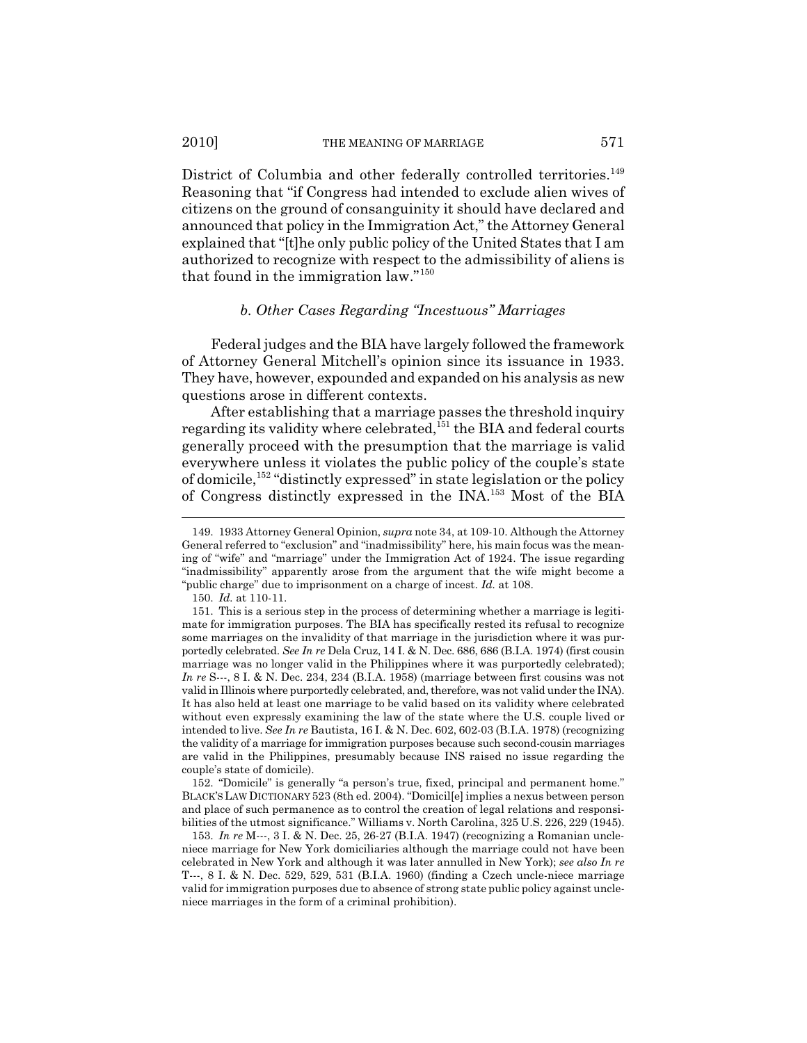District of Columbia and other federally controlled territories.[149] Reasoning that "if Congress had intended to exclude alien wives of citizens on the ground of consanguinity it should have declared and announced that policy in the Immigration Act," the Attorney General explained that "[t]he only public policy of the United States that I am authorized to recognize with respect to the admissibility of aliens is that found in the immigration law."[150]

### *b. Other Cases Regarding "Incestuous" Marriages*

Federal judges and the BIA have largely followed the framework of Attorney General Mitchell's opinion since its issuance in 1933. They have, however, expounded and expanded on his analysis as new questions arose in different contexts.

After establishing that a marriage passes the threshold inquiry regarding its validity where celebrated,[151] the BIA and federal courts generally proceed with the presumption that the marriage is valid everywhere unless it violates the public policy of the couple's state of domicile,[152] "distinctly expressed" in state legislation or the policy of Congress distinctly expressed in the INA.[153] Most of the BIA

---

149. 1933 Attorney General Opinion, *supra* note 34, at 109-10. Although the Attorney General referred to "exclusion" and "inadmissibility" here, his main focus was the meaning of "wife" and "marriage" under the Immigration Act of 1924. The issue regarding "inadmissibility" apparently arose from the argument that the wife might become a "public charge" due to imprisonment on a charge of incest. *Id.* at 108.

150. *Id.* at 110-11.

151. This is a serious step in the process of determining whether a marriage is legitimate for immigration purposes. The BIA has specifically rested its refusal to recognize some marriages on the invalidity of that marriage in the jurisdiction where it was purportedly celebrated. *See In re* Dela Cruz, 14 I. & N. Dec. 686, 686 (B.I.A. 1974) (first cousin marriage was no longer valid in the Philippines where it was purportedly celebrated); *In re* S---, 8 I. & N. Dec. 234, 234 (B.I.A. 1958) (marriage between first cousins was not valid in Illinois where purportedly celebrated, and, therefore, was not valid under the INA). It has also held at least one marriage to be valid based on its validity where celebrated without even expressly examining the law of the state where the U.S. couple lived or intended to live. *See In re* Bautista, 16 I. & N. Dec. 602, 602-03 (B.I.A. 1978) (recognizing the validity of a marriage for immigration purposes because such second-cousin marriages are valid in the Philippines, presumably because INS raised no issue regarding the couple's state of domicile).

152. "Domicile" is generally "a person's true, fixed, principal and permanent home." BLACK'S LAW DICTIONARY 523 (8th ed. 2004). "Domicil[e] implies a nexus between person and place of such permanence as to control the creation of legal relations and responsibilities of the utmost significance." Williams v. North Carolina, 325 U.S. 226, 229 (1945).

153. *In re* M---, 3 I. & N. Dec. 25, 26-27 (B.I.A. 1947) (recognizing a Romanian uncle-niece marriage for New York domiciliaries although the marriage could not have been celebrated in New York and although it was later annulled in New York); *see also In re* T---, 8 I. & N. Dec. 529, 529, 531 (B.I.A. 1960) (finding a Czech uncle-niece marriage valid for immigration purposes due to absence of strong state public policy against uncle-niece marriages in the form of a criminal prohibition).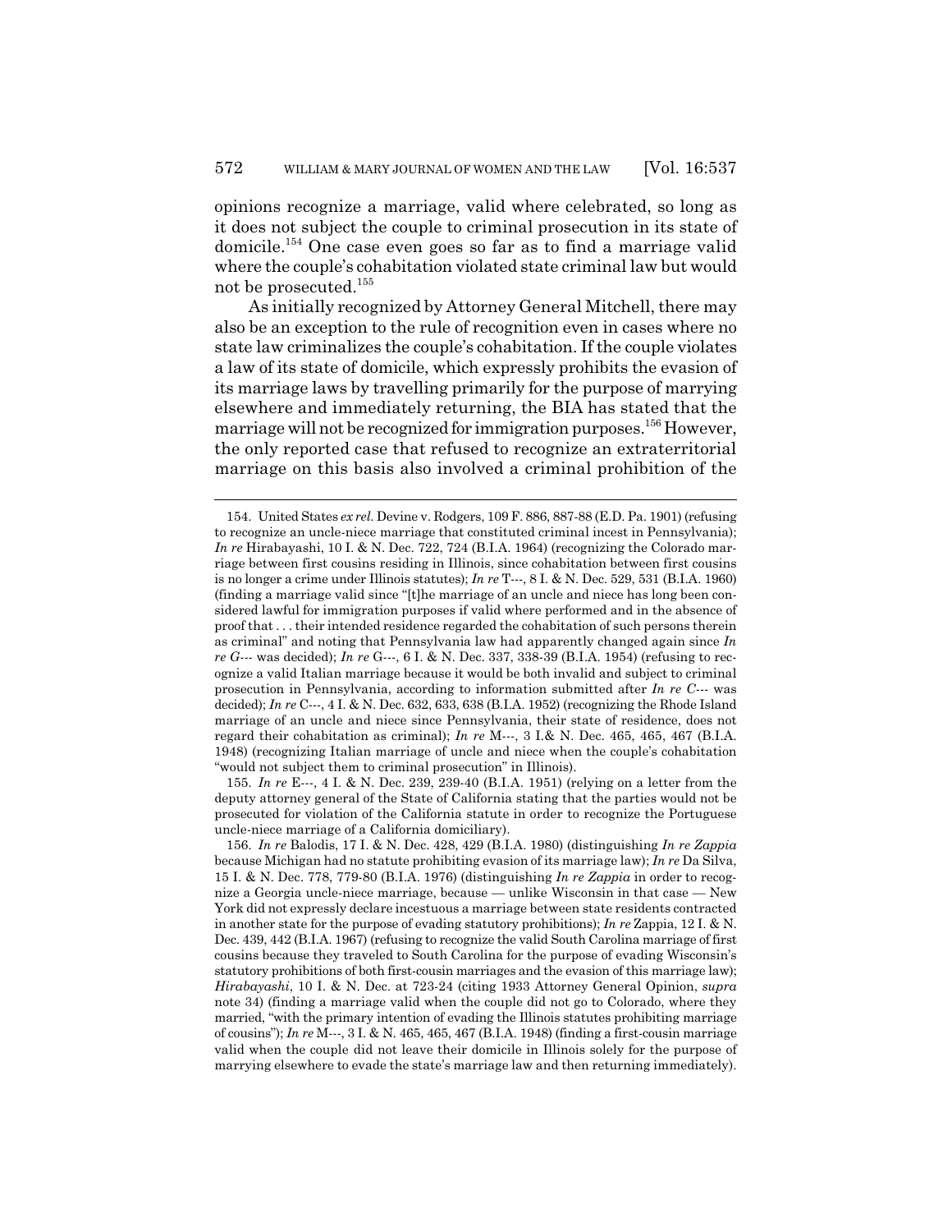opinions recognize a marriage, valid where celebrated, so long as it does not subject the couple to criminal prosecution in its state of domicile.[154] One case even goes so far as to find a marriage valid where the couple's cohabitation violated state criminal law but would not be prosecuted.[155]

As initially recognized by Attorney General Mitchell, there may also be an exception to the rule of recognition even in cases where no state law criminalizes the couple's cohabitation. If the couple violates a law of its state of domicile, which expressly prohibits the evasion of its marriage laws by travelling primarily for the purpose of marrying elsewhere and immediately returning, the BIA has stated that the marriage will not be recognized for immigration purposes.[156] However, the only reported case that refused to recognize an extraterritorial marriage on this basis also involved a criminal prohibition of the

---

154. United States *ex rel.* Devine v. Rodgers, 109 F. 886, 887-88 (E.D. Pa. 1901) (refusing to recognize an uncle-niece marriage that constituted criminal incest in Pennsylvania); *In re* Hirabayashi, 10 I. & N. Dec. 722, 724 (B.I.A. 1964) (recognizing the Colorado marriage between first cousins residing in Illinois, since cohabitation between first cousins is no longer a crime under Illinois statutes); *In re* T---, 8 I. & N. Dec. 529, 531 (B.I.A. 1960) (finding a marriage valid since "[t]he marriage of an uncle and niece has long been considered lawful for immigration purposes if valid where performed and in the absence of proof that . . . their intended residence regarded the cohabitation of such persons therein as criminal" and noting that Pennsylvania law had apparently changed again since *In re G---* was decided); *In re* G---, 6 I. & N. Dec. 337, 338-39 (B.I.A. 1954) (refusing to recognize a valid Italian marriage because it would be both invalid and subject to criminal prosecution in Pennsylvania, according to information submitted after *In re C---* was decided); *In re* C---, 4 I. & N. Dec. 632, 633, 638 (B.I.A. 1952) (recognizing the Rhode Island marriage of an uncle and niece since Pennsylvania, their state of residence, does not regard their cohabitation as criminal); *In re* M---, 3 I.& N. Dec. 465, 465, 467 (B.I.A. 1948) (recognizing Italian marriage of uncle and niece when the couple's cohabitation "would not subject them to criminal prosecution" in Illinois).

155. *In re* E---, 4 I. & N. Dec. 239, 239-40 (B.I.A. 1951) (relying on a letter from the deputy attorney general of the State of California stating that the parties would not be prosecuted for violation of the California statute in order to recognize the Portuguese uncle-niece marriage of a California domiciliary).

156. *In re* Balodis, 17 I. & N. Dec. 428, 429 (B.I.A. 1980) (distinguishing *In re Zappia* because Michigan had no statute prohibiting evasion of its marriage law); *In re* Da Silva, 15 I. & N. Dec. 778, 779-80 (B.I.A. 1976) (distinguishing *In re Zappia* in order to recognize a Georgia uncle-niece marriage, because — unlike Wisconsin in that case — New York did not expressly declare incestuous a marriage between state residents contracted in another state for the purpose of evading statutory prohibitions); *In re* Zappia, 12 I. & N. Dec. 439, 442 (B.I.A. 1967) (refusing to recognize the valid South Carolina marriage of first cousins because they traveled to South Carolina for the purpose of evading Wisconsin's statutory prohibitions of both first-cousin marriages and the evasion of this marriage law); *Hirabayashi*, 10 I. & N. Dec. at 723-24 (citing 1933 Attorney General Opinion, *supra* note 34) (finding a marriage valid when the couple did not go to Colorado, where they married, "with the primary intention of evading the Illinois statutes prohibiting marriage of cousins"); *In re* M---, 3 I. & N. 465, 465, 467 (B.I.A. 1948) (finding a first-cousin marriage valid when the couple did not leave their domicile in Illinois solely for the purpose of marrying elsewhere to evade the state's marriage law and then returning immediately).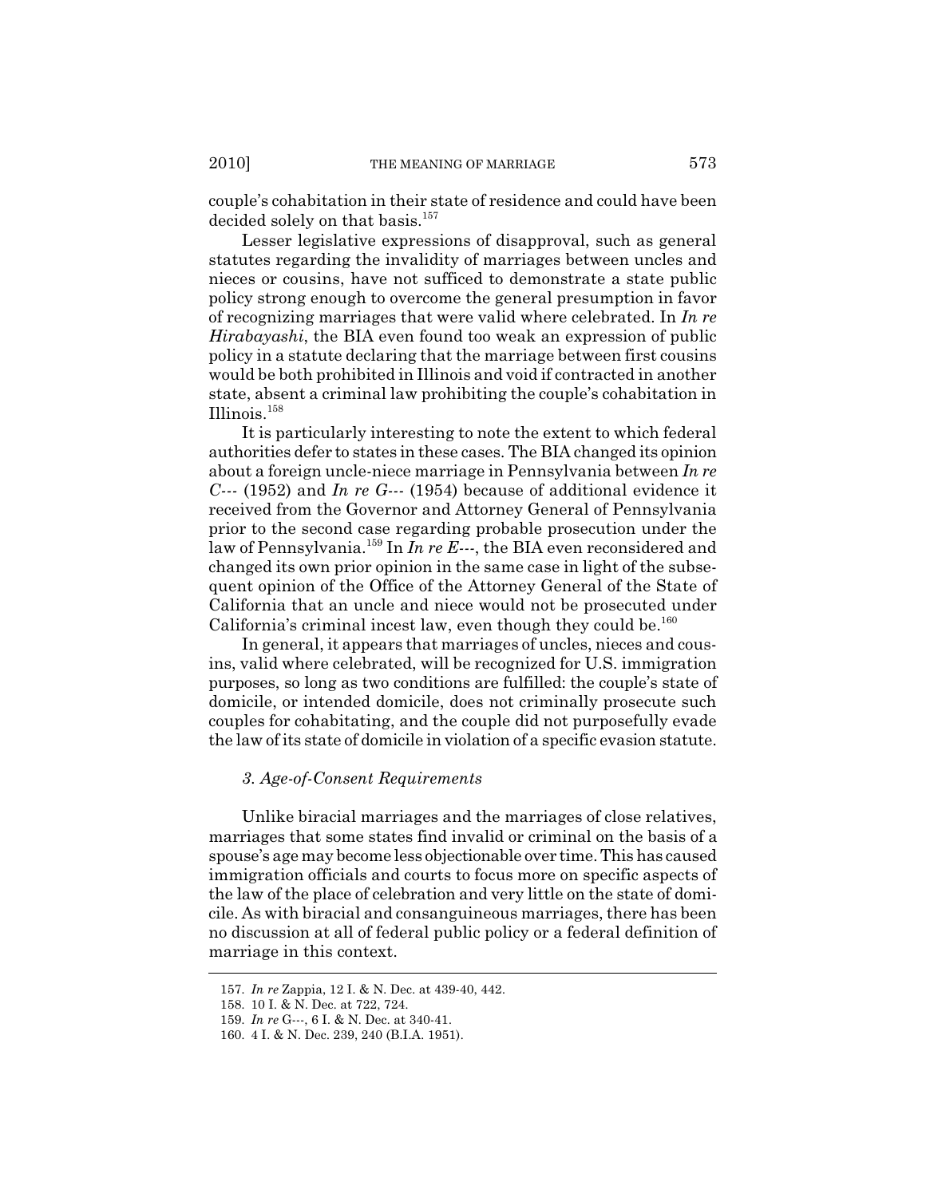couple's cohabitation in their state of residence and could have been decided solely on that basis.[157]

Lesser legislative expressions of disapproval, such as general statutes regarding the invalidity of marriages between uncles and nieces or cousins, have not sufficed to demonstrate a state public policy strong enough to overcome the general presumption in favor of recognizing marriages that were valid where celebrated. In *In re Hirabayashi*, the BIA even found too weak an expression of public policy in a statute declaring that the marriage between first cousins would be both prohibited in Illinois and void if contracted in another state, absent a criminal law prohibiting the couple's cohabitation in Illinois.[158]

It is particularly interesting to note the extent to which federal authorities defer to states in these cases. The BIA changed its opinion about a foreign uncle-niece marriage in Pennsylvania between *In re C---* (1952) and *In re G---* (1954) because of additional evidence it received from the Governor and Attorney General of Pennsylvania prior to the second case regarding probable prosecution under the law of Pennsylvania.[159] In *In re E---*, the BIA even reconsidered and changed its own prior opinion in the same case in light of the subsequent opinion of the Office of the Attorney General of the State of California that an uncle and niece would not be prosecuted under California's criminal incest law, even though they could be.[160]

In general, it appears that marriages of uncles, nieces and cousins, valid where celebrated, will be recognized for U.S. immigration purposes, so long as two conditions are fulfilled: the couple's state of domicile, or intended domicile, does not criminally prosecute such couples for cohabitating, and the couple did not purposefully evade the law of its state of domicile in violation of a specific evasion statute.

### *3. Age-of-Consent Requirements*

Unlike biracial marriages and the marriages of close relatives, marriages that some states find invalid or criminal on the basis of a spouse's age may become less objectionable over time. This has caused immigration officials and courts to focus more on specific aspects of the law of the place of celebration and very little on the state of domicile. As with biracial and consanguineous marriages, there has been no discussion at all of federal public policy or a federal definition of marriage in this context.

---

157. *In re* Zappia, 12 I. & N. Dec. at 439-40, 442.

158. 10 I. & N. Dec. at 722, 724.

159. *In re* G---, 6 I. & N. Dec. at 340-41.

160. 4 I. & N. Dec. 239, 240 (B.I.A. 1951).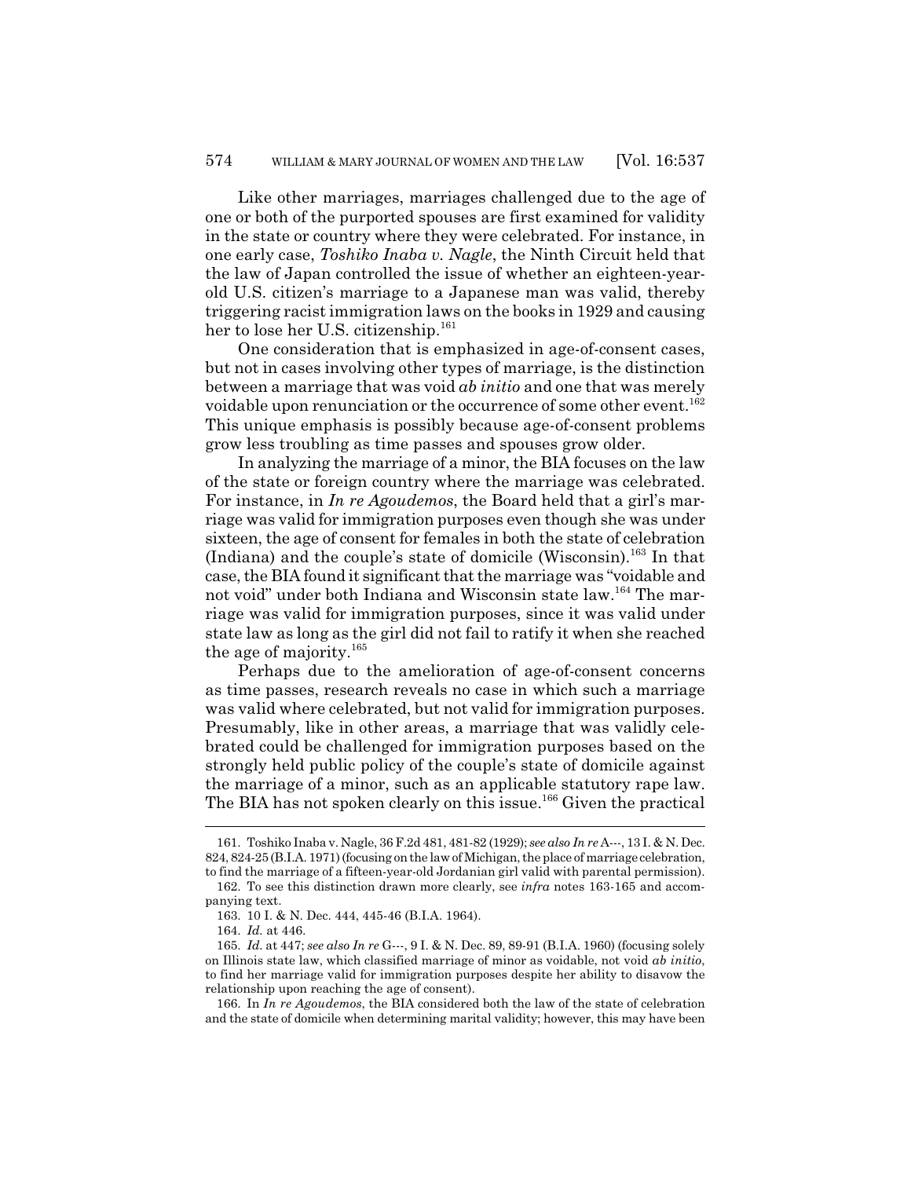Like other marriages, marriages challenged due to the age of one or both of the purported spouses are first examined for validity in the state or country where they were celebrated. For instance, in one early case, *Toshiko Inaba v. Nagle*, the Ninth Circuit held that the law of Japan controlled the issue of whether an eighteen-year-old U.S. citizen's marriage to a Japanese man was valid, thereby triggering racist immigration laws on the books in 1929 and causing her to lose her U.S. citizenship.[161]

One consideration that is emphasized in age-of-consent cases, but not in cases involving other types of marriage, is the distinction between a marriage that was void *ab initio* and one that was merely voidable upon renunciation or the occurrence of some other event.[162] This unique emphasis is possibly because age-of-consent problems grow less troubling as time passes and spouses grow older.

In analyzing the marriage of a minor, the BIA focuses on the law of the state or foreign country where the marriage was celebrated. For instance, in *In re Agoudemos*, the Board held that a girl's marriage was valid for immigration purposes even though she was under sixteen, the age of consent for females in both the state of celebration (Indiana) and the couple's state of domicile (Wisconsin).[163] In that case, the BIA found it significant that the marriage was "voidable and not void" under both Indiana and Wisconsin state law.[164] The marriage was valid for immigration purposes, since it was valid under state law as long as the girl did not fail to ratify it when she reached the age of majority.[165]

Perhaps due to the amelioration of age-of-consent concerns as time passes, research reveals no case in which such a marriage was valid where celebrated, but not valid for immigration purposes. Presumably, like in other areas, a marriage that was validly celebrated could be challenged for immigration purposes based on the strongly held public policy of the couple's state of domicile against the marriage of a minor, such as an applicable statutory rape law. The BIA has not spoken clearly on this issue.[166] Given the practical

---

161. Toshiko Inaba v. Nagle, 36 F.2d 481, 481-82 (1929); *see also In re* A---, 13 I. & N. Dec. 824, 824-25 (B.I.A. 1971) (focusing on the law of Michigan, the place of marriage celebration, to find the marriage of a fifteen-year-old Jordanian girl valid with parental permission).

162. To see this distinction drawn more clearly, see *infra* notes 163-165 and accompanying text.

163. 10 I. & N. Dec. 444, 445-46 (B.I.A. 1964).

164. *Id.* at 446.

165. *Id.* at 447; *see also In re* G---, 9 I. & N. Dec. 89, 89-91 (B.I.A. 1960) (focusing solely on Illinois state law, which classified marriage of minor as voidable, not void *ab initio*, to find her marriage valid for immigration purposes despite her ability to disavow the relationship upon reaching the age of consent).

166. In *In re Agoudemos*, the BIA considered both the law of the state of celebration and the state of domicile when determining marital validity; however, this may have been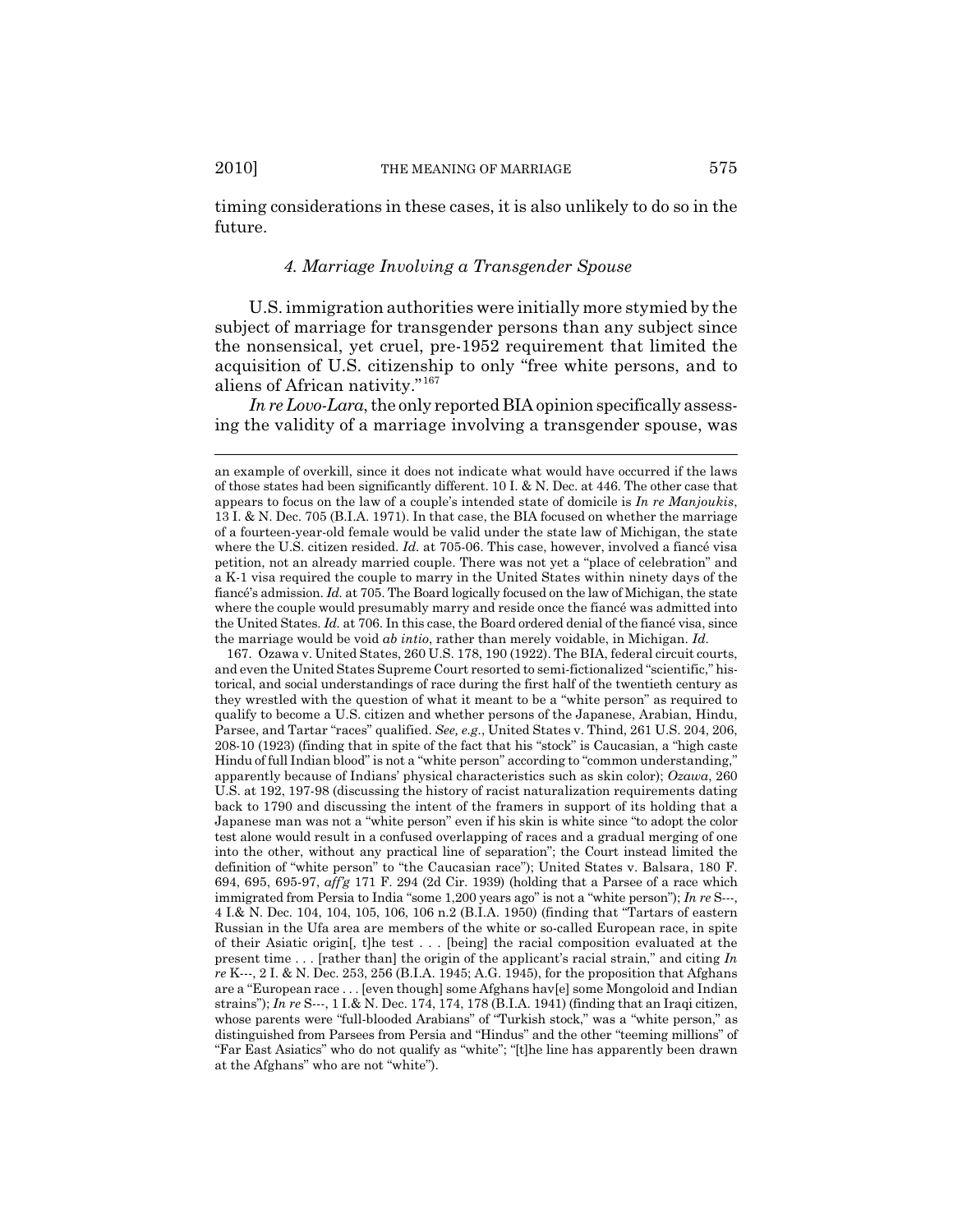timing considerations in these cases, it is also unlikely to do so in the future.

#### *4. Marriage Involving a Transgender Spouse*

U.S. immigration authorities were initially more stymied by the subject of marriage for transgender persons than any subject since the nonsensical, yet cruel, pre-1952 requirement that limited the acquisition of U.S. citizenship to only "free white persons, and to aliens of African nativity."[167]

*In re Lovo-Lara*, the only reported BIA opinion specifically assessing the validity of a marriage involving a transgender spouse, was

---

an example of overkill, since it does not indicate what would have occurred if the laws of those states had been significantly different. 10 I. & N. Dec. at 446. The other case that appears to focus on the law of a couple's intended state of domicile is *In re Manjoukis*, 13 I. & N. Dec. 705 (B.I.A. 1971). In that case, the BIA focused on whether the marriage of a fourteen-year-old female would be valid under the state law of Michigan, the state where the U.S. citizen resided. *Id.* at 705-06. This case, however, involved a fiancé visa petition, not an already married couple. There was not yet a "place of celebration" and a K-1 visa required the couple to marry in the United States within ninety days of the fiancé's admission. *Id.* at 705. The Board logically focused on the law of Michigan, the state where the couple would presumably marry and reside once the fiancé was admitted into the United States. *Id.* at 706. In this case, the Board ordered denial of the fiancé visa, since the marriage would be void *ab intio*, rather than merely voidable, in Michigan. *Id.*

167. Ozawa v. United States, 260 U.S. 178, 190 (1922). The BIA, federal circuit courts, and even the United States Supreme Court resorted to semi-fictionalized "scientific," historical, and social understandings of race during the first half of the twentieth century as they wrestled with the question of what it meant to be a "white person" as required to qualify to become a U.S. citizen and whether persons of the Japanese, Arabian, Hindu, Parsee, and Tartar "races" qualified. *See, e.g.*, United States v. Thind, 261 U.S. 204, 206, 208-10 (1923) (finding that in spite of the fact that his "stock" is Caucasian, a "high caste Hindu of full Indian blood" is not a "white person" according to "common understanding," apparently because of Indians' physical characteristics such as skin color); *Ozawa*, 260 U.S. at 192, 197-98 (discussing the history of racist naturalization requirements dating back to 1790 and discussing the intent of the framers in support of its holding that a Japanese man was not a "white person" even if his skin is white since "to adopt the color test alone would result in a confused overlapping of races and a gradual merging of one into the other, without any practical line of separation"; the Court instead limited the definition of "white person" to "the Caucasian race"); United States v. Balsara, 180 F. 694, 695, 695-97, *aff'g* 171 F. 294 (2d Cir. 1939) (holding that a Parsee of a race which immigrated from Persia to India "some 1,200 years ago" is not a "white person"); *In re* S---, 4 I.& N. Dec. 104, 104, 105, 106, 106 n.2 (B.I.A. 1950) (finding that "Tartars of eastern Russian in the Ufa area are members of the white or so-called European race, in spite of their Asiatic origin[, t]he test . . . [being] the racial composition evaluated at the present time . . . [rather than] the origin of the applicant's racial strain," and citing *In re* K---, 2 I. & N. Dec. 253, 256 (B.I.A. 1945; A.G. 1945), for the proposition that Afghans are a "European race . . . [even though] some Afghans hav[e] some Mongoloid and Indian strains"); *In re* S---, 1 I.& N. Dec. 174, 174, 178 (B.I.A. 1941) (finding that an Iraqi citizen, whose parents were "full-blooded Arabians" of "Turkish stock," was a "white person," as distinguished from Parsees from Persia and "Hindus" and the other "teeming millions" of "Far East Asiatics" who do not qualify as "white"; "[t]he line has apparently been drawn at the Afghans" who are not "white").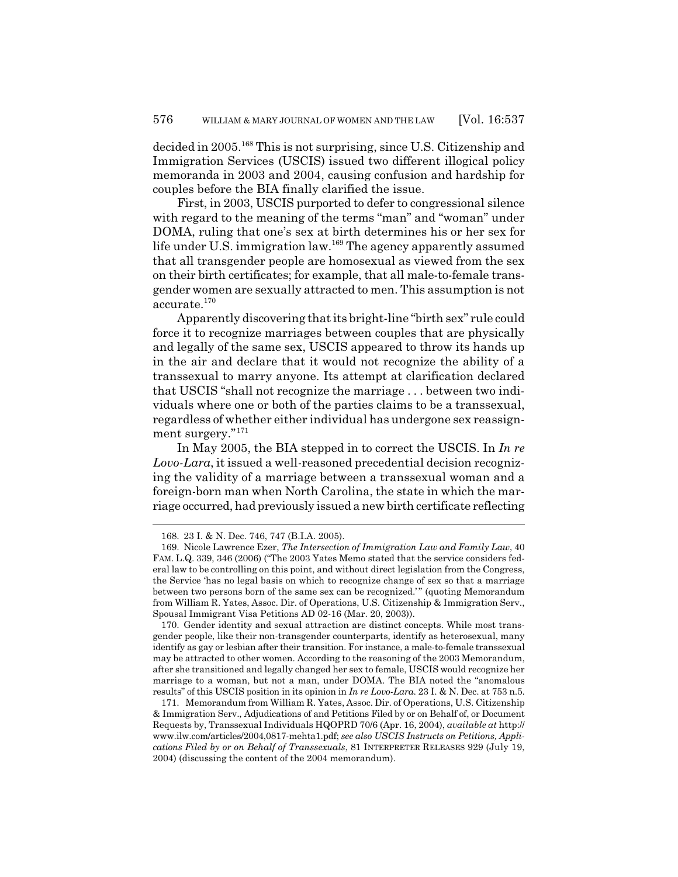decided in 2005.[168] This is not surprising, since U.S. Citizenship and Immigration Services (USCIS) issued two different illogical policy memoranda in 2003 and 2004, causing confusion and hardship for couples before the BIA finally clarified the issue.

First, in 2003, USCIS purported to defer to congressional silence with regard to the meaning of the terms "man" and "woman" under DOMA, ruling that one's sex at birth determines his or her sex for life under U.S. immigration law.[169] The agency apparently assumed that all transgender people are homosexual as viewed from the sex on their birth certificates; for example, that all male-to-female transgender women are sexually attracted to men. This assumption is not accurate.[170]

Apparently discovering that its bright-line "birth sex" rule could force it to recognize marriages between couples that are physically and legally of the same sex, USCIS appeared to throw its hands up in the air and declare that it would not recognize the ability of a transsexual to marry anyone. Its attempt at clarification declared that USCIS "shall not recognize the marriage . . . between two individuals where one or both of the parties claims to be a transsexual, regardless of whether either individual has undergone sex reassignment surgery."[171]

In May 2005, the BIA stepped in to correct the USCIS. In *In re Lovo-Lara*, it issued a well-reasoned precedential decision recognizing the validity of a marriage between a transsexual woman and a foreign-born man when North Carolina, the state in which the marriage occurred, had previously issued a new birth certificate reflecting

---

168. 23 I. & N. Dec. 746, 747 (B.I.A. 2005).

169. Nicole Lawrence Ezer, *The Intersection of Immigration Law and Family Law*, 40 FAM. L.Q. 339, 346 (2006) ("The 2003 Yates Memo stated that the service considers federal law to be controlling on this point, and without direct legislation from the Congress, the Service 'has no legal basis on which to recognize change of sex so that a marriage between two persons born of the same sex can be recognized.'" (quoting Memorandum from William R. Yates, Assoc. Dir. of Operations, U.S. Citizenship & Immigration Serv., Spousal Immigrant Visa Petitions AD 02-16 (Mar. 20, 2003)).

170. Gender identity and sexual attraction are distinct concepts. While most transgender people, like their non-transgender counterparts, identify as heterosexual, many identify as gay or lesbian after their transition. For instance, a male-to-female transsexual may be attracted to other women. According to the reasoning of the 2003 Memorandum, after she transitioned and legally changed her sex to female, USCIS would recognize her marriage to a woman, but not a man, under DOMA. The BIA noted the "anomalous results" of this USCIS position in its opinion in *In re Lovo-Lara*. 23 I. & N. Dec. at 753 n.5.

171. Memorandum from William R. Yates, Assoc. Dir. of Operations, U.S. Citizenship & Immigration Serv., Adjudications of and Petitions Filed by or on Behalf of, or Document Requests by, Transsexual Individuals HQOPRD 70/6 (Apr. 16, 2004), *available at* http://www.ilw.com/articles/2004,0817-mehta1.pdf; *see also USCIS Instructs on Petitions, Applications Filed by or on Behalf of Transsexuals*, 81 INTERPRETER RELEASES 929 (July 19, 2004) (discussing the content of the 2004 memorandum).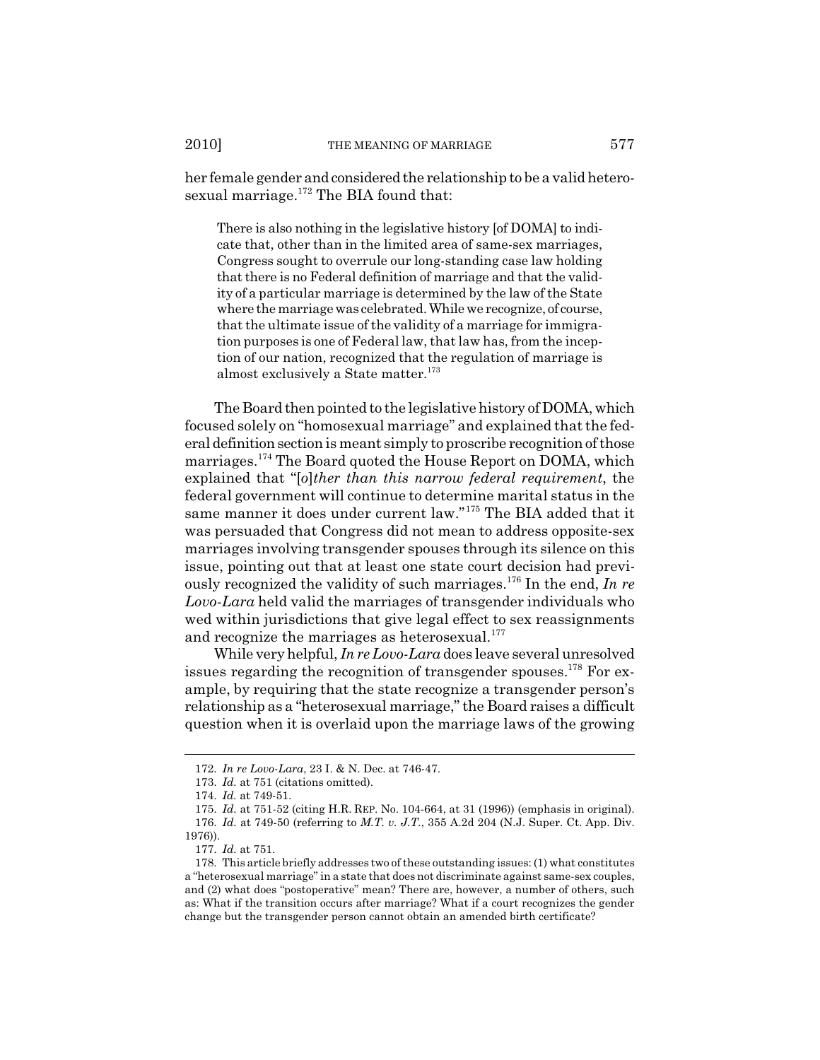her female gender and considered the relationship to be a valid heterosexual marriage.[172] The BIA found that:

> There is also nothing in the legislative history [of DOMA] to indicate that, other than in the limited area of same-sex marriages, Congress sought to overrule our long-standing case law holding that there is no Federal definition of marriage and that the validity of a particular marriage is determined by the law of the State where the marriage was celebrated. While we recognize, of course, that the ultimate issue of the validity of a marriage for immigration purposes is one of Federal law, that law has, from the inception of our nation, recognized that the regulation of marriage is almost exclusively a State matter.[173]

The Board then pointed to the legislative history of DOMA, which focused solely on "homosexual marriage" and explained that the federal definition section is meant simply to proscribe recognition of those marriages.[174] The Board quoted the House Report on DOMA, which explained that "[*o*]*ther than this narrow federal requirement*, the federal government will continue to determine marital status in the same manner it does under current law."[175] The BIA added that it was persuaded that Congress did not mean to address opposite-sex marriages involving transgender spouses through its silence on this issue, pointing out that at least one state court decision had previously recognized the validity of such marriages.[176] In the end, *In re Lovo-Lara* held valid the marriages of transgender individuals who wed within jurisdictions that give legal effect to sex reassignments and recognize the marriages as heterosexual.[177]

While very helpful, *In re Lovo-Lara* does leave several unresolved issues regarding the recognition of transgender spouses.[178] For example, by requiring that the state recognize a transgender person's relationship as a "heterosexual marriage," the Board raises a difficult question when it is overlaid upon the marriage laws of the growing

---

172. *In re Lovo-Lara*, 23 I. & N. Dec. at 746-47.

173. *Id.* at 751 (citations omitted).

174. *Id.* at 749-51.

175. *Id.* at 751-52 (citing H.R. REP. No. 104-664, at 31 (1996)) (emphasis in original).

176. *Id.* at 749-50 (referring to *M.T. v. J.T.*, 355 A.2d 204 (N.J. Super. Ct. App. Div. 1976)).

177. *Id.* at 751.

178. This article briefly addresses two of these outstanding issues: (1) what constitutes a "heterosexual marriage" in a state that does not discriminate against same-sex couples, and (2) what does "postoperative" mean? There are, however, a number of others, such as: What if the transition occurs after marriage? What if a court recognizes the gender change but the transgender person cannot obtain an amended birth certificate?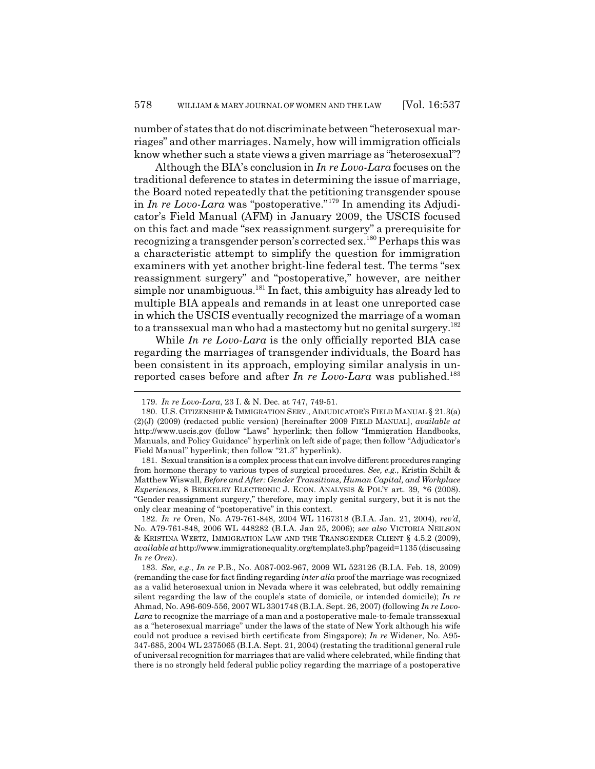number of states that do not discriminate between "heterosexual marriages" and other marriages. Namely, how will immigration officials know whether such a state views a given marriage as "heterosexual"?

Although the BIA's conclusion in *In re Lovo-Lara* focuses on the traditional deference to states in determining the issue of marriage, the Board noted repeatedly that the petitioning transgender spouse in *In re Lovo-Lara* was "postoperative."[179] In amending its Adjudicator's Field Manual (AFM) in January 2009, the USCIS focused on this fact and made "sex reassignment surgery" a prerequisite for recognizing a transgender person's corrected sex.[180] Perhaps this was a characteristic attempt to simplify the question for immigration examiners with yet another bright-line federal test. The terms "sex reassignment surgery" and "postoperative," however, are neither simple nor unambiguous.[181] In fact, this ambiguity has already led to multiple BIA appeals and remands in at least one unreported case in which the USCIS eventually recognized the marriage of a woman to a transsexual man who had a mastectomy but no genital surgery.[182]

While *In re Lovo-Lara* is the only officially reported BIA case regarding the marriages of transgender individuals, the Board has been consistent in its approach, employing similar analysis in unreported cases before and after *In re Lovo-Lara* was published.[183]

---

179. *In re Lovo-Lara*, 23 I. & N. Dec. at 747, 749-51.

180. U.S. CITIZENSHIP & IMMIGRATION SERV., ADJUDICATOR'S FIELD MANUAL § 21.3(a)(2)(J) (2009) (redacted public version) [hereinafter 2009 FIELD MANUAL], *available at* http://www.uscis.gov (follow "Laws" hyperlink; then follow "Immigration Handbooks, Manuals, and Policy Guidance" hyperlink on left side of page; then follow "Adjudicator's Field Manual" hyperlink; then follow "21.3" hyperlink).

181. Sexual transition is a complex process that can involve different procedures ranging from hormone therapy to various types of surgical procedures. *See, e.g.*, Kristin Schilt & Matthew Wiswall, *Before and After: Gender Transitions, Human Capital, and Workplace Experiences*, 8 BERKELEY ELECTRONIC J. ECON. ANALYSIS & POL'Y art. 39, *6 (2008). "Gender reassignment surgery," therefore, may imply genital surgery, but it is not the only clear meaning of "postoperative" in this context.

182. *In re* Oren, No. A79-761-848, 2004 WL 1167318 (B.I.A. Jan. 21, 2004), *rev'd*, No. A79-761-848, 2006 WL 448282 (B.I.A. Jan 25, 2006); *see also* VICTORIA NEILSON & KRISTINA WERTZ, IMMIGRATION LAW AND THE TRANSGENDER CLIENT § 4.5.2 (2009), *available at* http://www.immigrationequality.org/template3.php?pageid=1135 (discussing *In re Oren*).

183. *See, e.g.*, *In re* P.B., No. A087-002-967, 2009 WL 523126 (B.I.A. Feb. 18, 2009) (remanding the case for fact finding regarding *inter alia* proof the marriage was recognized as a valid heterosexual union in Nevada where it was celebrated, but oddly remaining silent regarding the law of the couple's state of domicile, or intended domicile); *In re* Ahmad, No. A96-609-556, 2007 WL 3301748 (B.I.A. Sept. 26, 2007) (following *In re Lovo-Lara* to recognize the marriage of a man and a postoperative male-to-female transsexual as a "heterosexual marriage" under the laws of the state of New York although his wife could not produce a revised birth certificate from Singapore); *In re* Widener, No. A95-347-685, 2004 WL 2375065 (B.I.A. Sept. 21, 2004) (restating the traditional general rule of universal recognition for marriages that are valid where celebrated, while finding that there is no strongly held federal public policy regarding the marriage of a postoperative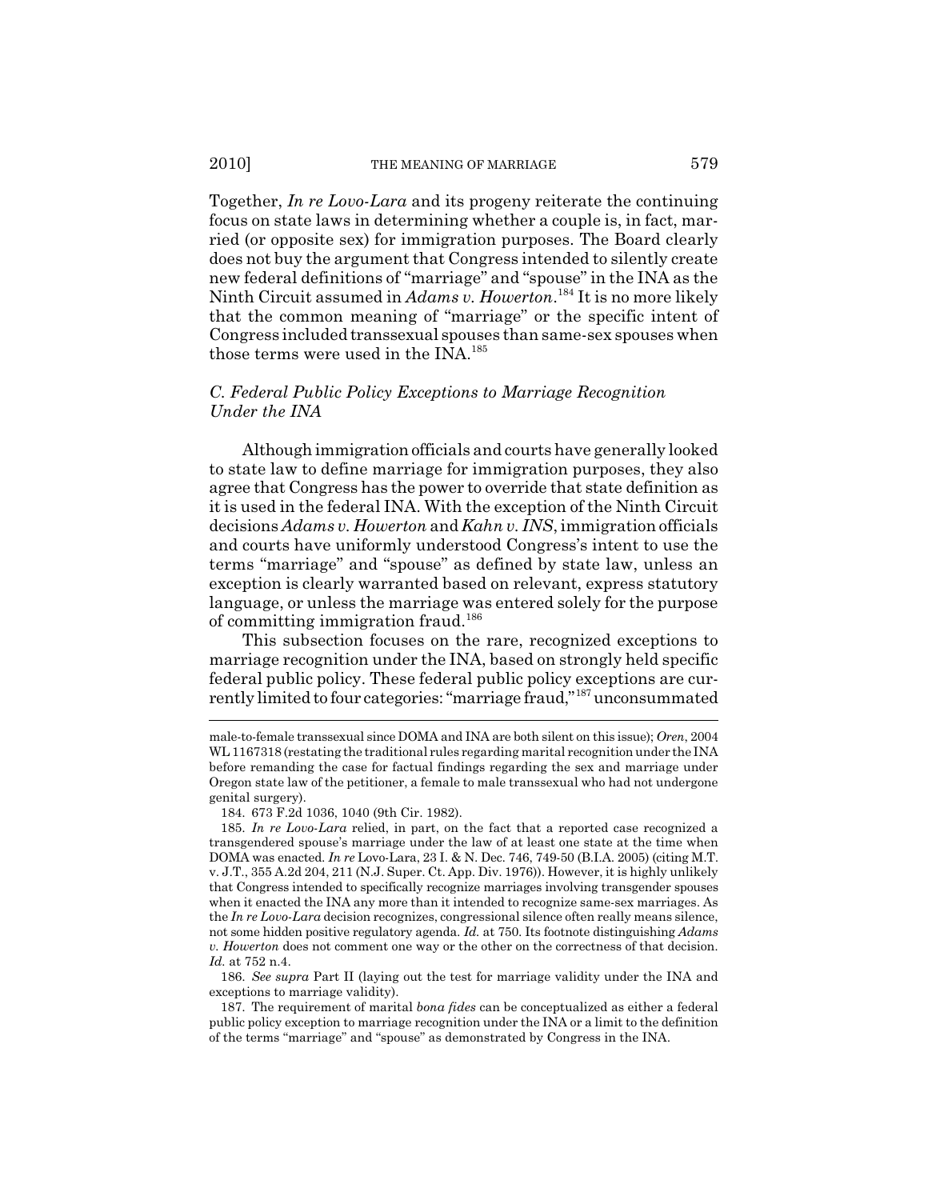Together, *In re Lovo-Lara* and its progeny reiterate the continuing focus on state laws in determining whether a couple is, in fact, married (or opposite sex) for immigration purposes. The Board clearly does not buy the argument that Congress intended to silently create new federal definitions of "marriage" and "spouse" in the INA as the Ninth Circuit assumed in *Adams v. Howerton*.[184] It is no more likely that the common meaning of "marriage" or the specific intent of Congress included transsexual spouses than same-sex spouses when those terms were used in the INA.[185]

### *C. Federal Public Policy Exceptions to Marriage Recognition Under the INA*

Although immigration officials and courts have generally looked to state law to define marriage for immigration purposes, they also agree that Congress has the power to override that state definition as it is used in the federal INA. With the exception of the Ninth Circuit decisions *Adams v. Howerton* and *Kahn v. INS*, immigration officials and courts have uniformly understood Congress's intent to use the terms "marriage" and "spouse" as defined by state law, unless an exception is clearly warranted based on relevant, express statutory language, or unless the marriage was entered solely for the purpose of committing immigration fraud.[186]

This subsection focuses on the rare, recognized exceptions to marriage recognition under the INA, based on strongly held specific federal public policy. These federal public policy exceptions are currently limited to four categories: "marriage fraud,"[187] unconsummated

---

male-to-female transsexual since DOMA and INA are both silent on this issue); *Oren*, 2004 WL 1167318 (restating the traditional rules regarding marital recognition under the INA before remanding the case for factual findings regarding the sex and marriage under Oregon state law of the petitioner, a female to male transsexual who had not undergone genital surgery).

184. 673 F.2d 1036, 1040 (9th Cir. 1982).

185. *In re Lovo-Lara* relied, in part, on the fact that a reported case recognized a transgendered spouse's marriage under the law of at least one state at the time when DOMA was enacted. *In re* Lovo-Lara, 23 I. & N. Dec. 746, 749-50 (B.I.A. 2005) (citing M.T. v. J.T., 355 A.2d 204, 211 (N.J. Super. Ct. App. Div. 1976)). However, it is highly unlikely that Congress intended to specifically recognize marriages involving transgender spouses when it enacted the INA any more than it intended to recognize same-sex marriages. As the *In re Lovo-Lara* decision recognizes, congressional silence often really means silence, not some hidden positive regulatory agenda. *Id.* at 750. Its footnote distinguishing *Adams v. Howerton* does not comment one way or the other on the correctness of that decision. *Id.* at 752 n.4.

186. *See supra* Part II (laying out the test for marriage validity under the INA and exceptions to marriage validity).

187. The requirement of marital *bona fides* can be conceptualized as either a federal public policy exception to marriage recognition under the INA or a limit to the definition of the terms "marriage" and "spouse" as demonstrated by Congress in the INA.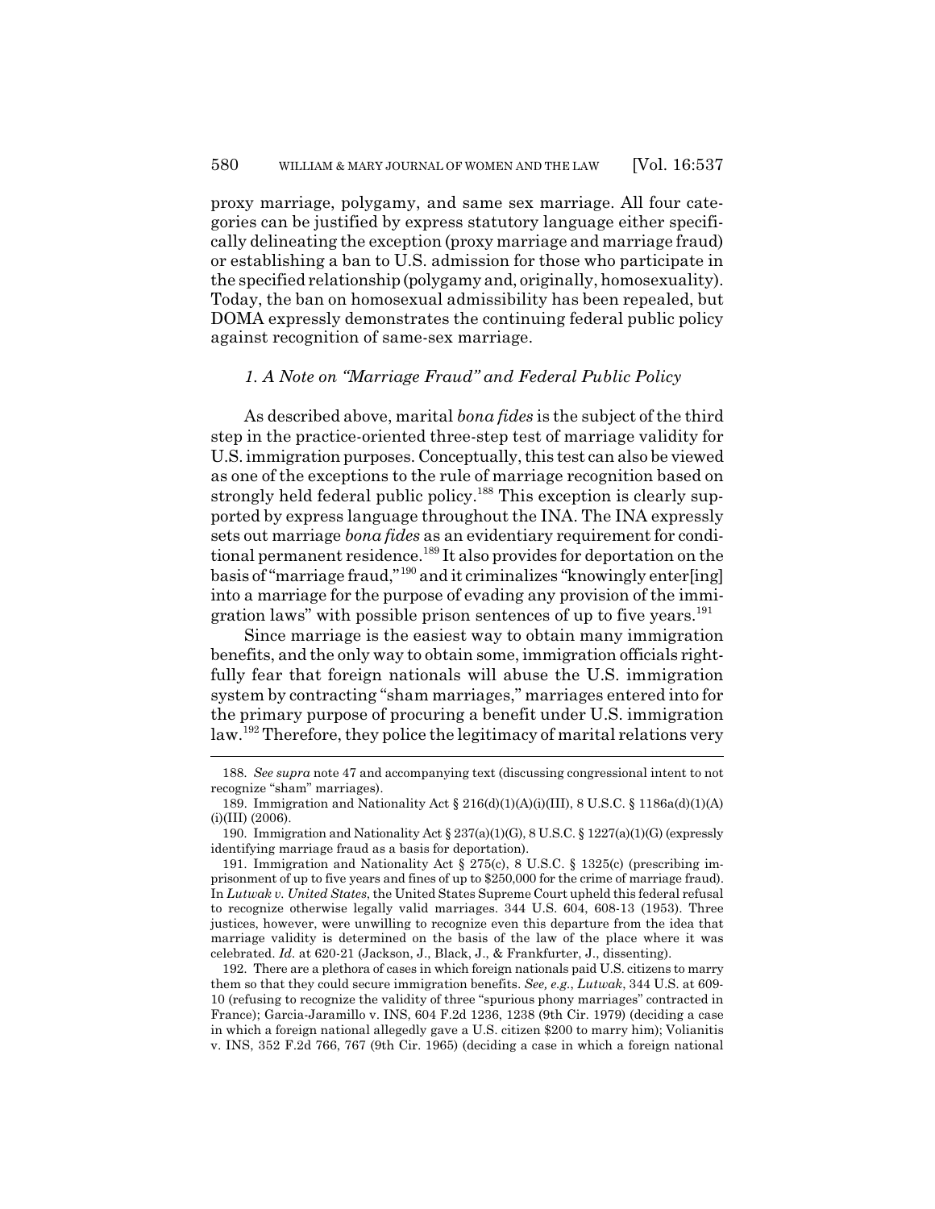proxy marriage, polygamy, and same sex marriage. All four categories can be justified by express statutory language either specifically delineating the exception (proxy marriage and marriage fraud) or establishing a ban to U.S. admission for those who participate in the specified relationship (polygamy and, originally, homosexuality). Today, the ban on homosexual admissibility has been repealed, but DOMA expressly demonstrates the continuing federal public policy against recognition of same-sex marriage.

### *1. A Note on "Marriage Fraud" and Federal Public Policy*

As described above, marital *bona fides* is the subject of the third step in the practice-oriented three-step test of marriage validity for U.S. immigration purposes. Conceptually, this test can also be viewed as one of the exceptions to the rule of marriage recognition based on strongly held federal public policy.[188] This exception is clearly supported by express language throughout the INA. The INA expressly sets out marriage *bona fides* as an evidentiary requirement for conditional permanent residence.[189] It also provides for deportation on the basis of "marriage fraud,"[190] and it criminalizes "knowingly enter[ing] into a marriage for the purpose of evading any provision of the immigration laws" with possible prison sentences of up to five years.[191]

Since marriage is the easiest way to obtain many immigration benefits, and the only way to obtain some, immigration officials rightfully fear that foreign nationals will abuse the U.S. immigration system by contracting "sham marriages," marriages entered into for the primary purpose of procuring a benefit under U.S. immigration law.[192] Therefore, they police the legitimacy of marital relations very

---

188. *See supra* note 47 and accompanying text (discussing congressional intent to not recognize "sham" marriages).

189. Immigration and Nationality Act § 216(d)(1)(A)(i)(III), 8 U.S.C. § 1186a(d)(1)(A)(i)(III) (2006).

190. Immigration and Nationality Act § 237(a)(1)(G), 8 U.S.C. § 1227(a)(1)(G) (expressly identifying marriage fraud as a basis for deportation).

191. Immigration and Nationality Act § 275(c), 8 U.S.C. § 1325(c) (prescribing imprisonment of up to five years and fines of up to $250,000 for the crime of marriage fraud). In *Lutwak v. United States*, the United States Supreme Court upheld this federal refusal to recognize otherwise legally valid marriages. 344 U.S. 604, 608-13 (1953). Three justices, however, were unwilling to recognize even this departure from the idea that marriage validity is determined on the basis of the law of the place where it was celebrated. *Id.* at 620-21 (Jackson, J., Black, J., & Frankfurter, J., dissenting).

192. There are a plethora of cases in which foreign nationals paid U.S. citizens to marry them so that they could secure immigration benefits. *See, e.g.*, *Lutwak*, 344 U.S. at 609-10 (refusing to recognize the validity of three "spurious phony marriages" contracted in France); Garcia-Jaramillo v. INS, 604 F.2d 1236, 1238 (9th Cir. 1979) (deciding a case in which a foreign national allegedly gave a U.S. citizen $200 to marry him); Volianitis v. INS, 352 F.2d 766, 767 (9th Cir. 1965) (deciding a case in which a foreign national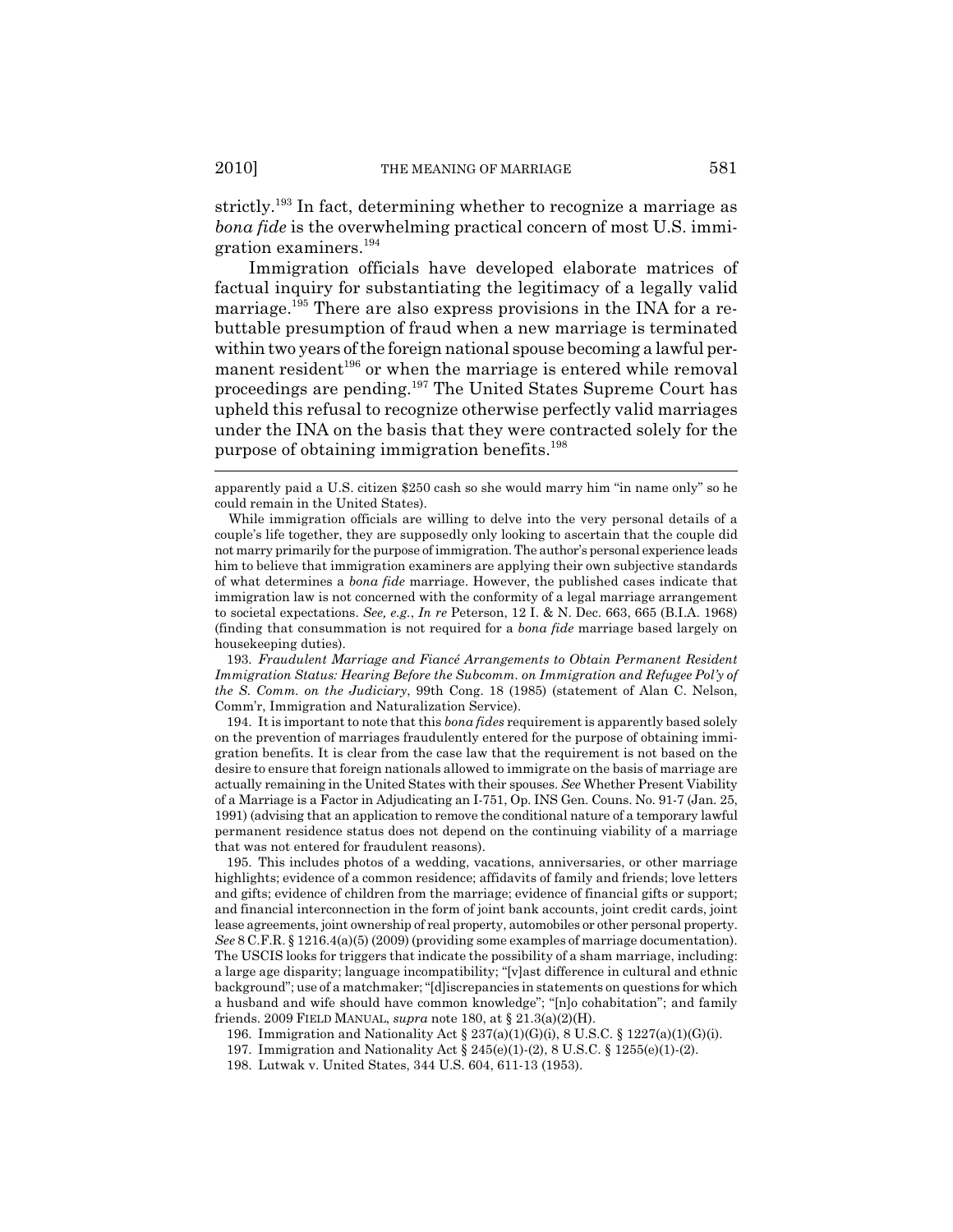strictly.[193] In fact, determining whether to recognize a marriage as *bona fide* is the overwhelming practical concern of most U.S. immigration examiners.[194]

Immigration officials have developed elaborate matrices of factual inquiry for substantiating the legitimacy of a legally valid marriage.[195] There are also express provisions in the INA for a rebuttable presumption of fraud when a new marriage is terminated within two years of the foreign national spouse becoming a lawful permanent resident[196] or when the marriage is entered while removal proceedings are pending.[197] The United States Supreme Court has upheld this refusal to recognize otherwise perfectly valid marriages under the INA on the basis that they were contracted solely for the purpose of obtaining immigration benefits.[198]

---

apparently paid a U.S. citizen $250 cash so she would marry him "in name only" so he could remain in the United States).

While immigration officials are willing to delve into the very personal details of a couple's life together, they are supposedly only looking to ascertain that the couple did not marry primarily for the purpose of immigration. The author's personal experience leads him to believe that immigration examiners are applying their own subjective standards of what determines a *bona fide* marriage. However, the published cases indicate that immigration law is not concerned with the conformity of a legal marriage arrangement to societal expectations. *See, e.g.*, *In re* Peterson, 12 I. & N. Dec. 663, 665 (B.I.A. 1968) (finding that consummation is not required for a *bona fide* marriage based largely on housekeeping duties).

193. *Fraudulent Marriage and Fiancé Arrangements to Obtain Permanent Resident Immigration Status: Hearing Before the Subcomm. on Immigration and Refugee Pol'y of the S. Comm. on the Judiciary*, 99th Cong. 18 (1985) (statement of Alan C. Nelson, Comm'r, Immigration and Naturalization Service).

194. It is important to note that this *bona fides* requirement is apparently based solely on the prevention of marriages fraudulently entered for the purpose of obtaining immigration benefits. It is clear from the case law that the requirement is not based on the desire to ensure that foreign nationals allowed to immigrate on the basis of marriage are actually remaining in the United States with their spouses. *See* Whether Present Viability of a Marriage is a Factor in Adjudicating an I-751, Op. INS Gen. Couns. No. 91-7 (Jan. 25, 1991) (advising that an application to remove the conditional nature of a temporary lawful permanent residence status does not depend on the continuing viability of a marriage that was not entered for fraudulent reasons).

195. This includes photos of a wedding, vacations, anniversaries, or other marriage highlights; evidence of a common residence; affidavits of family and friends; love letters and gifts; evidence of children from the marriage; evidence of financial gifts or support; and financial interconnection in the form of joint bank accounts, joint credit cards, joint lease agreements, joint ownership of real property, automobiles or other personal property. *See* 8 C.F.R. § 1216.4(a)(5) (2009) (providing some examples of marriage documentation). The USCIS looks for triggers that indicate the possibility of a sham marriage, including: a large age disparity; language incompatibility; "[v]ast difference in cultural and ethnic background"; use of a matchmaker; "[d]iscrepancies in statements on questions for which a husband and wife should have common knowledge"; "[n]o cohabitation"; and family friends. 2009 FIELD MANUAL, *supra* note 180, at § 21.3(a)(2)(H).

196. Immigration and Nationality Act § 237(a)(1)(G)(i), 8 U.S.C. § 1227(a)(1)(G)(i).

197. Immigration and Nationality Act § 245(e)(1)-(2), 8 U.S.C. § 1255(e)(1)-(2).

198. Lutwak v. United States, 344 U.S. 604, 611-13 (1953).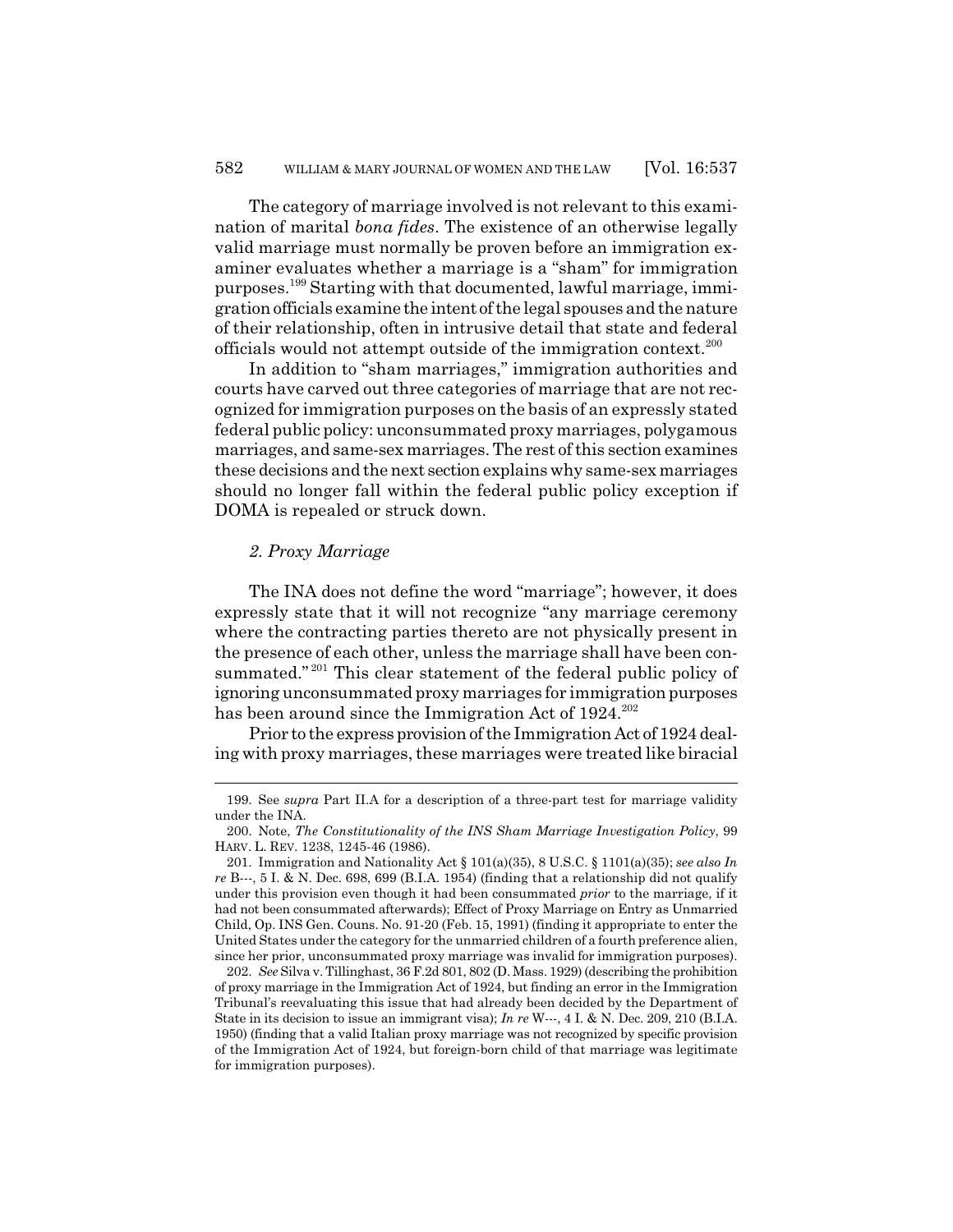The category of marriage involved is not relevant to this examination of marital *bona fides*. The existence of an otherwise legally valid marriage must normally be proven before an immigration examiner evaluates whether a marriage is a "sham" for immigration purposes.[199] Starting with that documented, lawful marriage, immigration officials examine the intent of the legal spouses and the nature of their relationship, often in intrusive detail that state and federal officials would not attempt outside of the immigration context.[200]

In addition to "sham marriages," immigration authorities and courts have carved out three categories of marriage that are not recognized for immigration purposes on the basis of an expressly stated federal public policy: unconsummated proxy marriages, polygamous marriages, and same-sex marriages. The rest of this section examines these decisions and the next section explains why same-sex marriages should no longer fall within the federal public policy exception if DOMA is repealed or struck down.

### *2. Proxy Marriage*

The INA does not define the word "marriage"; however, it does expressly state that it will not recognize "any marriage ceremony where the contracting parties thereto are not physically present in the presence of each other, unless the marriage shall have been consummated."[201] This clear statement of the federal public policy of ignoring unconsummated proxy marriages for immigration purposes has been around since the Immigration Act of 1924.[202]

Prior to the express provision of the Immigration Act of 1924 dealing with proxy marriages, these marriages were treated like biracial

---

199. See *supra* Part II.A for a description of a three-part test for marriage validity under the INA.

200. Note, *The Constitutionality of the INS Sham Marriage Investigation Policy*, 99 HARV. L. REV. 1238, 1245-46 (1986).

201. Immigration and Nationality Act § 101(a)(35), 8 U.S.C. § 1101(a)(35); *see also In re* B---, 5 I. & N. Dec. 698, 699 (B.I.A. 1954) (finding that a relationship did not qualify under this provision even though it had been consummated *prior* to the marriage, if it had not been consummated afterwards); Effect of Proxy Marriage on Entry as Unmarried Child, Op. INS Gen. Couns. No. 91-20 (Feb. 15, 1991) (finding it appropriate to enter the United States under the category for the unmarried children of a fourth preference alien, since her prior, unconsummated proxy marriage was invalid for immigration purposes).

202. *See* Silva v. Tillinghast, 36 F.2d 801, 802 (D. Mass. 1929) (describing the prohibition of proxy marriage in the Immigration Act of 1924, but finding an error in the Immigration Tribunal's reevaluating this issue that had already been decided by the Department of State in its decision to issue an immigrant visa); *In re* W---, 4 I. & N. Dec. 209, 210 (B.I.A. 1950) (finding that a valid Italian proxy marriage was not recognized by specific provision of the Immigration Act of 1924, but foreign-born child of that marriage was legitimate for immigration purposes).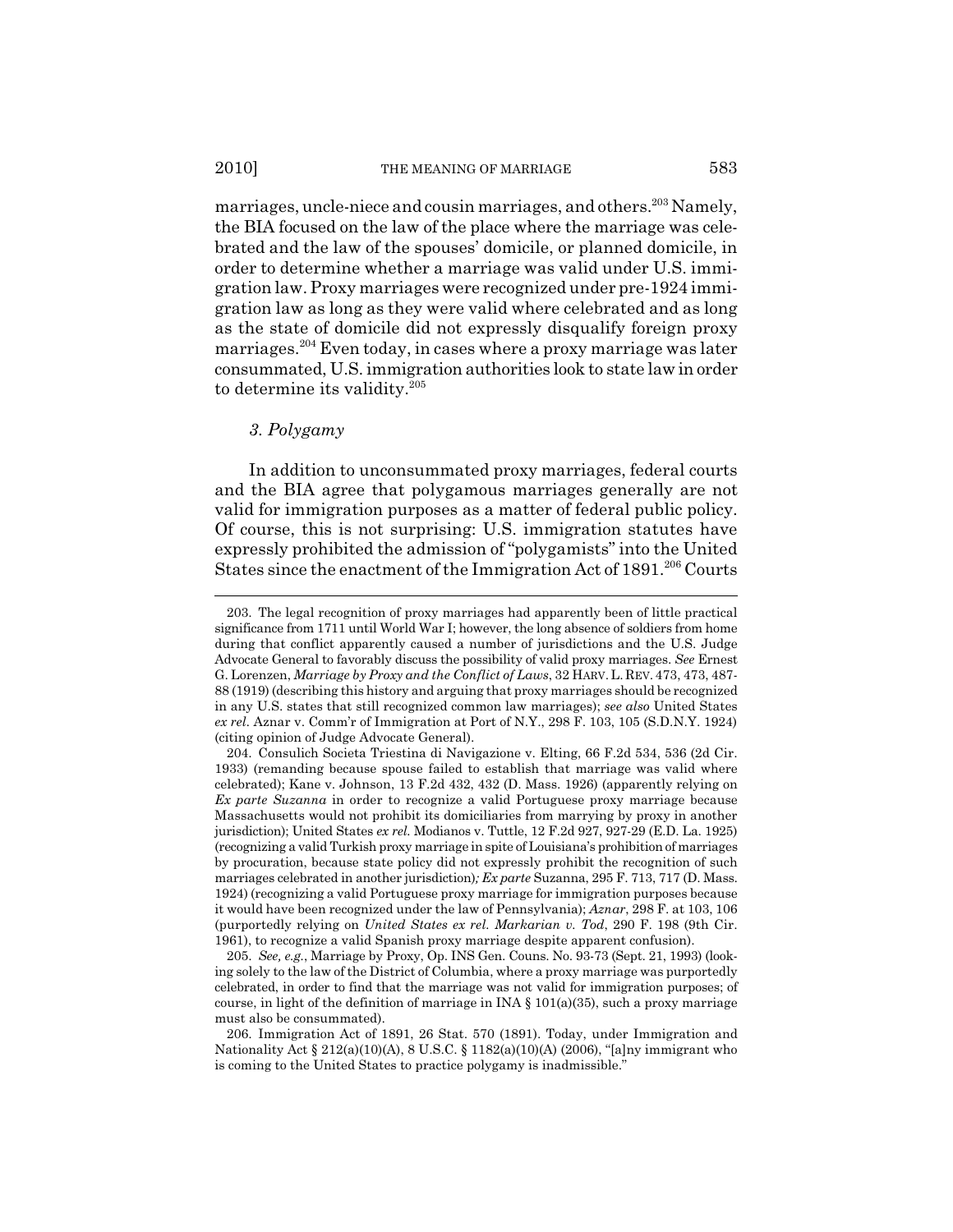marriages, uncle-niece and cousin marriages, and others.[203] Namely, the BIA focused on the law of the place where the marriage was celebrated and the law of the spouses' domicile, or planned domicile, in order to determine whether a marriage was valid under U.S. immigration law. Proxy marriages were recognized under pre-1924 immigration law as long as they were valid where celebrated and as long as the state of domicile did not expressly disqualify foreign proxy marriages.[204] Even today, in cases where a proxy marriage was later consummated, U.S. immigration authorities look to state law in order to determine its validity.[205]

### *3. Polygamy*

In addition to unconsummated proxy marriages, federal courts and the BIA agree that polygamous marriages generally are not valid for immigration purposes as a matter of federal public policy. Of course, this is not surprising: U.S. immigration statutes have expressly prohibited the admission of "polygamists" into the United States since the enactment of the Immigration Act of 1891.[206] Courts

---

203. The legal recognition of proxy marriages had apparently been of little practical significance from 1711 until World War I; however, the long absence of soldiers from home during that conflict apparently caused a number of jurisdictions and the U.S. Judge Advocate General to favorably discuss the possibility of valid proxy marriages. *See* Ernest G. Lorenzen, *Marriage by Proxy and the Conflict of Laws*, 32 HARV. L. REV. 473, 473, 487-88 (1919) (describing this history and arguing that proxy marriages should be recognized in any U.S. states that still recognized common law marriages); *see also* United States *ex rel*. Aznar v. Comm'r of Immigration at Port of N.Y., 298 F. 103, 105 (S.D.N.Y. 1924) (citing opinion of Judge Advocate General).

204. Consulich Societa Triestina di Navigazione v. Elting, 66 F.2d 534, 536 (2d Cir. 1933) (remanding because spouse failed to establish that marriage was valid where celebrated); Kane v. Johnson, 13 F.2d 432, 432 (D. Mass. 1926) (apparently relying on *Ex parte Suzanna* in order to recognize a valid Portuguese proxy marriage because Massachusetts would not prohibit its domiciliaries from marrying by proxy in another jurisdiction); United States *ex rel.* Modianos v. Tuttle, 12 F.2d 927, 927-29 (E.D. La. 1925) (recognizing a valid Turkish proxy marriage in spite of Louisiana's prohibition of marriages by procuration, because state policy did not expressly prohibit the recognition of such marriages celebrated in another jurisdiction)*; Ex parte* Suzanna, 295 F. 713, 717 (D. Mass. 1924) (recognizing a valid Portuguese proxy marriage for immigration purposes because it would have been recognized under the law of Pennsylvania); *Aznar*, 298 F. at 103, 106 (purportedly relying on *United States ex rel. Markarian v. Tod*, 290 F. 198 (9th Cir. 1961), to recognize a valid Spanish proxy marriage despite apparent confusion).

205. *See, e.g.*, Marriage by Proxy, Op. INS Gen. Couns. No. 93-73 (Sept. 21, 1993) (looking solely to the law of the District of Columbia, where a proxy marriage was purportedly celebrated, in order to find that the marriage was not valid for immigration purposes; of course, in light of the definition of marriage in INA § 101(a)(35), such a proxy marriage must also be consummated).

206. Immigration Act of 1891, 26 Stat. 570 (1891). Today, under Immigration and Nationality Act § 212(a)(10)(A), 8 U.S.C. § 1182(a)(10)(A) (2006), "[a]ny immigrant who is coming to the United States to practice polygamy is inadmissible."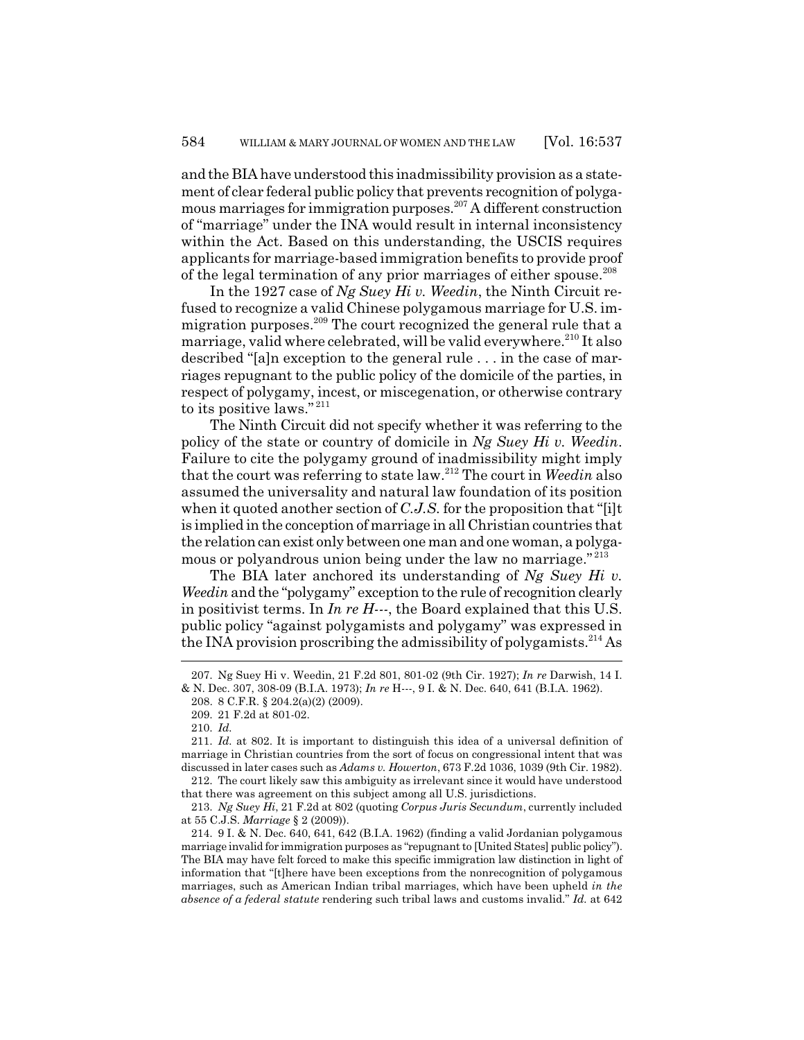and the BIA have understood this inadmissibility provision as a statement of clear federal public policy that prevents recognition of polygamous marriages for immigration purposes.[207] A different construction of "marriage" under the INA would result in internal inconsistency within the Act. Based on this understanding, the USCIS requires applicants for marriage-based immigration benefits to provide proof of the legal termination of any prior marriages of either spouse.[208]

In the 1927 case of *Ng Suey Hi v. Weedin*, the Ninth Circuit refused to recognize a valid Chinese polygamous marriage for U.S. immigration purposes.[209] The court recognized the general rule that a marriage, valid where celebrated, will be valid everywhere.[210] It also described "[a]n exception to the general rule . . . in the case of marriages repugnant to the public policy of the domicile of the parties, in respect of polygamy, incest, or miscegenation, or otherwise contrary to its positive laws."[211]

The Ninth Circuit did not specify whether it was referring to the policy of the state or country of domicile in *Ng Suey Hi v. Weedin*. Failure to cite the polygamy ground of inadmissibility might imply that the court was referring to state law.[212] The court in *Weedin* also assumed the universality and natural law foundation of its position when it quoted another section of *C.J.S.* for the proposition that "[i]t is implied in the conception of marriage in all Christian countries that the relation can exist only between one man and one woman, a polygamous or polyandrous union being under the law no marriage."[213]

The BIA later anchored its understanding of *Ng Suey Hi v. Weedin* and the "polygamy" exception to the rule of recognition clearly in positivist terms. In *In re H*---, the Board explained that this U.S. public policy "against polygamists and polygamy" was expressed in the INA provision proscribing the admissibility of polygamists.[214] As

---

207. Ng Suey Hi v. Weedin, 21 F.2d 801, 801-02 (9th Cir. 1927); *In re* Darwish, 14 I. & N. Dec. 307, 308-09 (B.I.A. 1973); *In re* H---, 9 I. & N. Dec. 640, 641 (B.I.A. 1962).

208. 8 C.F.R. § 204.2(a)(2) (2009).

209. 21 F.2d at 801-02.

210. *Id.*

211. *Id.* at 802. It is important to distinguish this idea of a universal definition of marriage in Christian countries from the sort of focus on congressional intent that was discussed in later cases such as *Adams v. Howerton*, 673 F.2d 1036, 1039 (9th Cir. 1982).

212. The court likely saw this ambiguity as irrelevant since it would have understood that there was agreement on this subject among all U.S. jurisdictions.

213. *Ng Suey Hi*, 21 F.2d at 802 (quoting *Corpus Juris Secundum*, currently included at 55 C.J.S. *Marriage* § 2 (2009)).

214. 9 I. & N. Dec. 640, 641, 642 (B.I.A. 1962) (finding a valid Jordanian polygamous marriage invalid for immigration purposes as "repugnant to [United States] public policy"). The BIA may have felt forced to make this specific immigration law distinction in light of information that "[t]here have been exceptions from the nonrecognition of polygamous marriages, such as American Indian tribal marriages, which have been upheld *in the absence of a federal statute* rendering such tribal laws and customs invalid." *Id.* at 642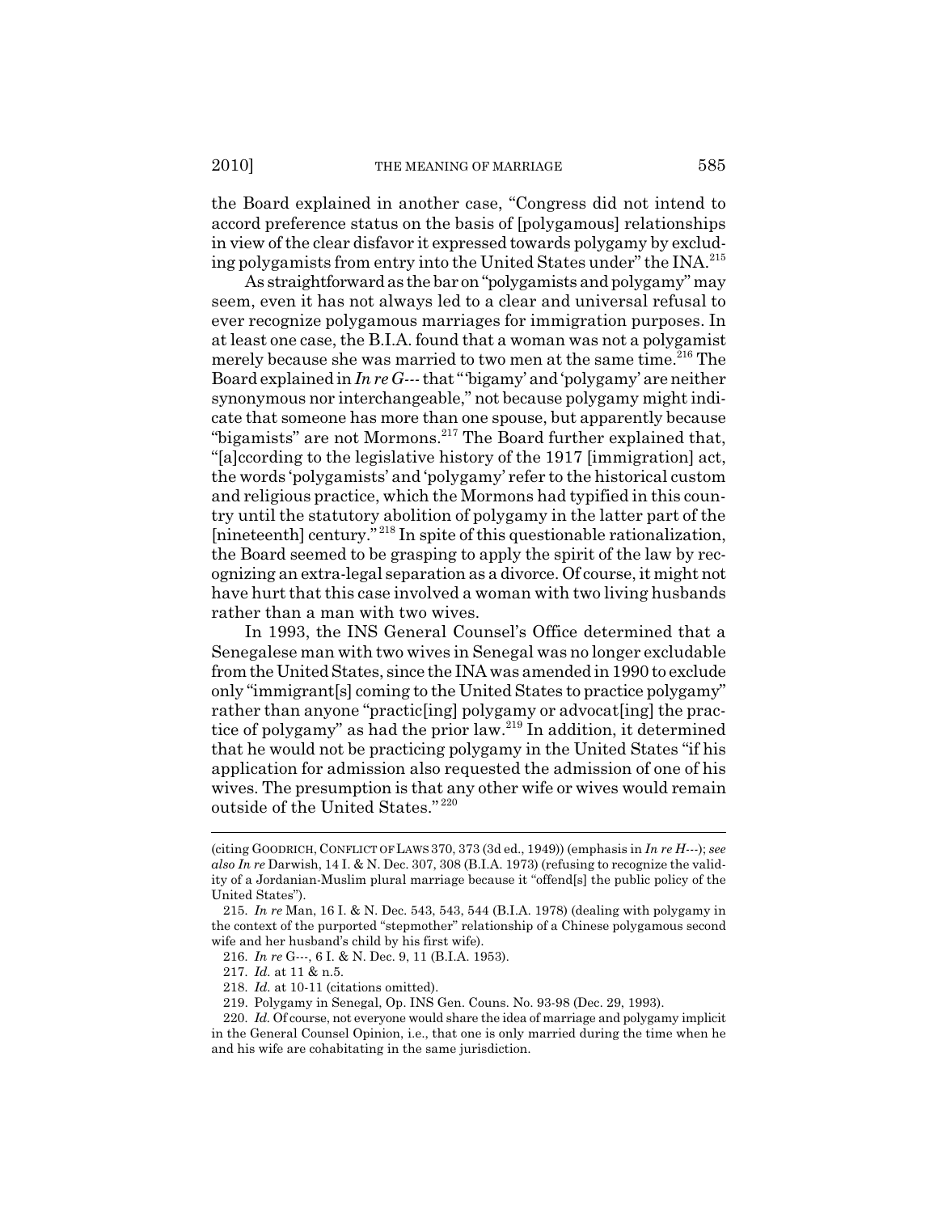the Board explained in another case, "Congress did not intend to accord preference status on the basis of [polygamous] relationships in view of the clear disfavor it expressed towards polygamy by excluding polygamists from entry into the United States under" the INA.[215]

As straightforward as the bar on "polygamists and polygamy" may seem, even it has not always led to a clear and universal refusal to ever recognize polygamous marriages for immigration purposes. In at least one case, the B.I.A. found that a woman was not a polygamist merely because she was married to two men at the same time.[216] The Board explained in *In re G---* that "'bigamy' and 'polygamy' are neither synonymous nor interchangeable," not because polygamy might indicate that someone has more than one spouse, but apparently because "bigamists" are not Mormons.[217] The Board further explained that, "[a]ccording to the legislative history of the 1917 [immigration] act, the words 'polygamists' and 'polygamy' refer to the historical custom and religious practice, which the Mormons had typified in this country until the statutory abolition of polygamy in the latter part of the [nineteenth] century."[218] In spite of this questionable rationalization, the Board seemed to be grasping to apply the spirit of the law by recognizing an extra-legal separation as a divorce. Of course, it might not have hurt that this case involved a woman with two living husbands rather than a man with two wives.

In 1993, the INS General Counsel's Office determined that a Senegalese man with two wives in Senegal was no longer excludable from the United States, since the INA was amended in 1990 to exclude only "immigrant[s] coming to the United States to practice polygamy" rather than anyone "practic[ing] polygamy or advocat[ing] the practice of polygamy" as had the prior law.[219] In addition, it determined that he would not be practicing polygamy in the United States "if his application for admission also requested the admission of one of his wives. The presumption is that any other wife or wives would remain outside of the United States."[220]

---

(citing GOODRICH, CONFLICT OF LAWS 370, 373 (3d ed., 1949)) (emphasis in *In re H---*); *see also In re* Darwish, 14 I. & N. Dec. 307, 308 (B.I.A. 1973) (refusing to recognize the validity of a Jordanian-Muslim plural marriage because it "offend[s] the public policy of the United States").

215. *In re* Man, 16 I. & N. Dec. 543, 543, 544 (B.I.A. 1978) (dealing with polygamy in the context of the purported "stepmother" relationship of a Chinese polygamous second wife and her husband's child by his first wife).

216. *In re* G---, 6 I. & N. Dec. 9, 11 (B.I.A. 1953).

217. *Id.* at 11 & n.5.

218. *Id.* at 10-11 (citations omitted).

219. Polygamy in Senegal, Op. INS Gen. Couns. No. 93-98 (Dec. 29, 1993).

220. *Id.* Of course, not everyone would share the idea of marriage and polygamy implicit in the General Counsel Opinion, i.e., that one is only married during the time when he and his wife are cohabitating in the same jurisdiction.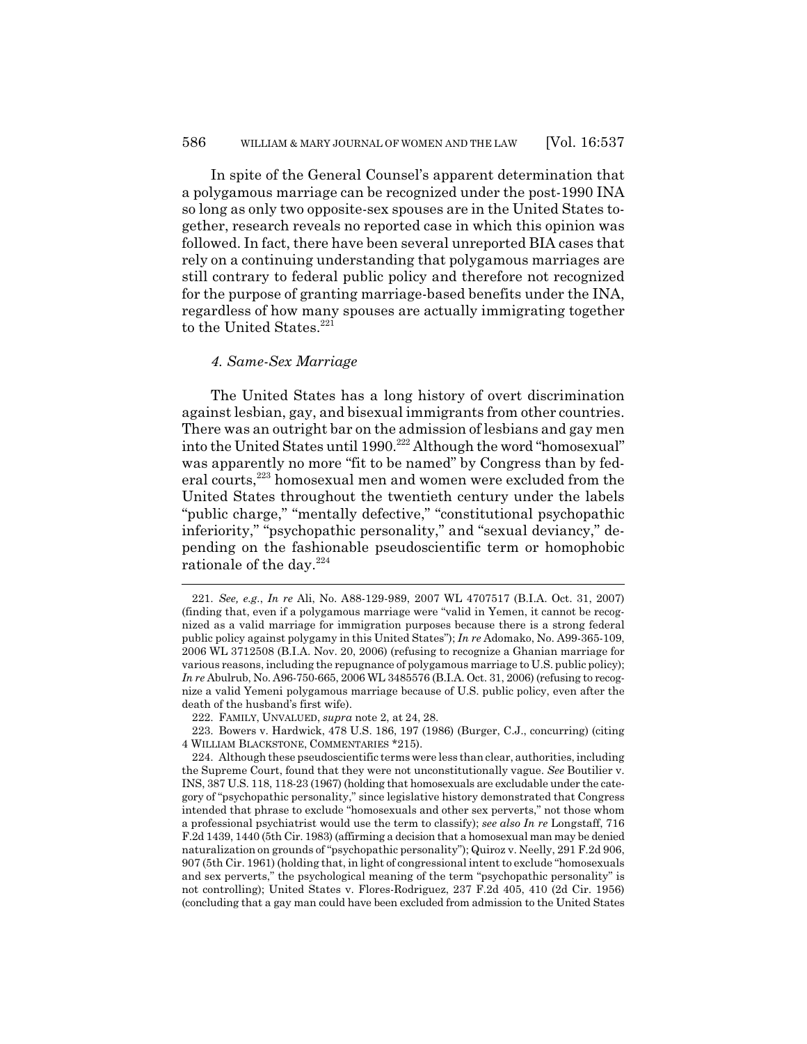In spite of the General Counsel's apparent determination that a polygamous marriage can be recognized under the post-1990 INA so long as only two opposite-sex spouses are in the United States together, research reveals no reported case in which this opinion was followed. In fact, there have been several unreported BIA cases that rely on a continuing understanding that polygamous marriages are still contrary to federal public policy and therefore not recognized for the purpose of granting marriage-based benefits under the INA, regardless of how many spouses are actually immigrating together to the United States.[221]

#### *4. Same-Sex Marriage*

The United States has a long history of overt discrimination against lesbian, gay, and bisexual immigrants from other countries. There was an outright bar on the admission of lesbians and gay men into the United States until 1990.[222] Although the word "homosexual" was apparently no more "fit to be named" by Congress than by federal courts,[223] homosexual men and women were excluded from the United States throughout the twentieth century under the labels "public charge," "mentally defective," "constitutional psychopathic inferiority," "psychopathic personality," and "sexual deviancy," depending on the fashionable pseudoscientific term or homophobic rationale of the day.[224]

---

221. *See, e.g.*, *In re* Ali, No. A88-129-989, 2007 WL 4707517 (B.I.A. Oct. 31, 2007) (finding that, even if a polygamous marriage were "valid in Yemen, it cannot be recognized as a valid marriage for immigration purposes because there is a strong federal public policy against polygamy in this United States"); *In re* Adomako, No. A99-365-109, 2006 WL 3712508 (B.I.A. Nov. 20, 2006) (refusing to recognize a Ghanian marriage for various reasons, including the repugnance of polygamous marriage to U.S. public policy); *In re* Abulrub, No. A96-750-665, 2006 WL 3485576 (B.I.A. Oct. 31, 2006) (refusing to recognize a valid Yemeni polygamous marriage because of U.S. public policy, even after the death of the husband's first wife).

222. FAMILY, UNVALUED, *supra* note 2, at 24, 28.

223. Bowers v. Hardwick, 478 U.S. 186, 197 (1986) (Burger, C.J., concurring) (citing 4 WILLIAM BLACKSTONE, COMMENTARIES *215).

224. Although these pseudoscientific terms were less than clear, authorities, including the Supreme Court, found that they were not unconstitutionally vague. *See* Boutilier v. INS, 387 U.S. 118, 118-23 (1967) (holding that homosexuals are excludable under the category of "psychopathic personality," since legislative history demonstrated that Congress intended that phrase to exclude "homosexuals and other sex perverts," not those whom a professional psychiatrist would use the term to classify); *see also In re* Longstaff, 716 F.2d 1439, 1440 (5th Cir. 1983) (affirming a decision that a homosexual man may be denied naturalization on grounds of "psychopathic personality"); Quiroz v. Neelly, 291 F.2d 906, 907 (5th Cir. 1961) (holding that, in light of congressional intent to exclude "homosexuals and sex perverts," the psychological meaning of the term "psychopathic personality" is not controlling); United States v. Flores-Rodriguez, 237 F.2d 405, 410 (2d Cir. 1956) (concluding that a gay man could have been excluded from admission to the United States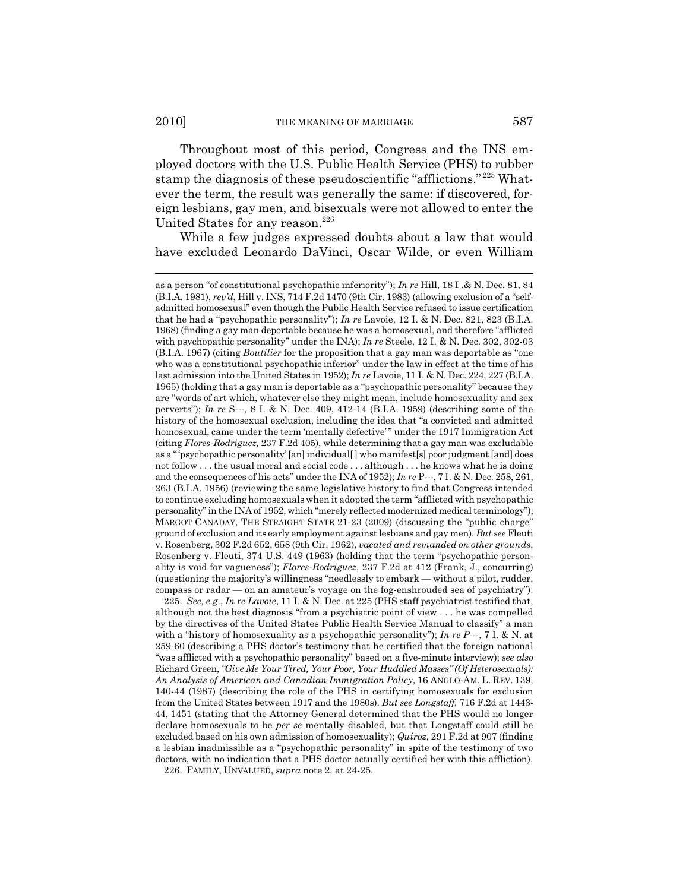Throughout most of this period, Congress and the INS employed doctors with the U.S. Public Health Service (PHS) to rubber stamp the diagnosis of these pseudoscientific "afflictions."[225] Whatever the term, the result was generally the same: if discovered, foreign lesbians, gay men, and bisexuals were not allowed to enter the United States for any reason.[226]

While a few judges expressed doubts about a law that would have excluded Leonardo DaVinci, Oscar Wilde, or even William

---

as a person "of constitutional psychopathic inferiority"); *In re* Hill, 18 I .& N. Dec. 81, 84 (B.I.A. 1981), *rev'd*, Hill v. INS, 714 F.2d 1470 (9th Cir. 1983) (allowing exclusion of a "self-admitted homosexual" even though the Public Health Service refused to issue certification that he had a "psychopathic personality"); *In re* Lavoie, 12 I. & N. Dec. 821, 823 (B.I.A. 1968) (finding a gay man deportable because he was a homosexual, and therefore "afflicted with psychopathic personality" under the INA); *In re* Steele, 12 I. & N. Dec. 302, 302-03 (B.I.A. 1967) (citing *Boutilier* for the proposition that a gay man was deportable as "one who was a constitutional psychopathic inferior" under the law in effect at the time of his last admission into the United States in 1952); *In re* Lavoie, 11 I. & N. Dec. 224, 227 (B.I.A. 1965) (holding that a gay man is deportable as a "psychopathic personality" because they are "words of art which, whatever else they might mean, include homosexuality and sex perverts"); *In re* S---, 8 I. & N. Dec. 409, 412-14 (B.I.A. 1959) (describing some of the history of the homosexual exclusion, including the idea that "a convicted and admitted homosexual, came under the term 'mentally defective'" under the 1917 Immigration Act (citing *Flores-Rodriguez,* 237 F.2d 405), while determining that a gay man was excludable as a "'psychopathic personality' [an] individual[ ] who manifest[s] poor judgment [and] does not follow . . . the usual moral and social code . . . although . . . he knows what he is doing and the consequences of his acts" under the INA of 1952); *In re* P---, 7 I. & N. Dec. 258, 261, 263 (B.I.A. 1956) (reviewing the same legislative history to find that Congress intended to continue excluding homosexuals when it adopted the term "afflicted with psychopathic personality" in the INA of 1952, which "merely reflected modernized medical terminology"); MARGOT CANADAY, THE STRAIGHT STATE 21-23 (2009) (discussing the "public charge" ground of exclusion and its early employment against lesbians and gay men). *But see* Fleuti v. Rosenberg, 302 F.2d 652, 658 (9th Cir. 1962), *vacated and remanded on other grounds*, Rosenberg v. Fleuti, 374 U.S. 449 (1963) (holding that the term "psychopathic personality is void for vagueness"); *Flores-Rodriguez*, 237 F.2d at 412 (Frank, J., concurring) (questioning the majority's willingness "needlessly to embark — without a pilot, rudder, compass or radar — on an amateur's voyage on the fog-enshrouded sea of psychiatry").

225. *See, e.g.*, *In re Lavoie*, 11 I. & N. Dec. at 225 (PHS staff psychiatrist testified that, although not the best diagnosis "from a psychiatric point of view . . . he was compelled by the directives of the United States Public Health Service Manual to classify" a man with a "history of homosexuality as a psychopathic personality"); *In re P---*, 7 I. & N. at 259-60 (describing a PHS doctor's testimony that he certified that the foreign national "was afflicted with a psychopathic personality" based on a five-minute interview); *see also* Richard Green, *"Give Me Your Tired, Your Poor, Your Huddled Masses" (Of Heterosexuals): An Analysis of American and Canadian Immigration Policy*, 16 ANGLO-AM. L. REV. 139, 140-44 (1987) (describing the role of the PHS in certifying homosexuals for exclusion from the United States between 1917 and the 1980s). *But see Longstaff*, 716 F.2d at 1443-44, 1451 (stating that the Attorney General determined that the PHS would no longer declare homosexuals to be *per se* mentally disabled, but that Longstaff could still be excluded based on his own admission of homosexuality); *Quiroz*, 291 F.2d at 907 (finding a lesbian inadmissible as a "psychopathic personality" in spite of the testimony of two doctors, with no indication that a PHS doctor actually certified her with this affliction).

226. FAMILY, UNVALUED, *supra* note 2, at 24-25.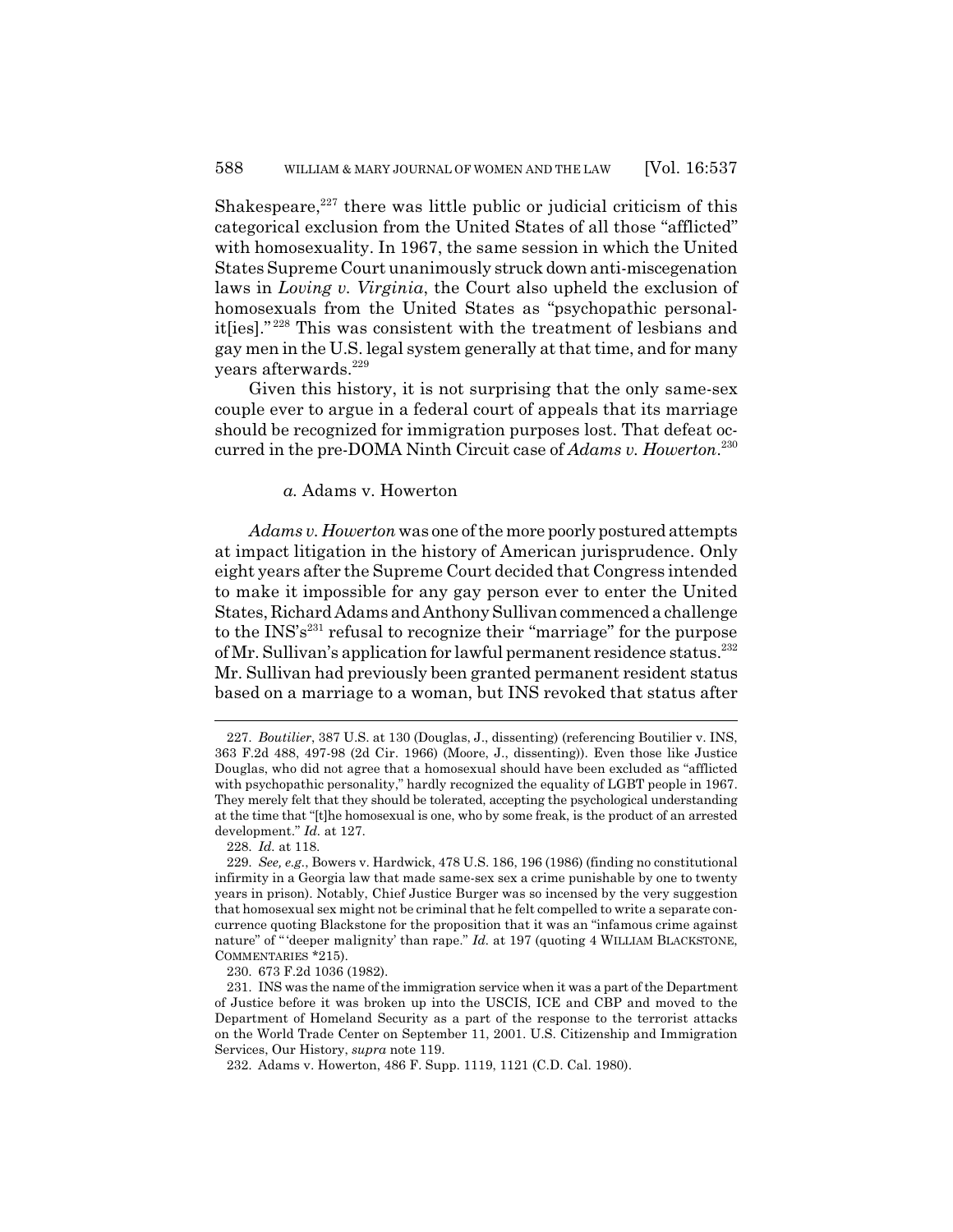Shakespeare,[227] there was little public or judicial criticism of this categorical exclusion from the United States of all those "afflicted" with homosexuality. In 1967, the same session in which the United States Supreme Court unanimously struck down anti-miscegenation laws in *Loving v. Virginia*, the Court also upheld the exclusion of homosexuals from the United States as "psychopathic personalit[ies]."[228] This was consistent with the treatment of lesbians and gay men in the U.S. legal system generally at that time, and for many years afterwards.[229]

Given this history, it is not surprising that the only same-sex couple ever to argue in a federal court of appeals that its marriage should be recognized for immigration purposes lost. That defeat occurred in the pre-DOMA Ninth Circuit case of *Adams v. Howerton*.[230]

### *a.* Adams v. Howerton

*Adams v. Howerton* was one of the more poorly postured attempts at impact litigation in the history of American jurisprudence. Only eight years after the Supreme Court decided that Congress intended to make it impossible for any gay person ever to enter the United States, Richard Adams and Anthony Sullivan commenced a challenge to the INS's[231] refusal to recognize their "marriage" for the purpose of Mr. Sullivan's application for lawful permanent residence status.[232] Mr. Sullivan had previously been granted permanent resident status based on a marriage to a woman, but INS revoked that status after

---

227. *Boutilier*, 387 U.S. at 130 (Douglas, J., dissenting) (referencing Boutilier v. INS, 363 F.2d 488, 497-98 (2d Cir. 1966) (Moore, J., dissenting)). Even those like Justice Douglas, who did not agree that a homosexual should have been excluded as "afflicted with psychopathic personality," hardly recognized the equality of LGBT people in 1967. They merely felt that they should be tolerated, accepting the psychological understanding at the time that "[t]he homosexual is one, who by some freak, is the product of an arrested development." *Id.* at 127.

228. *Id.* at 118.

229. *See, e.g.*, Bowers v. Hardwick, 478 U.S. 186, 196 (1986) (finding no constitutional infirmity in a Georgia law that made same-sex sex a crime punishable by one to twenty years in prison). Notably, Chief Justice Burger was so incensed by the very suggestion that homosexual sex might not be criminal that he felt compelled to write a separate concurrence quoting Blackstone for the proposition that it was an "infamous crime against nature" of "'deeper malignity' than rape." *Id.* at 197 (quoting 4 WILLIAM BLACKSTONE, COMMENTARIES *215).

230. 673 F.2d 1036 (1982).

231. INS was the name of the immigration service when it was a part of the Department of Justice before it was broken up into the USCIS, ICE and CBP and moved to the Department of Homeland Security as a part of the response to the terrorist attacks on the World Trade Center on September 11, 2001. U.S. Citizenship and Immigration Services, Our History, *supra* note 119.

232. Adams v. Howerton, 486 F. Supp. 1119, 1121 (C.D. Cal. 1980).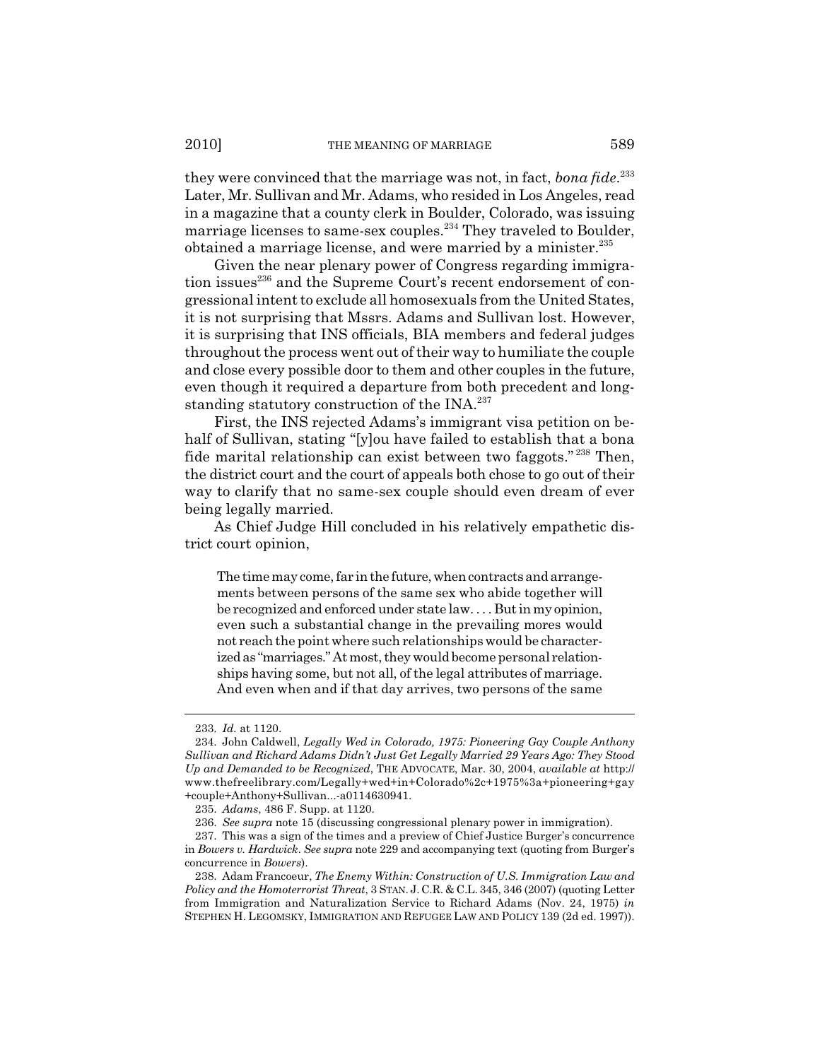they were convinced that the marriage was not, in fact, *bona fide*.[233] Later, Mr. Sullivan and Mr. Adams, who resided in Los Angeles, read in a magazine that a county clerk in Boulder, Colorado, was issuing marriage licenses to same-sex couples.[234] They traveled to Boulder, obtained a marriage license, and were married by a minister.[235]

Given the near plenary power of Congress regarding immigration issues[236] and the Supreme Court's recent endorsement of congressional intent to exclude all homosexuals from the United States, it is not surprising that Mssrs. Adams and Sullivan lost. However, it is surprising that INS officials, BIA members and federal judges throughout the process went out of their way to humiliate the couple and close every possible door to them and other couples in the future, even though it required a departure from both precedent and long-standing statutory construction of the INA.[237]

First, the INS rejected Adams's immigrant visa petition on behalf of Sullivan, stating "[y]ou have failed to establish that a bona fide marital relationship can exist between two faggots."[238] Then, the district court and the court of appeals both chose to go out of their way to clarify that no same-sex couple should even dream of ever being legally married.

As Chief Judge Hill concluded in his relatively empathetic district court opinion,

> The time may come, far in the future, when contracts and arrangements between persons of the same sex who abide together will be recognized and enforced under state law. . . . But in my opinion, even such a substantial change in the prevailing mores would not reach the point where such relationships would be characterized as "marriages." At most, they would become personal relationships having some, but not all, of the legal attributes of marriage. And even when and if that day arrives, two persons of the same

---

233. *Id.* at 1120.

234. John Caldwell, *Legally Wed in Colorado, 1975: Pioneering Gay Couple Anthony Sullivan and Richard Adams Didn't Just Get Legally Married 29 Years Ago: They Stood Up and Demanded to be Recognized*, THE ADVOCATE, Mar. 30, 2004, *available at* http://www.thefreelibrary.com/Legally+wed+in+Colorado%2c+1975%3a+pioneering+gay+couple+Anthony+Sullivan...-a0114630941.

235. *Adams*, 486 F. Supp. at 1120.

236. *See supra* note 15 (discussing congressional plenary power in immigration).

237. This was a sign of the times and a preview of Chief Justice Burger's concurrence in *Bowers v. Hardwick*. *See supra* note 229 and accompanying text (quoting from Burger's concurrence in *Bowers*).

238. Adam Francoeur, *The Enemy Within: Construction of U.S. Immigration Law and Policy and the Homoterrorist Threat*, 3 STAN. J. C.R. & C.L. 345, 346 (2007) (quoting Letter from Immigration and Naturalization Service to Richard Adams (Nov. 24, 1975) *in* STEPHEN H. LEGOMSKY, IMMIGRATION AND REFUGEE LAW AND POLICY 139 (2d ed. 1997)).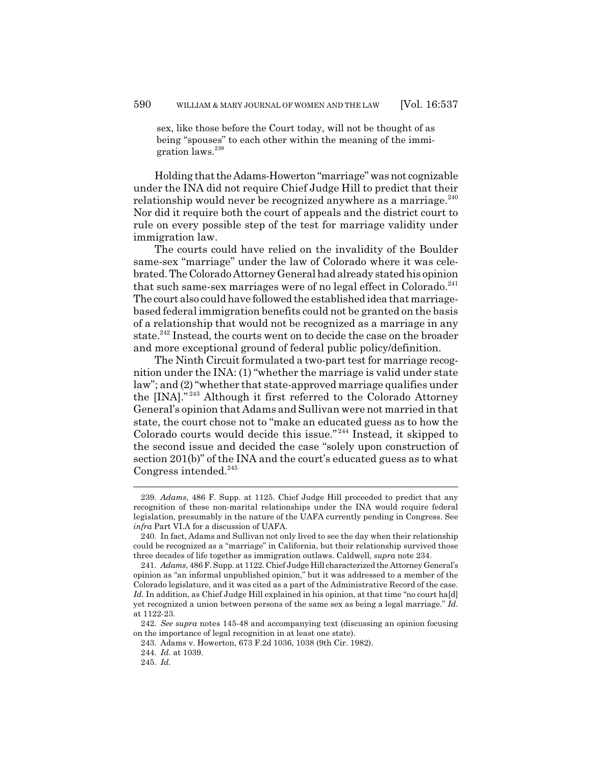sex, like those before the Court today, will not be thought of as being "spouses" to each other within the meaning of the immigration laws.[239]

Holding that the Adams-Howerton "marriage" was not cognizable under the INA did not require Chief Judge Hill to predict that their relationship would never be recognized anywhere as a marriage.[240] Nor did it require both the court of appeals and the district court to rule on every possible step of the test for marriage validity under immigration law.

The courts could have relied on the invalidity of the Boulder same-sex "marriage" under the law of Colorado where it was celebrated. The Colorado Attorney General had already stated his opinion that such same-sex marriages were of no legal effect in Colorado.[241] The court also could have followed the established idea that marriage-based federal immigration benefits could not be granted on the basis of a relationship that would not be recognized as a marriage in any state.[242] Instead, the courts went on to decide the case on the broader and more exceptional ground of federal public policy/definition.

The Ninth Circuit formulated a two-part test for marriage recognition under the INA: (1) "whether the marriage is valid under state law"; and (2) "whether that state-approved marriage qualifies under the [INA]."[243] Although it first referred to the Colorado Attorney General's opinion that Adams and Sullivan were not married in that state, the court chose not to "make an educated guess as to how the Colorado courts would decide this issue."[244] Instead, it skipped to the second issue and decided the case "solely upon construction of section 201(b)" of the INA and the court's educated guess as to what Congress intended.[245]

---

239. *Adams*, 486 F. Supp. at 1125. Chief Judge Hill proceeded to predict that any recognition of these non-marital relationships under the INA would require federal legislation, presumably in the nature of the UAFA currently pending in Congress. See *infra* Part VI.A for a discussion of UAFA.

240. In fact, Adams and Sullivan not only lived to see the day when their relationship could be recognized as a "marriage" in California, but their relationship survived those three decades of life together as immigration outlaws. Caldwell, *supra* note 234.

241. *Adams*, 486 F. Supp. at 1122. Chief Judge Hill characterized the Attorney General's opinion as "an informal unpublished opinion," but it was addressed to a member of the Colorado legislature, and it was cited as a part of the Administrative Record of the case. *Id.* In addition, as Chief Judge Hill explained in his opinion, at that time "no court ha[d] yet recognized a union between persons of the same sex as being a legal marriage." *Id.* at 1122-23.

242. *See supra* notes 145-48 and accompanying text (discussing an opinion focusing on the importance of legal recognition in at least one state).

243. Adams v. Howerton, 673 F.2d 1036, 1038 (9th Cir. 1982).

244. *Id.* at 1039.

245. *Id.*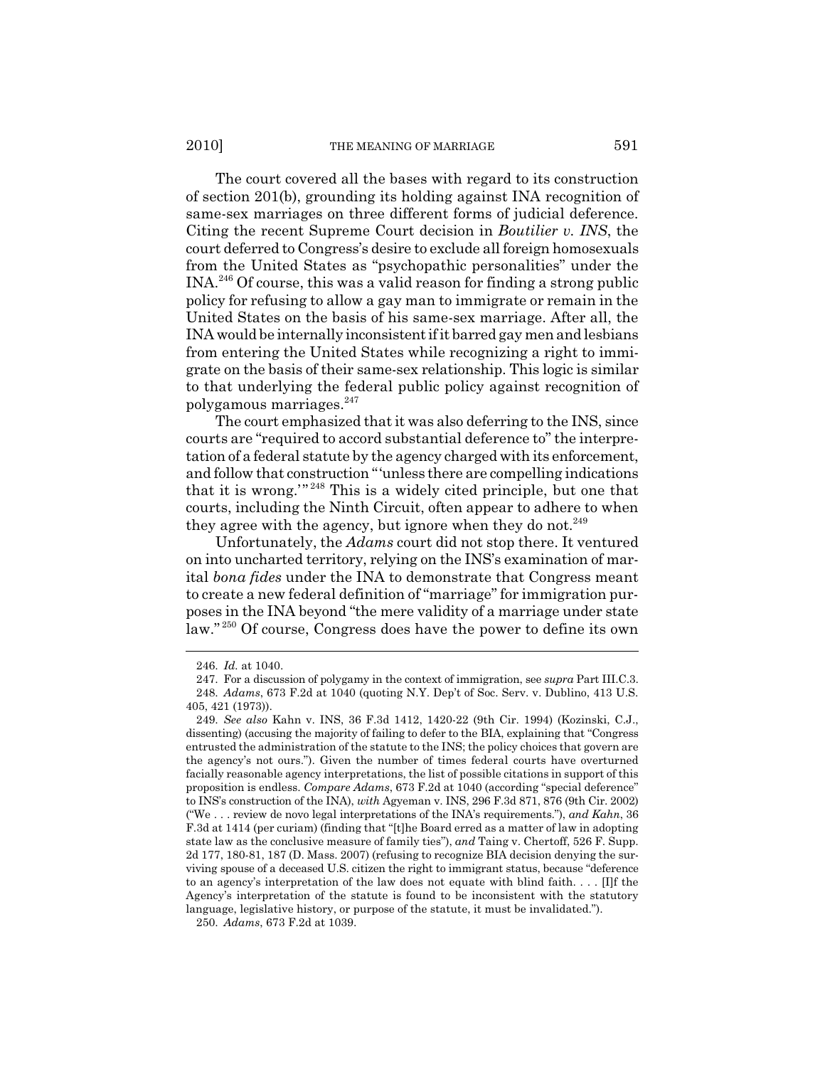The court covered all the bases with regard to its construction of section 201(b), grounding its holding against INA recognition of same-sex marriages on three different forms of judicial deference. Citing the recent Supreme Court decision in *Boutilier v. INS*, the court deferred to Congress's desire to exclude all foreign homosexuals from the United States as "psychopathic personalities" under the INA.[246] Of course, this was a valid reason for finding a strong public policy for refusing to allow a gay man to immigrate or remain in the United States on the basis of his same-sex marriage. After all, the INA would be internally inconsistent if it barred gay men and lesbians from entering the United States while recognizing a right to immigrate on the basis of their same-sex relationship. This logic is similar to that underlying the federal public policy against recognition of polygamous marriages.[247]

The court emphasized that it was also deferring to the INS, since courts are "required to accord substantial deference to" the interpretation of a federal statute by the agency charged with its enforcement, and follow that construction "'unless there are compelling indications that it is wrong.'"[248] This is a widely cited principle, but one that courts, including the Ninth Circuit, often appear to adhere to when they agree with the agency, but ignore when they do not.[249]

Unfortunately, the *Adams* court did not stop there. It ventured on into uncharted territory, relying on the INS's examination of marital *bona fides* under the INA to demonstrate that Congress meant to create a new federal definition of "marriage" for immigration purposes in the INA beyond "the mere validity of a marriage under state law."[250] Of course, Congress does have the power to define its own

---

246. *Id.* at 1040.

247. For a discussion of polygamy in the context of immigration, see *supra* Part III.C.3.

248. *Adams*, 673 F.2d at 1040 (quoting N.Y. Dep't of Soc. Serv. v. Dublino, 413 U.S. 405, 421 (1973)).

249. *See also* Kahn v. INS, 36 F.3d 1412, 1420-22 (9th Cir. 1994) (Kozinski, C.J., dissenting) (accusing the majority of failing to defer to the BIA, explaining that "Congress entrusted the administration of the statute to the INS; the policy choices that govern are the agency's not ours."). Given the number of times federal courts have overturned facially reasonable agency interpretations, the list of possible citations in support of this proposition is endless. *Compare Adams*, 673 F.2d at 1040 (according "special deference" to INS's construction of the INA), *with* Agyeman v. INS, 296 F.3d 871, 876 (9th Cir. 2002) ("We . . . review de novo legal interpretations of the INA's requirements."), *and Kahn*, 36 F.3d at 1414 (per curiam) (finding that "[t]he Board erred as a matter of law in adopting state law as the conclusive measure of family ties"), *and* Taing v. Chertoff, 526 F. Supp. 2d 177, 180-81, 187 (D. Mass. 2007) (refusing to recognize BIA decision denying the surviving spouse of a deceased U.S. citizen the right to immigrant status, because "deference to an agency's interpretation of the law does not equate with blind faith. . . . [I]f the Agency's interpretation of the statute is found to be inconsistent with the statutory language, legislative history, or purpose of the statute, it must be invalidated.").

250. *Adams*, 673 F.2d at 1039.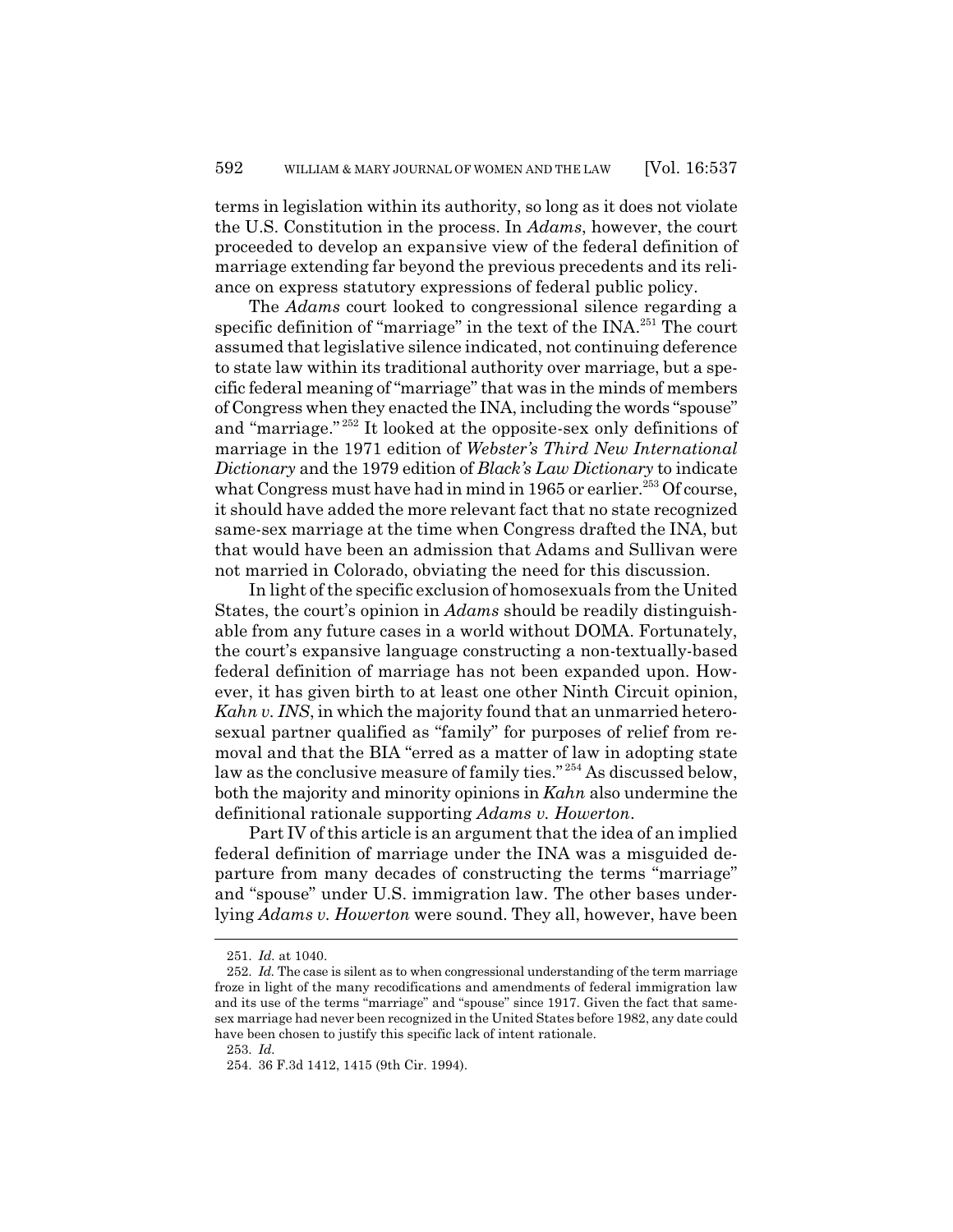terms in legislation within its authority, so long as it does not violate the U.S. Constitution in the process. In *Adams*, however, the court proceeded to develop an expansive view of the federal definition of marriage extending far beyond the previous precedents and its reliance on express statutory expressions of federal public policy.

The *Adams* court looked to congressional silence regarding a specific definition of "marriage" in the text of the INA.[251] The court assumed that legislative silence indicated, not continuing deference to state law within its traditional authority over marriage, but a specific federal meaning of "marriage" that was in the minds of members of Congress when they enacted the INA, including the words "spouse" and "marriage."[252] It looked at the opposite-sex only definitions of marriage in the 1971 edition of *Webster's Third New International Dictionary* and the 1979 edition of *Black's Law Dictionary* to indicate what Congress must have had in mind in 1965 or earlier.[253] Of course, it should have added the more relevant fact that no state recognized same-sex marriage at the time when Congress drafted the INA, but that would have been an admission that Adams and Sullivan were not married in Colorado, obviating the need for this discussion.

In light of the specific exclusion of homosexuals from the United States, the court's opinion in *Adams* should be readily distinguishable from any future cases in a world without DOMA. Fortunately, the court's expansive language constructing a non-textually-based federal definition of marriage has not been expanded upon. However, it has given birth to at least one other Ninth Circuit opinion, *Kahn v. INS*, in which the majority found that an unmarried heterosexual partner qualified as "family" for purposes of relief from removal and that the BIA "erred as a matter of law in adopting state law as the conclusive measure of family ties."[254] As discussed below, both the majority and minority opinions in *Kahn* also undermine the definitional rationale supporting *Adams v. Howerton*.

Part IV of this article is an argument that the idea of an implied federal definition of marriage under the INA was a misguided departure from many decades of constructing the terms "marriage" and "spouse" under U.S. immigration law. The other bases underlying *Adams v. Howerton* were sound. They all, however, have been

251. *Id.* at 1040.

252. *Id.* The case is silent as to when congressional understanding of the term marriage froze in light of the many recodifications and amendments of federal immigration law and its use of the terms "marriage" and "spouse" since 1917. Given the fact that same-sex marriage had never been recognized in the United States before 1982, any date could have been chosen to justify this specific lack of intent rationale.

253. *Id.*

254. 36 F.3d 1412, 1415 (9th Cir. 1994).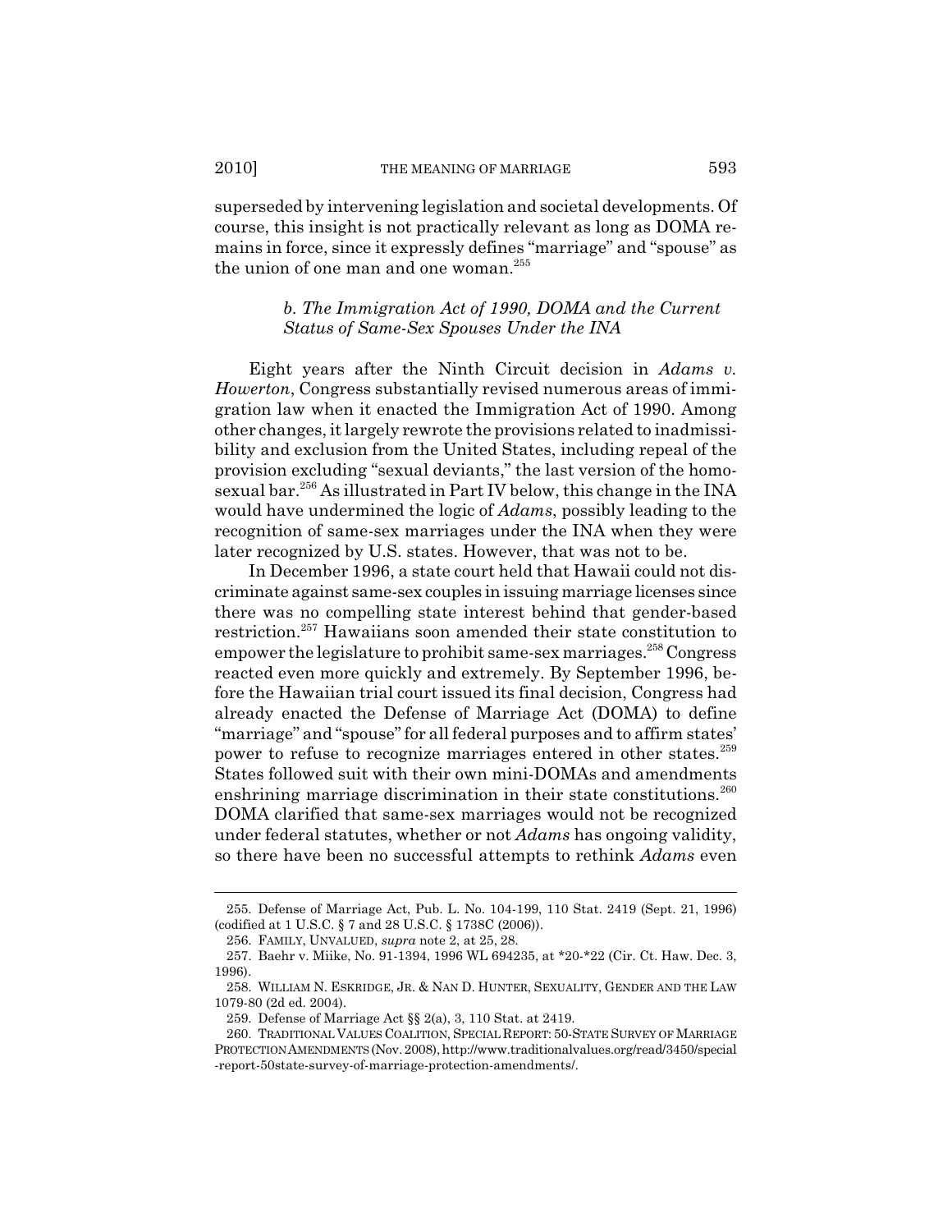superseded by intervening legislation and societal developments. Of course, this insight is not practically relevant as long as DOMA remains in force, since it expressly defines "marriage" and "spouse" as the union of one man and one woman.[255]

### *b. The Immigration Act of 1990, DOMA and the Current Status of Same-Sex Spouses Under the INA*

Eight years after the Ninth Circuit decision in *Adams v. Howerton*, Congress substantially revised numerous areas of immigration law when it enacted the Immigration Act of 1990. Among other changes, it largely rewrote the provisions related to inadmissibility and exclusion from the United States, including repeal of the provision excluding "sexual deviants," the last version of the homosexual bar.[256] As illustrated in Part IV below, this change in the INA would have undermined the logic of *Adams*, possibly leading to the recognition of same-sex marriages under the INA when they were later recognized by U.S. states. However, that was not to be.

In December 1996, a state court held that Hawaii could not discriminate against same-sex couples in issuing marriage licenses since there was no compelling state interest behind that gender-based restriction.[257] Hawaiians soon amended their state constitution to empower the legislature to prohibit same-sex marriages.[258] Congress reacted even more quickly and extremely. By September 1996, before the Hawaiian trial court issued its final decision, Congress had already enacted the Defense of Marriage Act (DOMA) to define "marriage" and "spouse" for all federal purposes and to affirm states' power to refuse to recognize marriages entered in other states.[259] States followed suit with their own mini-DOMAs and amendments enshrining marriage discrimination in their state constitutions.[260] DOMA clarified that same-sex marriages would not be recognized under federal statutes, whether or not *Adams* has ongoing validity, so there have been no successful attempts to rethink *Adams* even

---

255. Defense of Marriage Act, Pub. L. No. 104-199, 110 Stat. 2419 (Sept. 21, 1996) (codified at 1 U.S.C. § 7 and 28 U.S.C. § 1738C (2006)).

256. FAMILY, UNVALUED, *supra* note 2, at 25, 28.

257. Baehr v. Miike, No. 91-1394, 1996 WL 694235, at *20-*22 (Cir. Ct. Haw. Dec. 3, 1996).

258. WILLIAM N. ESKRIDGE, JR. & NAN D. HUNTER, SEXUALITY, GENDER AND THE LAW 1079-80 (2d ed. 2004).

259. Defense of Marriage Act §§ 2(a), 3, 110 Stat. at 2419.

260. TRADITIONAL VALUES COALITION, SPECIAL REPORT: 50-STATE SURVEY OF MARRIAGE PROTECTION AMENDMENTS (Nov. 2008), http://www.traditionalvalues.org/read/3450/special-report-50state-survey-of-marriage-protection-amendments/.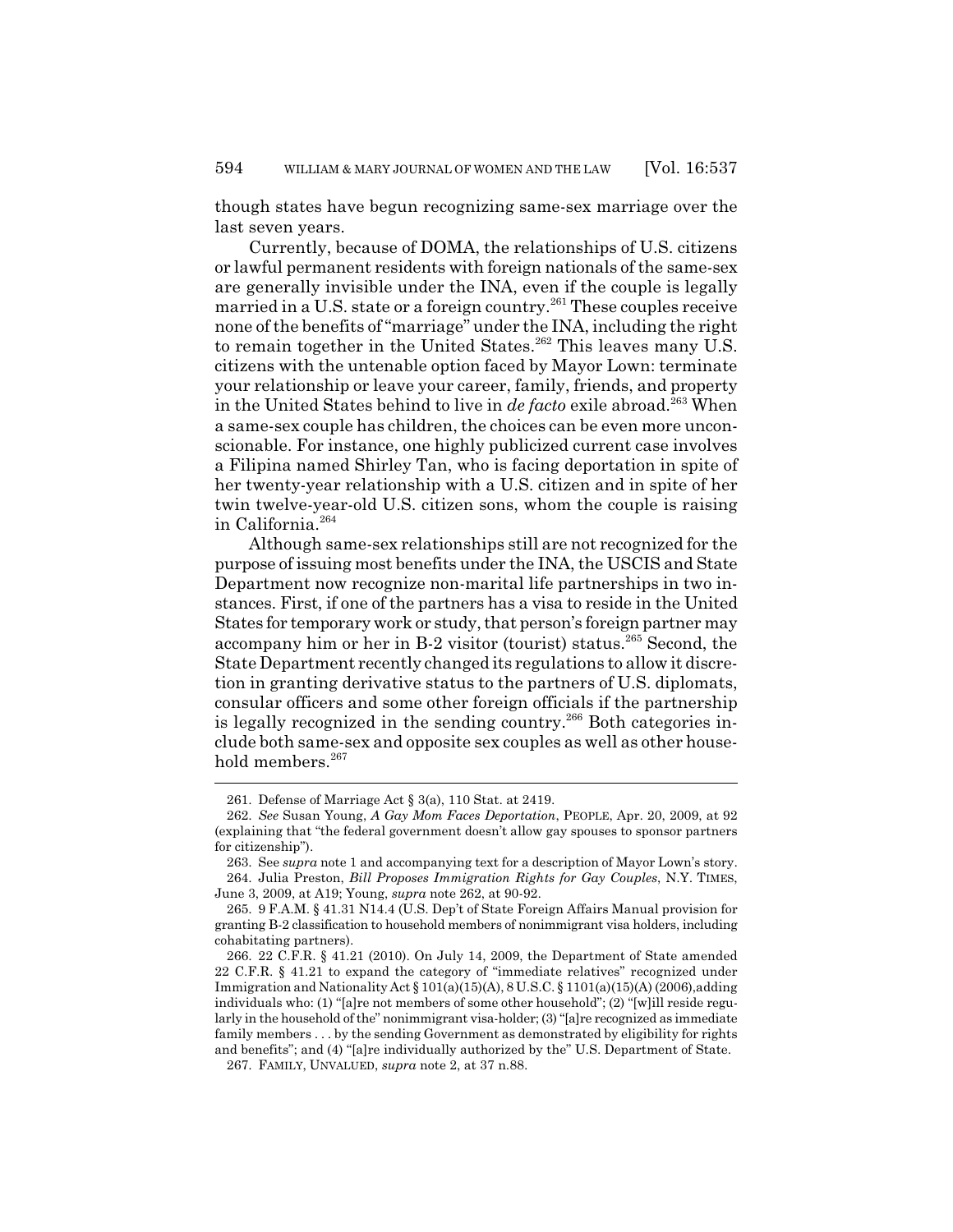though states have begun recognizing same-sex marriage over the last seven years.

Currently, because of DOMA, the relationships of U.S. citizens or lawful permanent residents with foreign nationals of the same-sex are generally invisible under the INA, even if the couple is legally married in a U.S. state or a foreign country.[261] These couples receive none of the benefits of "marriage" under the INA, including the right to remain together in the United States.[262] This leaves many U.S. citizens with the untenable option faced by Mayor Lown: terminate your relationship or leave your career, family, friends, and property in the United States behind to live in *de facto* exile abroad.[263] When a same-sex couple has children, the choices can be even more unconscionable. For instance, one highly publicized current case involves a Filipina named Shirley Tan, who is facing deportation in spite of her twenty-year relationship with a U.S. citizen and in spite of her twin twelve-year-old U.S. citizen sons, whom the couple is raising in California.[264]

Although same-sex relationships still are not recognized for the purpose of issuing most benefits under the INA, the USCIS and State Department now recognize non-marital life partnerships in two instances. First, if one of the partners has a visa to reside in the United States for temporary work or study, that person's foreign partner may accompany him or her in B-2 visitor (tourist) status.[265] Second, the State Department recently changed its regulations to allow it discretion in granting derivative status to the partners of U.S. diplomats, consular officers and some other foreign officials if the partnership is legally recognized in the sending country.[266] Both categories include both same-sex and opposite sex couples as well as other household members.[267]

---

261. Defense of Marriage Act § 3(a), 110 Stat. at 2419.

262. *See* Susan Young, *A Gay Mom Faces Deportation*, PEOPLE, Apr. 20, 2009, at 92 (explaining that "the federal government doesn't allow gay spouses to sponsor partners for citizenship").

263. See *supra* note 1 and accompanying text for a description of Mayor Lown's story.

264. Julia Preston, *Bill Proposes Immigration Rights for Gay Couples*, N.Y. TIMES, June 3, 2009, at A19; Young, *supra* note 262, at 90-92.

265. 9 F.A.M. § 41.31 N14.4 (U.S. Dep't of State Foreign Affairs Manual provision for granting B-2 classification to household members of nonimmigrant visa holders, including cohabitating partners).

266. 22 C.F.R. § 41.21 (2010). On July 14, 2009, the Department of State amended 22 C.F.R. § 41.21 to expand the category of "immediate relatives" recognized under Immigration and Nationality Act § 101(a)(15)(A), 8 U.S.C. § 1101(a)(15)(A) (2006),adding individuals who: (1) "[a]re not members of some other household"; (2) "[w]ill reside regularly in the household of the" nonimmigrant visa-holder; (3) "[a]re recognized as immediate family members . . . by the sending Government as demonstrated by eligibility for rights and benefits"; and (4) "[a]re individually authorized by the" U.S. Department of State.

267. FAMILY, UNVALUED, *supra* note 2, at 37 n.88.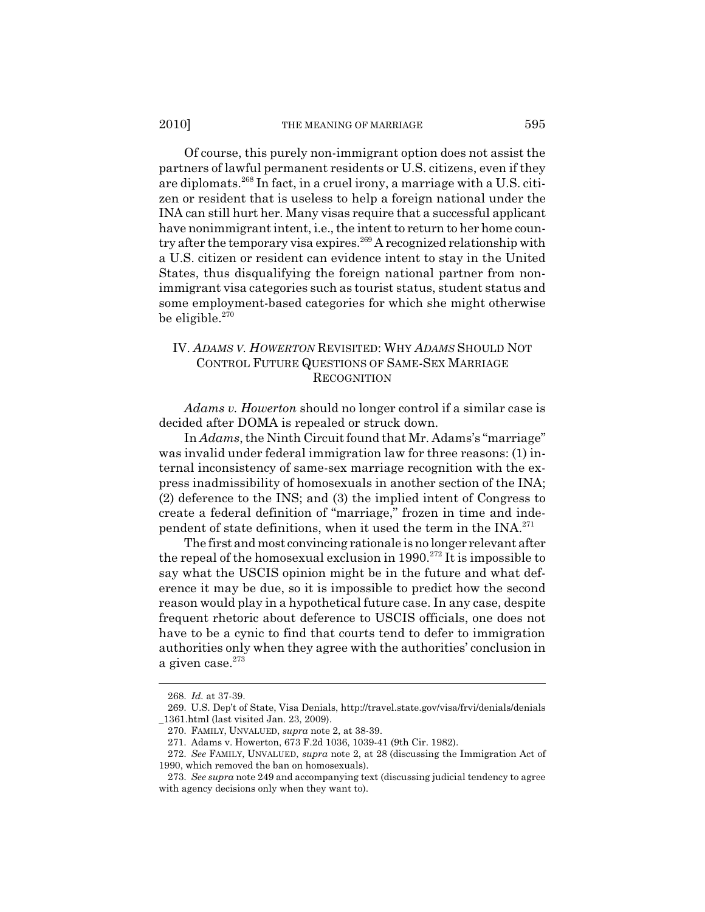Of course, this purely non-immigrant option does not assist the partners of lawful permanent residents or U.S. citizens, even if they are diplomats.[268] In fact, in a cruel irony, a marriage with a U.S. citizen or resident that is useless to help a foreign national under the INA can still hurt her. Many visas require that a successful applicant have nonimmigrant intent, i.e., the intent to return to her home country after the temporary visa expires.[269] A recognized relationship with a U.S. citizen or resident can evidence intent to stay in the United States, thus disqualifying the foreign national partner from nonimmigrant visa categories such as tourist status, student status and some employment-based categories for which she might otherwise be eligible.[270]

## IV. *ADAMS V. HOWERTON* REVISITED: WHY *ADAMS* SHOULD NOT CONTROL FUTURE QUESTIONS OF SAME-SEX MARRIAGE RECOGNITION

*Adams v. Howerton* should no longer control if a similar case is decided after DOMA is repealed or struck down.

In *Adams*, the Ninth Circuit found that Mr. Adams's "marriage" was invalid under federal immigration law for three reasons: (1) internal inconsistency of same-sex marriage recognition with the express inadmissibility of homosexuals in another section of the INA; (2) deference to the INS; and (3) the implied intent of Congress to create a federal definition of "marriage," frozen in time and independent of state definitions, when it used the term in the INA.[271]

The first and most convincing rationale is no longer relevant after the repeal of the homosexual exclusion in 1990.[272] It is impossible to say what the USCIS opinion might be in the future and what deference it may be due, so it is impossible to predict how the second reason would play in a hypothetical future case. In any case, despite frequent rhetoric about deference to USCIS officials, one does not have to be a cynic to find that courts tend to defer to immigration authorities only when they agree with the authorities' conclusion in a given case.[273]

---

268. *Id.* at 37-39.

269. U.S. Dep't of State, Visa Denials, http://travel.state.gov/visa/frvi/denials/denials_1361.html (last visited Jan. 23, 2009).

270. FAMILY, UNVALUED, *supra* note 2, at 38-39.

271. Adams v. Howerton, 673 F.2d 1036, 1039-41 (9th Cir. 1982).

272. *See* FAMILY, UNVALUED, *supra* note 2, at 28 (discussing the Immigration Act of 1990, which removed the ban on homosexuals).

273. *See supra* note 249 and accompanying text (discussing judicial tendency to agree with agency decisions only when they want to).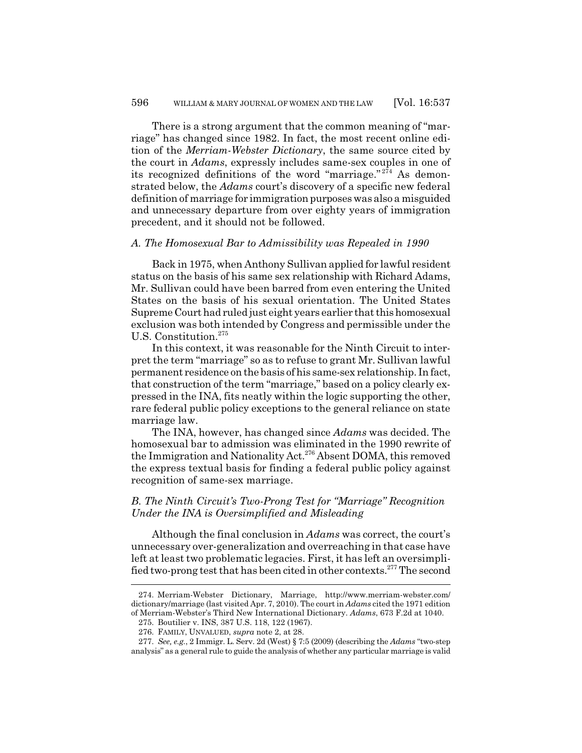There is a strong argument that the common meaning of "marriage" has changed since 1982. In fact, the most recent online edition of the *Merriam-Webster Dictionary*, the same source cited by the court in *Adams*, expressly includes same-sex couples in one of its recognized definitions of the word "marriage."[274] As demonstrated below, the *Adams* court's discovery of a specific new federal definition of marriage for immigration purposes was also a misguided and unnecessary departure from over eighty years of immigration precedent, and it should not be followed.

### *A. The Homosexual Bar to Admissibility was Repealed in 1990*

Back in 1975, when Anthony Sullivan applied for lawful resident status on the basis of his same sex relationship with Richard Adams, Mr. Sullivan could have been barred from even entering the United States on the basis of his sexual orientation. The United States Supreme Court had ruled just eight years earlier that this homosexual exclusion was both intended by Congress and permissible under the U.S. Constitution.[275]

In this context, it was reasonable for the Ninth Circuit to interpret the term "marriage" so as to refuse to grant Mr. Sullivan lawful permanent residence on the basis of his same-sex relationship. In fact, that construction of the term "marriage," based on a policy clearly expressed in the INA, fits neatly within the logic supporting the other, rare federal public policy exceptions to the general reliance on state marriage law.

The INA, however, has changed since *Adams* was decided. The homosexual bar to admission was eliminated in the 1990 rewrite of the Immigration and Nationality Act.[276] Absent DOMA, this removed the express textual basis for finding a federal public policy against recognition of same-sex marriage.

### *B. The Ninth Circuit's Two-Prong Test for "Marriage" Recognition Under the INA is Oversimplified and Misleading*

Although the final conclusion in *Adams* was correct, the court's unnecessary over-generalization and overreaching in that case have left at least two problematic legacies. First, it has left an oversimplified two-prong test that has been cited in other contexts.[277] The second

---

274. Merriam-Webster Dictionary, Marriage, http://www.merriam-webster.com/dictionary/marriage (last visited Apr. 7, 2010). The court in *Adams* cited the 1971 edition of Merriam-Webster's Third New International Dictionary. *Adams*, 673 F.2d at 1040.

275. Boutilier v. INS, 387 U.S. 118, 122 (1967).

276. FAMILY, UNVALUED, *supra* note 2, at 28.

277. *See, e.g.*, 2 Immigr. L. Serv. 2d (West) § 7:5 (2009) (describing the *Adams* "two-step analysis" as a general rule to guide the analysis of whether any particular marriage is valid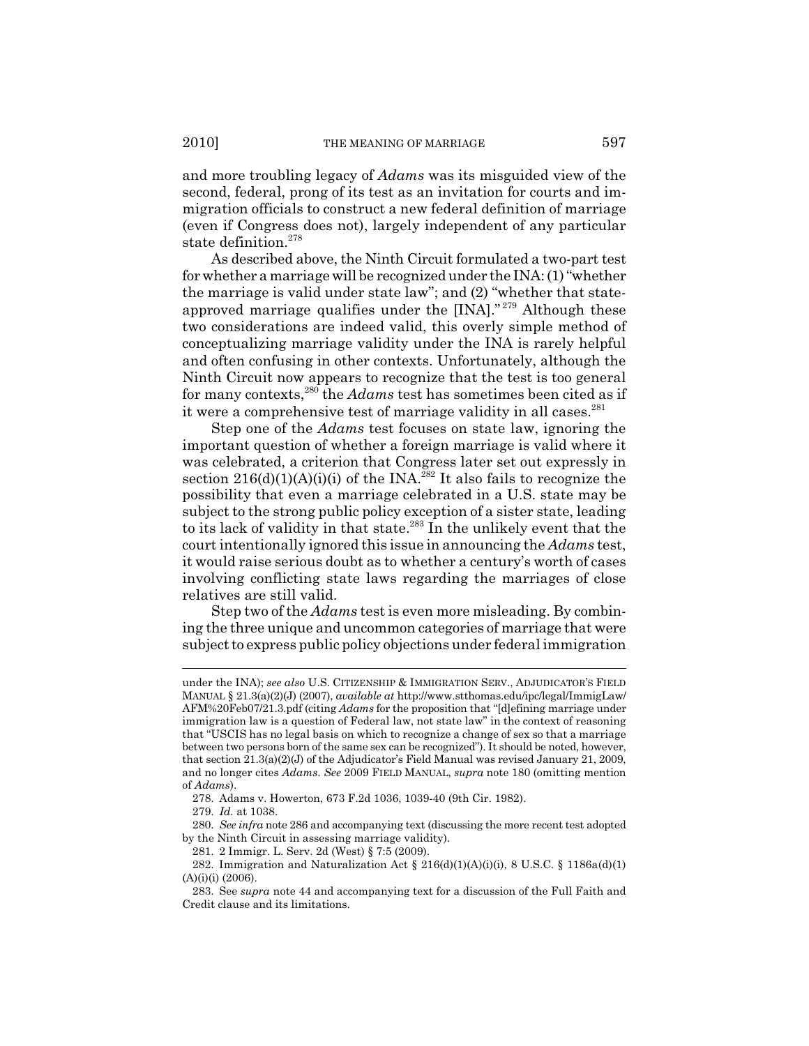and more troubling legacy of *Adams* was its misguided view of the second, federal, prong of its test as an invitation for courts and immigration officials to construct a new federal definition of marriage (even if Congress does not), largely independent of any particular state definition.[278]

As described above, the Ninth Circuit formulated a two-part test for whether a marriage will be recognized under the INA: (1) "whether the marriage is valid under state law"; and (2) "whether that state-approved marriage qualifies under the [INA]."[279] Although these two considerations are indeed valid, this overly simple method of conceptualizing marriage validity under the INA is rarely helpful and often confusing in other contexts. Unfortunately, although the Ninth Circuit now appears to recognize that the test is too general for many contexts,[280] the *Adams* test has sometimes been cited as if it were a comprehensive test of marriage validity in all cases.[281]

Step one of the *Adams* test focuses on state law, ignoring the important question of whether a foreign marriage is valid where it was celebrated, a criterion that Congress later set out expressly in section 216(d)(1)(A)(i)(i) of the INA.[282] It also fails to recognize the possibility that even a marriage celebrated in a U.S. state may be subject to the strong public policy exception of a sister state, leading to its lack of validity in that state.[283] In the unlikely event that the court intentionally ignored this issue in announcing the *Adams* test, it would raise serious doubt as to whether a century's worth of cases involving conflicting state laws regarding the marriages of close relatives are still valid.

Step two of the *Adams* test is even more misleading. By combining the three unique and uncommon categories of marriage that were subject to express public policy objections under federal immigration

---

under the INA); *see also* U.S. CITIZENSHIP & IMMIGRATION SERV., ADJUDICATOR'S FIELD MANUAL § 21.3(a)(2)(J) (2007), *available at* http://www.stthomas.edu/ipc/legal/ImmigLaw/AFM%20Feb07/21.3.pdf (citing *Adams* for the proposition that "[d]efining marriage under immigration law is a question of Federal law, not state law" in the context of reasoning that "USCIS has no legal basis on which to recognize a change of sex so that a marriage between two persons born of the same sex can be recognized"). It should be noted, however, that section 21.3(a)(2)(J) of the Adjudicator's Field Manual was revised January 21, 2009, and no longer cites *Adams*. *See* 2009 FIELD MANUAL, *supra* note 180 (omitting mention of *Adams*).

278. Adams v. Howerton, 673 F.2d 1036, 1039-40 (9th Cir. 1982).

279. *Id.* at 1038.

280. *See infra* note 286 and accompanying text (discussing the more recent test adopted by the Ninth Circuit in assessing marriage validity).

281. 2 Immigr. L. Serv. 2d (West) § 7:5 (2009).

282. Immigration and Naturalization Act § 216(d)(1)(A)(i)(i), 8 U.S.C. § 1186a(d)(1)(A)(i)(i) (2006).

283. See *supra* note 44 and accompanying text for a discussion of the Full Faith and Credit clause and its limitations.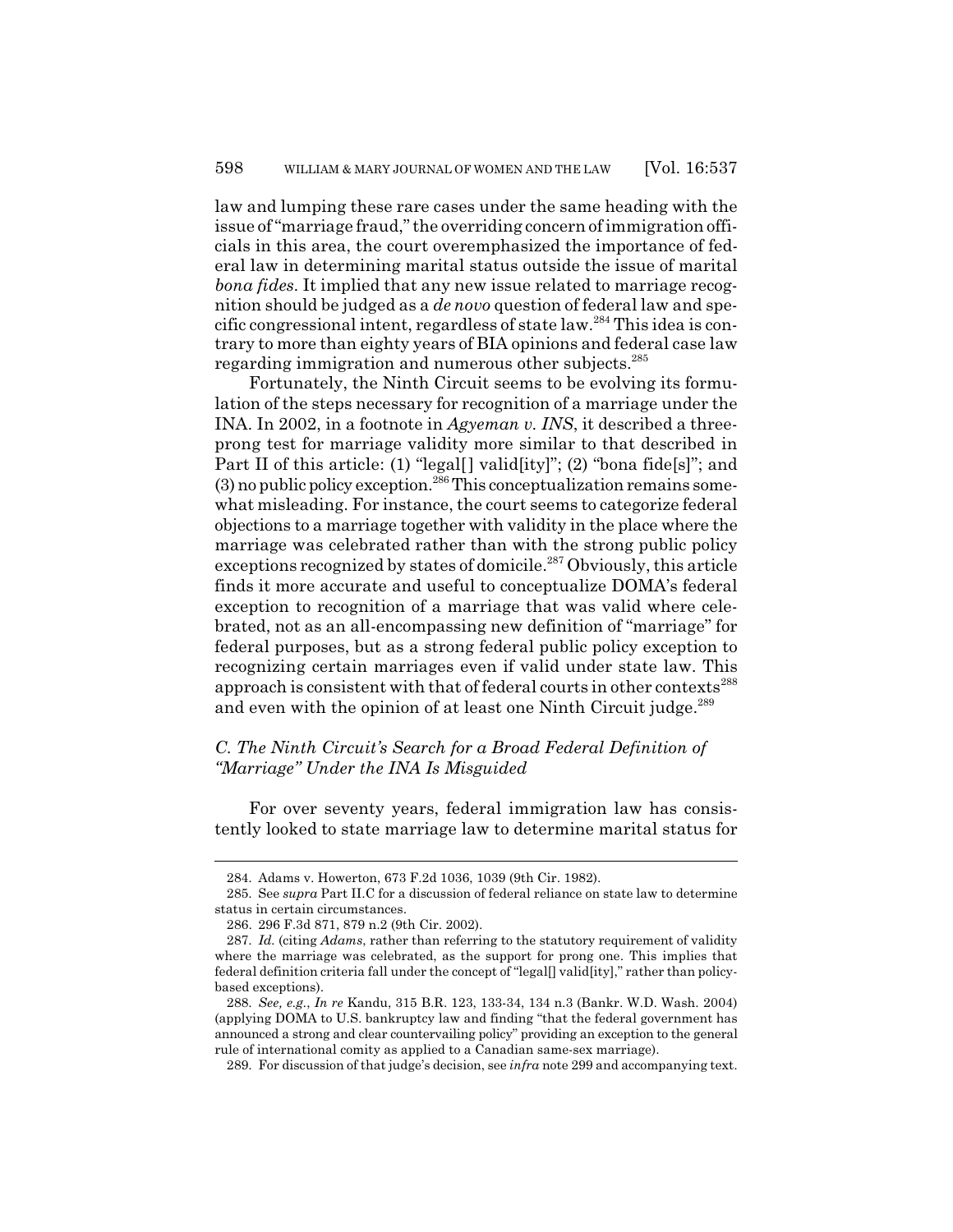law and lumping these rare cases under the same heading with the issue of "marriage fraud," the overriding concern of immigration officials in this area, the court overemphasized the importance of federal law in determining marital status outside the issue of marital *bona fides*. It implied that any new issue related to marriage recognition should be judged as a *de novo* question of federal law and specific congressional intent, regardless of state law.[284] This idea is contrary to more than eighty years of BIA opinions and federal case law regarding immigration and numerous other subjects.[285]

Fortunately, the Ninth Circuit seems to be evolving its formulation of the steps necessary for recognition of a marriage under the INA. In 2002, in a footnote in *Agyeman v. INS*, it described a three-prong test for marriage validity more similar to that described in Part II of this article: (1) "legal[] valid[ity]"; (2) "bona fide[s]"; and (3) no public policy exception.[286] This conceptualization remains somewhat misleading. For instance, the court seems to categorize federal objections to a marriage together with validity in the place where the marriage was celebrated rather than with the strong public policy exceptions recognized by states of domicile.[287] Obviously, this article finds it more accurate and useful to conceptualize DOMA's federal exception to recognition of a marriage that was valid where celebrated, not as an all-encompassing new definition of "marriage" for federal purposes, but as a strong federal public policy exception to recognizing certain marriages even if valid under state law. This approach is consistent with that of federal courts in other contexts[288] and even with the opinion of at least one Ninth Circuit judge.[289]

### *C. The Ninth Circuit's Search for a Broad Federal Definition of "Marriage" Under the INA Is Misguided*

For over seventy years, federal immigration law has consistently looked to state marriage law to determine marital status for

---

284. Adams v. Howerton, 673 F.2d 1036, 1039 (9th Cir. 1982).

285. See *supra* Part II.C for a discussion of federal reliance on state law to determine status in certain circumstances.

286. 296 F.3d 871, 879 n.2 (9th Cir. 2002).

287. *Id.* (citing *Adams*, rather than referring to the statutory requirement of validity where the marriage was celebrated, as the support for prong one. This implies that federal definition criteria fall under the concept of "legal[] valid[ity]," rather than policy-based exceptions).

288. *See, e.g.*, *In re* Kandu, 315 B.R. 123, 133-34, 134 n.3 (Bankr. W.D. Wash. 2004) (applying DOMA to U.S. bankruptcy law and finding "that the federal government has announced a strong and clear countervailing policy" providing an exception to the general rule of international comity as applied to a Canadian same-sex marriage).

289. For discussion of that judge's decision, see *infra* note 299 and accompanying text.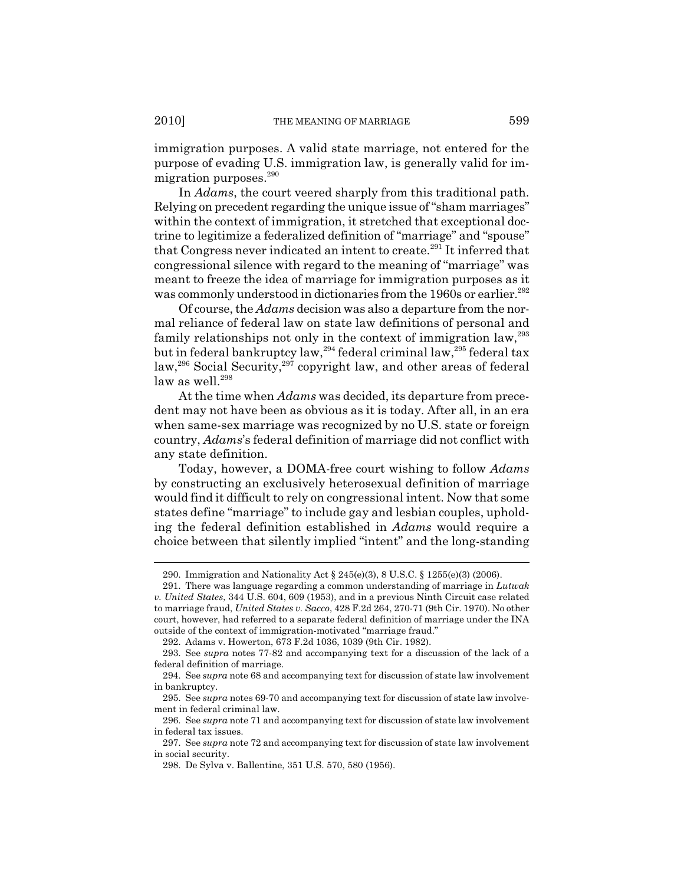immigration purposes. A valid state marriage, not entered for the purpose of evading U.S. immigration law, is generally valid for immigration purposes.[290]

In *Adams*, the court veered sharply from this traditional path. Relying on precedent regarding the unique issue of "sham marriages" within the context of immigration, it stretched that exceptional doctrine to legitimize a federalized definition of "marriage" and "spouse" that Congress never indicated an intent to create.[291] It inferred that congressional silence with regard to the meaning of "marriage" was meant to freeze the idea of marriage for immigration purposes as it was commonly understood in dictionaries from the 1960s or earlier.[292]

Of course, the *Adams* decision was also a departure from the normal reliance of federal law on state law definitions of personal and family relationships not only in the context of immigration law,[293] but in federal bankruptcy law,[294] federal criminal law,[295] federal tax law,[296] Social Security,[297] copyright law, and other areas of federal law as well.[298]

At the time when *Adams* was decided, its departure from precedent may not have been as obvious as it is today. After all, in an era when same-sex marriage was recognized by no U.S. state or foreign country, *Adams*'s federal definition of marriage did not conflict with any state definition.

Today, however, a DOMA-free court wishing to follow *Adams* by constructing an exclusively heterosexual definition of marriage would find it difficult to rely on congressional intent. Now that some states define "marriage" to include gay and lesbian couples, upholding the federal definition established in *Adams* would require a choice between that silently implied "intent" and the long-standing

---

290. Immigration and Nationality Act § 245(e)(3), 8 U.S.C. § 1255(e)(3) (2006).

291. There was language regarding a common understanding of marriage in *Lutwak v. United States*, 344 U.S. 604, 609 (1953), and in a previous Ninth Circuit case related to marriage fraud, *United States v. Sacco*, 428 F.2d 264, 270-71 (9th Cir. 1970). No other court, however, had referred to a separate federal definition of marriage under the INA outside of the context of immigration-motivated "marriage fraud."

292. Adams v. Howerton, 673 F.2d 1036, 1039 (9th Cir. 1982).

293. See *supra* notes 77-82 and accompanying text for a discussion of the lack of a federal definition of marriage.

294. See *supra* note 68 and accompanying text for discussion of state law involvement in bankruptcy.

295. See *supra* notes 69-70 and accompanying text for discussion of state law involvement in federal criminal law.

296. See *supra* note 71 and accompanying text for discussion of state law involvement in federal tax issues.

297. See *supra* note 72 and accompanying text for discussion of state law involvement in social security.

298. De Sylva v. Ballentine, 351 U.S. 570, 580 (1956).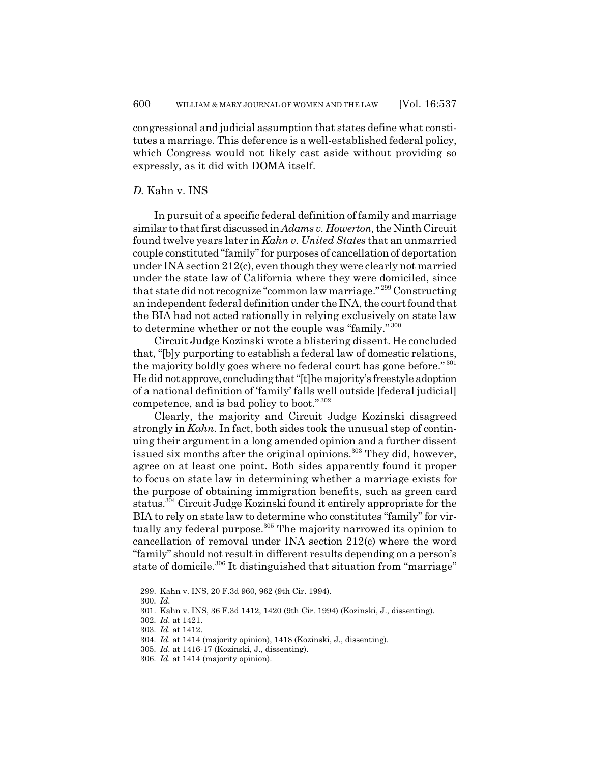congressional and judicial assumption that states define what constitutes a marriage. This deference is a well-established federal policy, which Congress would not likely cast aside without providing so expressly, as it did with DOMA itself.

### *D.* Kahn v. INS

In pursuit of a specific federal definition of family and marriage similar to that first discussed in *Adams v. Howerton,* the Ninth Circuit found twelve years later in *Kahn v. United States* that an unmarried couple constituted "family" for purposes of cancellation of deportation under INA section 212(c), even though they were clearly not married under the state law of California where they were domiciled, since that state did not recognize "common law marriage."[299] Constructing an independent federal definition under the INA, the court found that the BIA had not acted rationally in relying exclusively on state law to determine whether or not the couple was "family."[300]

Circuit Judge Kozinski wrote a blistering dissent. He concluded that, "[b]y purporting to establish a federal law of domestic relations, the majority boldly goes where no federal court has gone before."[301] He did not approve, concluding that "[t]he majority's freestyle adoption of a national definition of 'family' falls well outside [federal judicial] competence, and is bad policy to boot."[302]

Clearly, the majority and Circuit Judge Kozinski disagreed strongly in *Kahn*. In fact, both sides took the unusual step of continuing their argument in a long amended opinion and a further dissent issued six months after the original opinions.[303] They did, however, agree on at least one point. Both sides apparently found it proper to focus on state law in determining whether a marriage exists for the purpose of obtaining immigration benefits, such as green card status.[304] Circuit Judge Kozinski found it entirely appropriate for the BIA to rely on state law to determine who constitutes "family" for virtually any federal purpose.[305] The majority narrowed its opinion to cancellation of removal under INA section 212(c) where the word "family" should not result in different results depending on a person's state of domicile.[306] It distinguished that situation from "marriage"

---

299. Kahn v. INS, 20 F.3d 960, 962 (9th Cir. 1994).

300. *Id.*

301. Kahn v. INS, 36 F.3d 1412, 1420 (9th Cir. 1994) (Kozinski, J., dissenting).

302. *Id.* at 1421.

303. *Id.* at 1412.

304. *Id.* at 1414 (majority opinion), 1418 (Kozinski, J., dissenting).

305. *Id.* at 1416-17 (Kozinski, J., dissenting).

306. *Id.* at 1414 (majority opinion).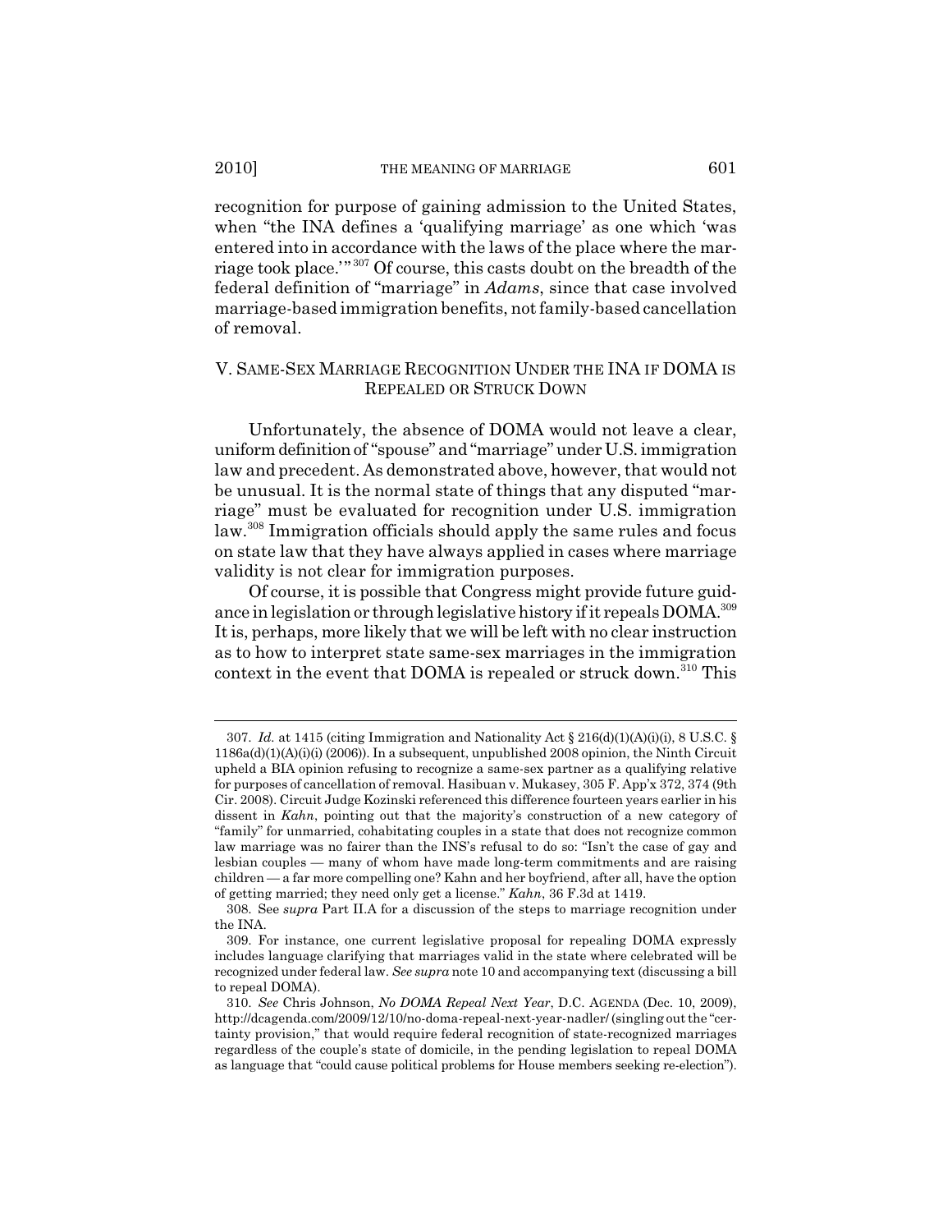recognition for purpose of gaining admission to the United States, when "the INA defines a 'qualifying marriage' as one which 'was entered into in accordance with the laws of the place where the marriage took place.'"[307] Of course, this casts doubt on the breadth of the federal definition of "marriage" in *Adams*, since that case involved marriage-based immigration benefits, not family-based cancellation of removal.

## V. SAME-SEX MARRIAGE RECOGNITION UNDER THE INA IF DOMA IS REPEALED OR STRUCK DOWN

Unfortunately, the absence of DOMA would not leave a clear, uniform definition of "spouse" and "marriage" under U.S. immigration law and precedent. As demonstrated above, however, that would not be unusual. It is the normal state of things that any disputed "marriage" must be evaluated for recognition under U.S. immigration law.[308] Immigration officials should apply the same rules and focus on state law that they have always applied in cases where marriage validity is not clear for immigration purposes.

Of course, it is possible that Congress might provide future guidance in legislation or through legislative history if it repeals DOMA.[309] It is, perhaps, more likely that we will be left with no clear instruction as to how to interpret state same-sex marriages in the immigration context in the event that DOMA is repealed or struck down.[310] This

---

307. *Id.* at 1415 (citing Immigration and Nationality Act § 216(d)(1)(A)(i)(i), 8 U.S.C. § 1186a(d)(1)(A)(i)(i) (2006)). In a subsequent, unpublished 2008 opinion, the Ninth Circuit upheld a BIA opinion refusing to recognize a same-sex partner as a qualifying relative for purposes of cancellation of removal. Hasibuan v. Mukasey, 305 F. App'x 372, 374 (9th Cir. 2008). Circuit Judge Kozinski referenced this difference fourteen years earlier in his dissent in *Kahn*, pointing out that the majority's construction of a new category of "family" for unmarried, cohabitating couples in a state that does not recognize common law marriage was no fairer than the INS's refusal to do so: "Isn't the case of gay and lesbian couples — many of whom have made long-term commitments and are raising children — a far more compelling one? Kahn and her boyfriend, after all, have the option of getting married; they need only get a license." *Kahn*, 36 F.3d at 1419.

308. See *supra* Part II.A for a discussion of the steps to marriage recognition under the INA.

309. For instance, one current legislative proposal for repealing DOMA expressly includes language clarifying that marriages valid in the state where celebrated will be recognized under federal law. *See supra* note 10 and accompanying text (discussing a bill to repeal DOMA).

310. *See* Chris Johnson, *No DOMA Repeal Next Year*, D.C. AGENDA (Dec. 10, 2009), http://dcagenda.com/2009/12/10/no-doma-repeal-next-year-nadler/ (singling out the "certainty provision," that would require federal recognition of state-recognized marriages regardless of the couple's state of domicile, in the pending legislation to repeal DOMA as language that "could cause political problems for House members seeking re-election").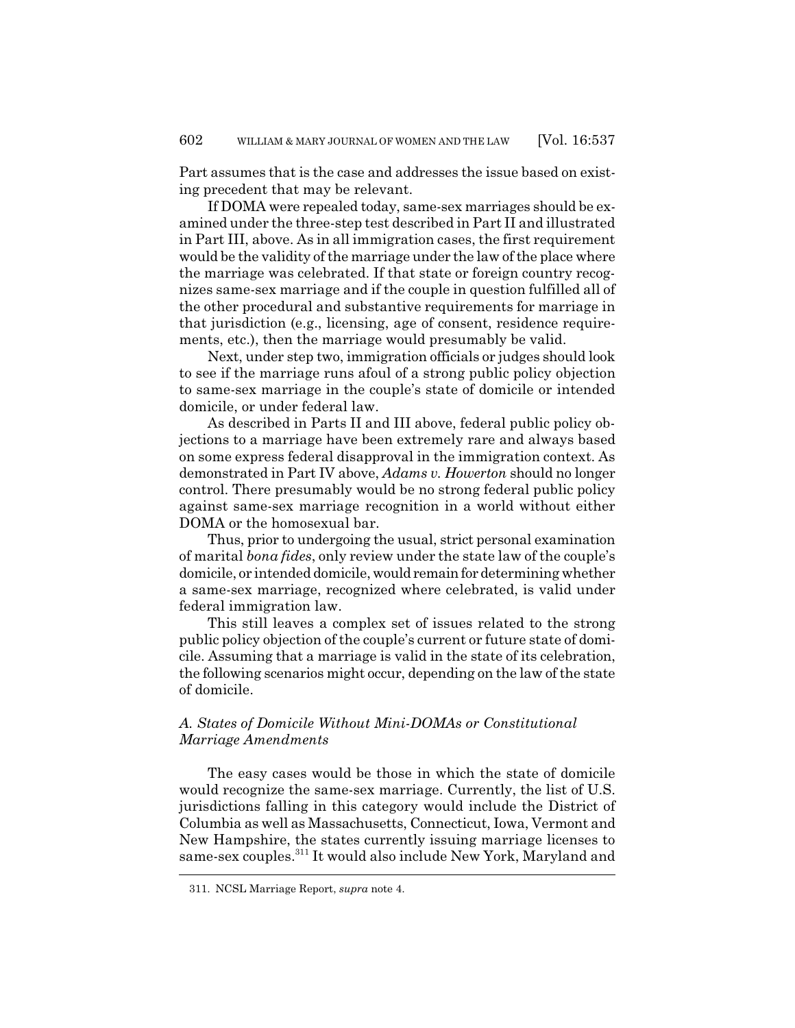Part assumes that is the case and addresses the issue based on existing precedent that may be relevant.

If DOMA were repealed today, same-sex marriages should be examined under the three-step test described in Part II and illustrated in Part III, above. As in all immigration cases, the first requirement would be the validity of the marriage under the law of the place where the marriage was celebrated. If that state or foreign country recognizes same-sex marriage and if the couple in question fulfilled all of the other procedural and substantive requirements for marriage in that jurisdiction (e.g., licensing, age of consent, residence requirements, etc.), then the marriage would presumably be valid.

Next, under step two, immigration officials or judges should look to see if the marriage runs afoul of a strong public policy objection to same-sex marriage in the couple's state of domicile or intended domicile, or under federal law.

As described in Parts II and III above, federal public policy objections to a marriage have been extremely rare and always based on some express federal disapproval in the immigration context. As demonstrated in Part IV above, *Adams v. Howerton* should no longer control. There presumably would be no strong federal public policy against same-sex marriage recognition in a world without either DOMA or the homosexual bar.

Thus, prior to undergoing the usual, strict personal examination of marital *bona fides*, only review under the state law of the couple's domicile, or intended domicile, would remain for determining whether a same-sex marriage, recognized where celebrated, is valid under federal immigration law.

This still leaves a complex set of issues related to the strong public policy objection of the couple's current or future state of domicile. Assuming that a marriage is valid in the state of its celebration, the following scenarios might occur, depending on the law of the state of domicile.

### *A. States of Domicile Without Mini-DOMAs or Constitutional Marriage Amendments*

The easy cases would be those in which the state of domicile would recognize the same-sex marriage. Currently, the list of U.S. jurisdictions falling in this category would include the District of Columbia as well as Massachusetts, Connecticut, Iowa, Vermont and New Hampshire, the states currently issuing marriage licenses to same-sex couples.[311] It would also include New York, Maryland and

311. NCSL Marriage Report, *supra* note 4.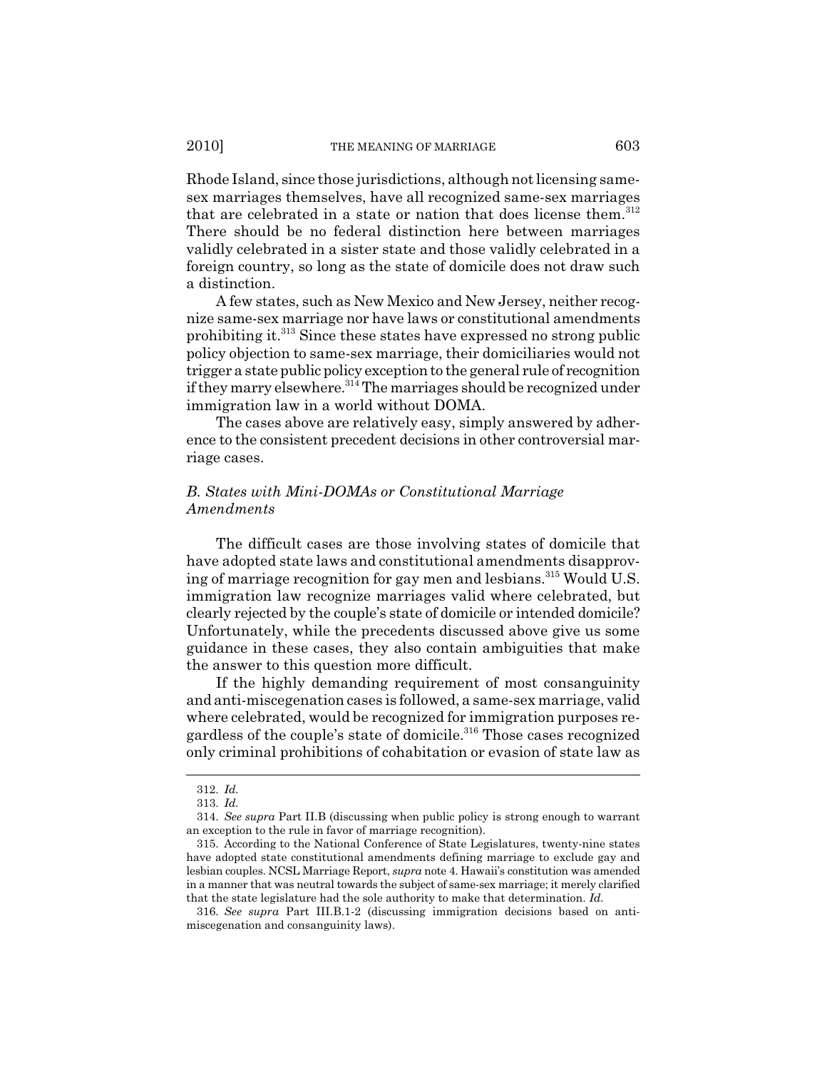Rhode Island, since those jurisdictions, although not licensing same-sex marriages themselves, have all recognized same-sex marriages that are celebrated in a state or nation that does license them.[312] There should be no federal distinction here between marriages validly celebrated in a sister state and those validly celebrated in a foreign country, so long as the state of domicile does not draw such a distinction.

A few states, such as New Mexico and New Jersey, neither recognize same-sex marriage nor have laws or constitutional amendments prohibiting it.[313] Since these states have expressed no strong public policy objection to same-sex marriage, their domiciliaries would not trigger a state public policy exception to the general rule of recognition if they marry elsewhere.[314] The marriages should be recognized under immigration law in a world without DOMA.

The cases above are relatively easy, simply answered by adherence to the consistent precedent decisions in other controversial marriage cases.

### *B. States with Mini-DOMAs or Constitutional Marriage Amendments*

The difficult cases are those involving states of domicile that have adopted state laws and constitutional amendments disapproving of marriage recognition for gay men and lesbians.[315] Would U.S. immigration law recognize marriages valid where celebrated, but clearly rejected by the couple's state of domicile or intended domicile? Unfortunately, while the precedents discussed above give us some guidance in these cases, they also contain ambiguities that make the answer to this question more difficult.

If the highly demanding requirement of most consanguinity and anti-miscegenation cases is followed, a same-sex marriage, valid where celebrated, would be recognized for immigration purposes regardless of the couple's state of domicile.[316] Those cases recognized only criminal prohibitions of cohabitation or evasion of state law as

---

312. *Id.*

313. *Id.*

314. *See supra* Part II.B (discussing when public policy is strong enough to warrant an exception to the rule in favor of marriage recognition).

315. According to the National Conference of State Legislatures, twenty-nine states have adopted state constitutional amendments defining marriage to exclude gay and lesbian couples. NCSL Marriage Report, *supra* note 4. Hawaii's constitution was amended in a manner that was neutral towards the subject of same-sex marriage; it merely clarified that the state legislature had the sole authority to make that determination. *Id.*

316. *See supra* Part III.B.1-2 (discussing immigration decisions based on anti-miscegenation and consanguinity laws).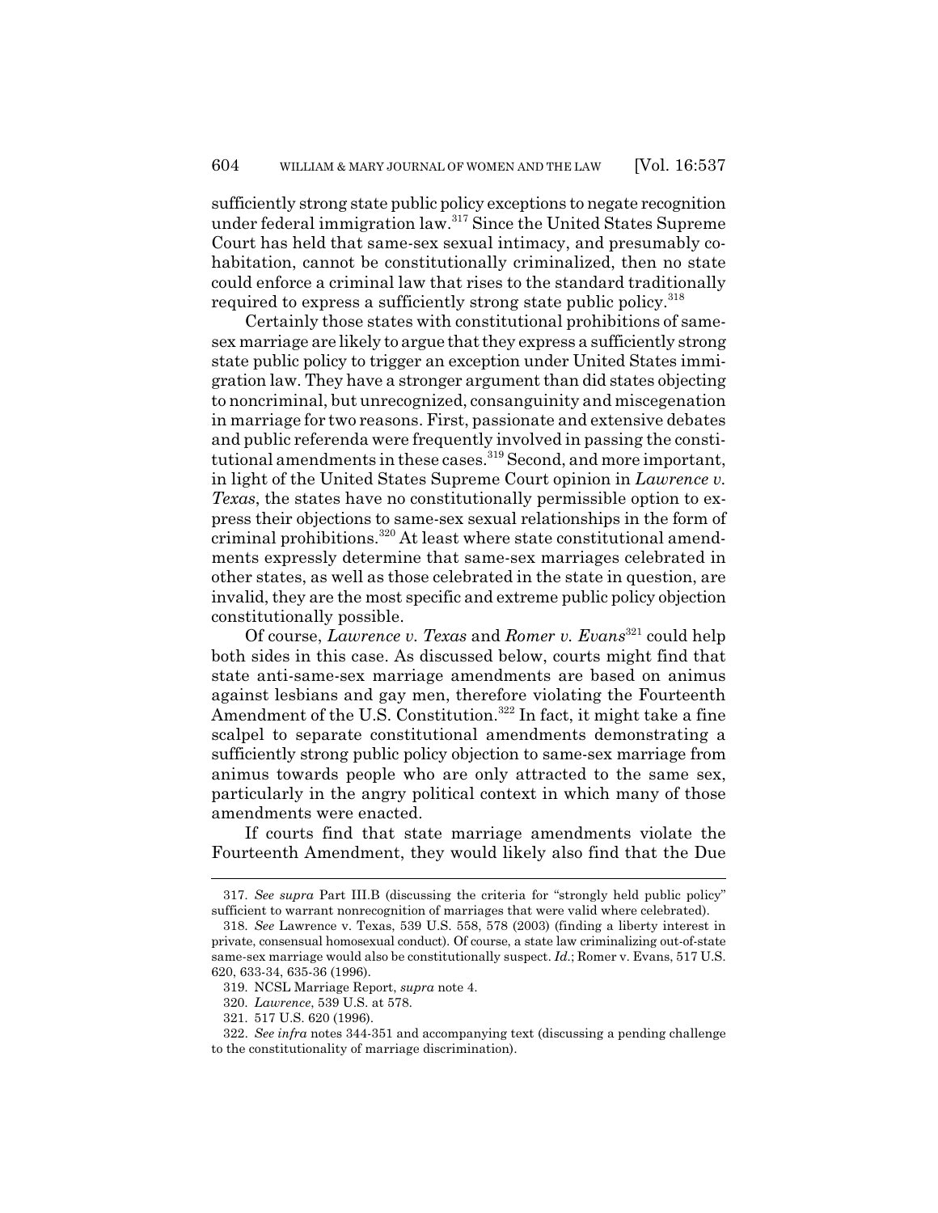sufficiently strong state public policy exceptions to negate recognition under federal immigration law.[317] Since the United States Supreme Court has held that same-sex sexual intimacy, and presumably cohabitation, cannot be constitutionally criminalized, then no state could enforce a criminal law that rises to the standard traditionally required to express a sufficiently strong state public policy.[318]

Certainly those states with constitutional prohibitions of same-sex marriage are likely to argue that they express a sufficiently strong state public policy to trigger an exception under United States immigration law. They have a stronger argument than did states objecting to noncriminal, but unrecognized, consanguinity and miscegenation in marriage for two reasons. First, passionate and extensive debates and public referenda were frequently involved in passing the constitutional amendments in these cases.[319] Second, and more important, in light of the United States Supreme Court opinion in *Lawrence v. Texas*, the states have no constitutionally permissible option to express their objections to same-sex sexual relationships in the form of criminal prohibitions.[320] At least where state constitutional amendments expressly determine that same-sex marriages celebrated in other states, as well as those celebrated in the state in question, are invalid, they are the most specific and extreme public policy objection constitutionally possible.

Of course, *Lawrence v. Texas* and *Romer v. Evans*[321] could help both sides in this case. As discussed below, courts might find that state anti-same-sex marriage amendments are based on animus against lesbians and gay men, therefore violating the Fourteenth Amendment of the U.S. Constitution.[322] In fact, it might take a fine scalpel to separate constitutional amendments demonstrating a sufficiently strong public policy objection to same-sex marriage from animus towards people who are only attracted to the same sex, particularly in the angry political context in which many of those amendments were enacted.

If courts find that state marriage amendments violate the Fourteenth Amendment, they would likely also find that the Due

---

317. *See supra* Part III.B (discussing the criteria for "strongly held public policy" sufficient to warrant nonrecognition of marriages that were valid where celebrated).

318. *See* Lawrence v. Texas, 539 U.S. 558, 578 (2003) (finding a liberty interest in private, consensual homosexual conduct). Of course, a state law criminalizing out-of-state same-sex marriage would also be constitutionally suspect. *Id.*; Romer v. Evans, 517 U.S. 620, 633-34, 635-36 (1996).

319. NCSL Marriage Report, *supra* note 4.

320. *Lawrence*, 539 U.S. at 578.

321. 517 U.S. 620 (1996).

322. *See infra* notes 344-351 and accompanying text (discussing a pending challenge to the constitutionality of marriage discrimination).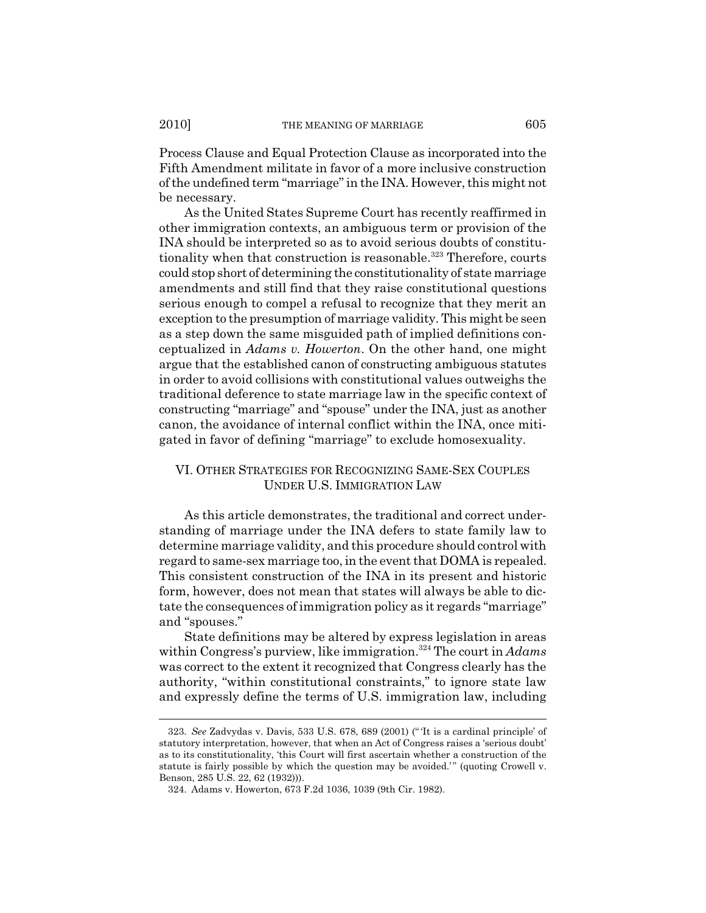Process Clause and Equal Protection Clause as incorporated into the Fifth Amendment militate in favor of a more inclusive construction of the undefined term "marriage" in the INA. However, this might not be necessary.

As the United States Supreme Court has recently reaffirmed in other immigration contexts, an ambiguous term or provision of the INA should be interpreted so as to avoid serious doubts of constitutionality when that construction is reasonable.[323] Therefore, courts could stop short of determining the constitutionality of state marriage amendments and still find that they raise constitutional questions serious enough to compel a refusal to recognize that they merit an exception to the presumption of marriage validity. This might be seen as a step down the same misguided path of implied definitions conceptualized in *Adams v. Howerton*. On the other hand, one might argue that the established canon of constructing ambiguous statutes in order to avoid collisions with constitutional values outweighs the traditional deference to state marriage law in the specific context of constructing "marriage" and "spouse" under the INA, just as another canon, the avoidance of internal conflict within the INA, once mitigated in favor of defining "marriage" to exclude homosexuality.

## VI. Other Strategies for Recognizing Same-Sex Couples Under U.S. Immigration Law

As this article demonstrates, the traditional and correct understanding of marriage under the INA defers to state family law to determine marriage validity, and this procedure should control with regard to same-sex marriage too, in the event that DOMA is repealed. This consistent construction of the INA in its present and historic form, however, does not mean that states will always be able to dictate the consequences of immigration policy as it regards "marriage" and "spouses."

State definitions may be altered by express legislation in areas within Congress's purview, like immigration.[324] The court in *Adams* was correct to the extent it recognized that Congress clearly has the authority, "within constitutional constraints," to ignore state law and expressly define the terms of U.S. immigration law, including

---

323. *See* Zadvydas v. Davis, 533 U.S. 678, 689 (2001) ("'It is a cardinal principle' of statutory interpretation, however, that when an Act of Congress raises a 'serious doubt' as to its constitutionality, 'this Court will first ascertain whether a construction of the statute is fairly possible by which the question may be avoided.'" (quoting Crowell v. Benson, 285 U.S. 22, 62 (1932))).

324. Adams v. Howerton, 673 F.2d 1036, 1039 (9th Cir. 1982).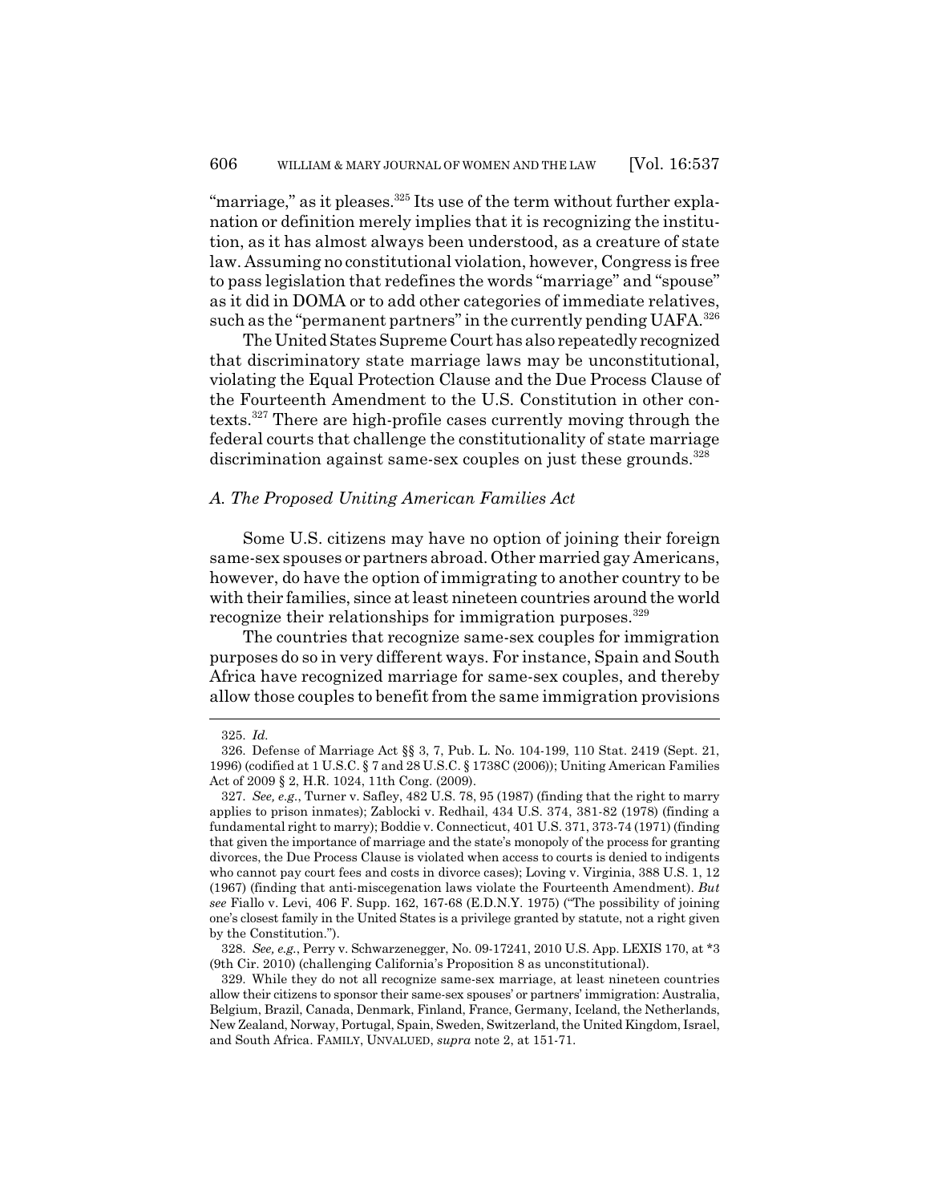"marriage," as it pleases.[325] Its use of the term without further explanation or definition merely implies that it is recognizing the institution, as it has almost always been understood, as a creature of state law. Assuming no constitutional violation, however, Congress is free to pass legislation that redefines the words "marriage" and "spouse" as it did in DOMA or to add other categories of immediate relatives, such as the "permanent partners" in the currently pending UAFA.[326]

The United States Supreme Court has also repeatedly recognized that discriminatory state marriage laws may be unconstitutional, violating the Equal Protection Clause and the Due Process Clause of the Fourteenth Amendment to the U.S. Constitution in other contexts.[327] There are high-profile cases currently moving through the federal courts that challenge the constitutionality of state marriage discrimination against same-sex couples on just these grounds.[328]

### *A. The Proposed Uniting American Families Act*

Some U.S. citizens may have no option of joining their foreign same-sex spouses or partners abroad. Other married gay Americans, however, do have the option of immigrating to another country to be with their families, since at least nineteen countries around the world recognize their relationships for immigration purposes.[329]

The countries that recognize same-sex couples for immigration purposes do so in very different ways. For instance, Spain and South Africa have recognized marriage for same-sex couples, and thereby allow those couples to benefit from the same immigration provisions

---

325. *Id.*

326. Defense of Marriage Act §§ 3, 7, Pub. L. No. 104-199, 110 Stat. 2419 (Sept. 21, 1996) (codified at 1 U.S.C. § 7 and 28 U.S.C. § 1738C (2006)); Uniting American Families Act of 2009 § 2, H.R. 1024, 11th Cong. (2009).

327. *See, e.g.*, Turner v. Safley, 482 U.S. 78, 95 (1987) (finding that the right to marry applies to prison inmates); Zablocki v. Redhail, 434 U.S. 374, 381-82 (1978) (finding a fundamental right to marry); Boddie v. Connecticut, 401 U.S. 371, 373-74 (1971) (finding that given the importance of marriage and the state's monopoly of the process for granting divorces, the Due Process Clause is violated when access to courts is denied to indigents who cannot pay court fees and costs in divorce cases); Loving v. Virginia, 388 U.S. 1, 12 (1967) (finding that anti-miscegenation laws violate the Fourteenth Amendment). *But see* Fiallo v. Levi, 406 F. Supp. 162, 167-68 (E.D.N.Y. 1975) ("The possibility of joining one's closest family in the United States is a privilege granted by statute, not a right given by the Constitution.").

328. *See, e.g.*, Perry v. Schwarzenegger, No. 09-17241, 2010 U.S. App. LEXIS 170, at *3 (9th Cir. 2010) (challenging California's Proposition 8 as unconstitutional).

329. While they do not all recognize same-sex marriage, at least nineteen countries allow their citizens to sponsor their same-sex spouses' or partners' immigration: Australia, Belgium, Brazil, Canada, Denmark, Finland, France, Germany, Iceland, the Netherlands, New Zealand, Norway, Portugal, Spain, Sweden, Switzerland, the United Kingdom, Israel, and South Africa. FAMILY, UNVALUED, *supra* note 2, at 151-71.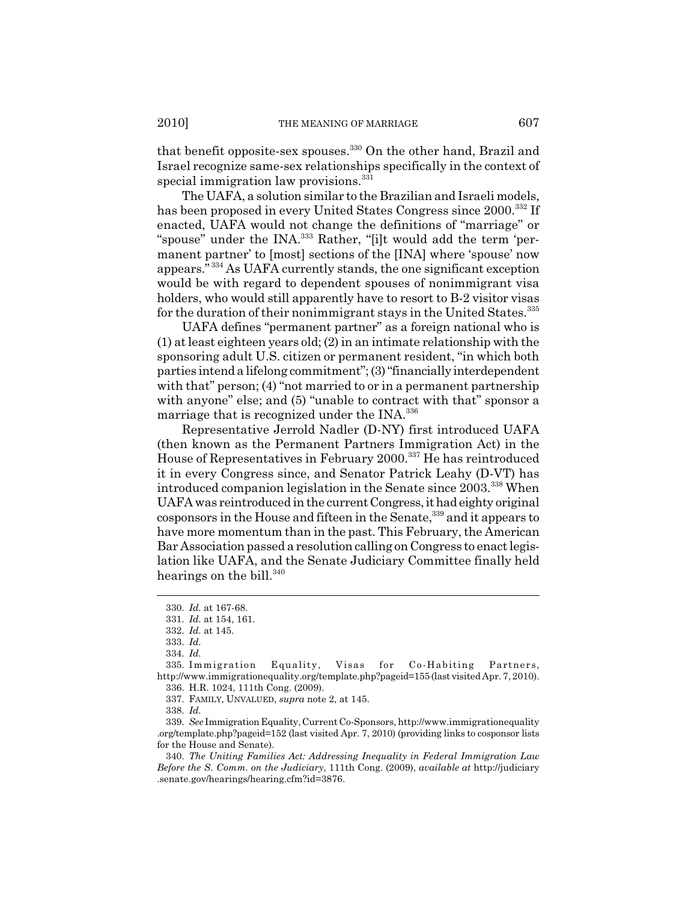that benefit opposite-sex spouses.[330] On the other hand, Brazil and Israel recognize same-sex relationships specifically in the context of special immigration law provisions.[331]

The UAFA, a solution similar to the Brazilian and Israeli models, has been proposed in every United States Congress since 2000.[332] If enacted, UAFA would not change the definitions of "marriage" or "spouse" under the INA.[333] Rather, "[i]t would add the term 'permanent partner' to [most] sections of the [INA] where 'spouse' now appears."[334] As UAFA currently stands, the one significant exception would be with regard to dependent spouses of nonimmigrant visa holders, who would still apparently have to resort to B-2 visitor visas for the duration of their nonimmigrant stays in the United States.[335]

UAFA defines "permanent partner" as a foreign national who is (1) at least eighteen years old; (2) in an intimate relationship with the sponsoring adult U.S. citizen or permanent resident, "in which both parties intend a lifelong commitment"; (3) "financially interdependent with that" person; (4) "not married to or in a permanent partnership with anyone" else; and (5) "unable to contract with that" sponsor a marriage that is recognized under the INA.[336]

Representative Jerrold Nadler (D-NY) first introduced UAFA (then known as the Permanent Partners Immigration Act) in the House of Representatives in February 2000.[337] He has reintroduced it in every Congress since, and Senator Patrick Leahy (D-VT) has introduced companion legislation in the Senate since 2003.[338] When UAFA was reintroduced in the current Congress, it had eighty original cosponsors in the House and fifteen in the Senate,[339] and it appears to have more momentum than in the past. This February, the American Bar Association passed a resolution calling on Congress to enact legislation like UAFA, and the Senate Judiciary Committee finally held hearings on the bill.[340]

---

330. *Id.* at 167-68.

331. *Id.* at 154, 161.

332. *Id.* at 145.

333. *Id.*

334. *Id.*

335. Immigration Equality, Visas for Co-Habiting Partners, http://www.immigrationequality.org/template.php?pageid=155 (last visited Apr. 7, 2010).

336. H.R. 1024, 111th Cong. (2009).

337. FAMILY, UNVALUED, *supra* note 2, at 145.

338. *Id.*

339. *See* Immigration Equality, Current Co-Sponsors, http://www.immigrationequality.org/template.php?pageid=152 (last visited Apr. 7, 2010) (providing links to cosponsor lists for the House and Senate).

340. *The Uniting Families Act: Addressing Inequality in Federal Immigration Law Before the S. Comm. on the Judiciary*, 111th Cong. (2009), *available at* http://judiciary.senate.gov/hearings/hearing.cfm?id=3876.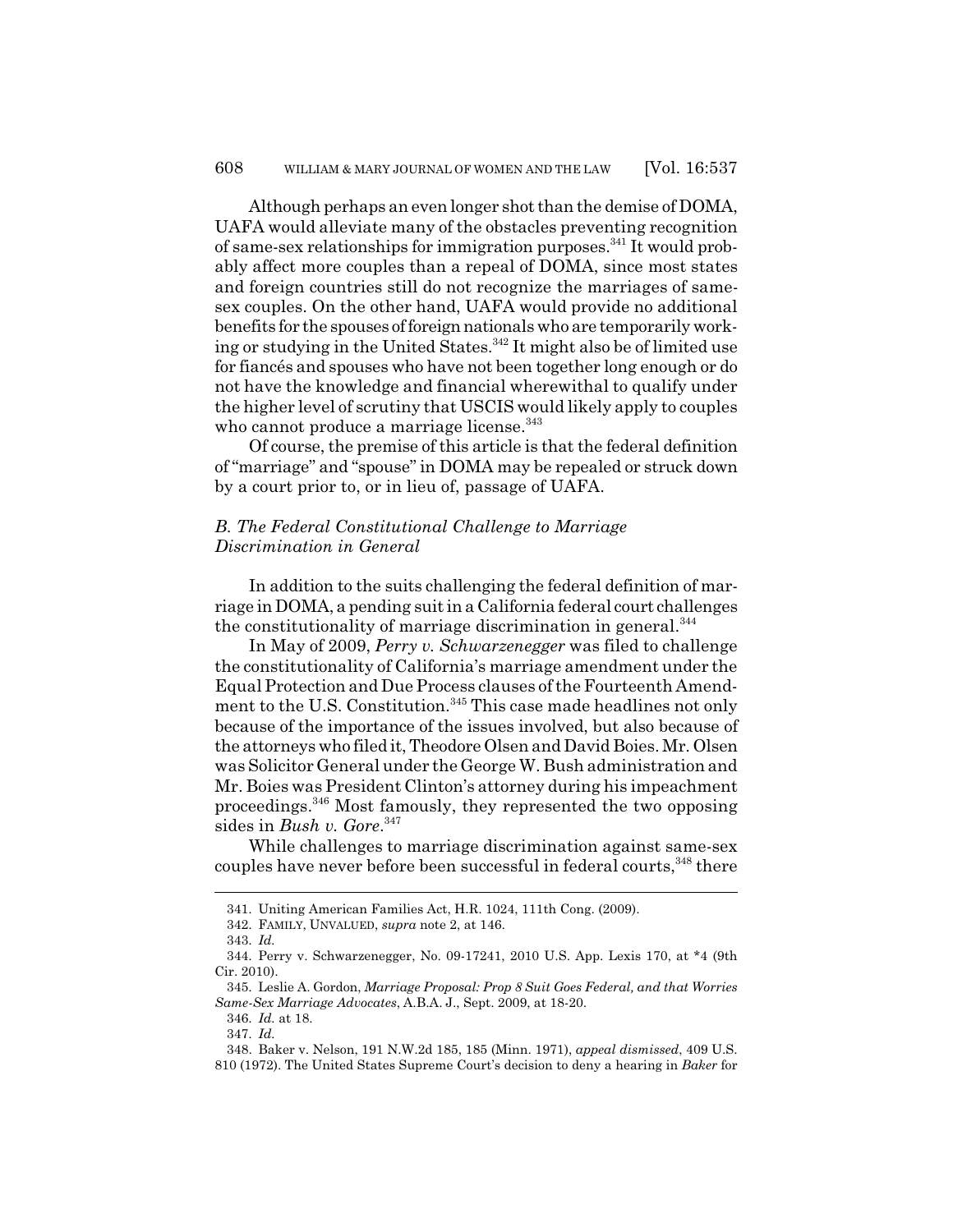Although perhaps an even longer shot than the demise of DOMA, UAFA would alleviate many of the obstacles preventing recognition of same-sex relationships for immigration purposes.[341] It would probably affect more couples than a repeal of DOMA, since most states and foreign countries still do not recognize the marriages of same-sex couples. On the other hand, UAFA would provide no additional benefits for the spouses of foreign nationals who are temporarily working or studying in the United States.[342] It might also be of limited use for fiancés and spouses who have not been together long enough or do not have the knowledge and financial wherewithal to qualify under the higher level of scrutiny that USCIS would likely apply to couples who cannot produce a marriage license.[343]

Of course, the premise of this article is that the federal definition of "marriage" and "spouse" in DOMA may be repealed or struck down by a court prior to, or in lieu of, passage of UAFA.

### *B. The Federal Constitutional Challenge to Marriage Discrimination in General*

In addition to the suits challenging the federal definition of marriage in DOMA, a pending suit in a California federal court challenges the constitutionality of marriage discrimination in general.[344]

In May of 2009, *Perry v. Schwarzenegger* was filed to challenge the constitutionality of California's marriage amendment under the Equal Protection and Due Process clauses of the Fourteenth Amendment to the U.S. Constitution.[345] This case made headlines not only because of the importance of the issues involved, but also because of the attorneys who filed it, Theodore Olsen and David Boies. Mr. Olsen was Solicitor General under the George W. Bush administration and Mr. Boies was President Clinton's attorney during his impeachment proceedings.[346] Most famously, they represented the two opposing sides in *Bush v. Gore*.[347]

While challenges to marriage discrimination against same-sex couples have never before been successful in federal courts,[348] there

---

341. Uniting American Families Act, H.R. 1024, 111th Cong. (2009).

342. FAMILY, UNVALUED, *supra* note 2, at 146.

343. *Id.*

344. Perry v. Schwarzenegger, No. 09-17241, 2010 U.S. App. Lexis 170, at *4 (9th Cir. 2010).

345. Leslie A. Gordon, *Marriage Proposal: Prop 8 Suit Goes Federal, and that Worries Same-Sex Marriage Advocates*, A.B.A. J., Sept. 2009, at 18-20.

346. *Id.* at 18.

347. *Id.*

348. Baker v. Nelson, 191 N.W.2d 185, 185 (Minn. 1971), *appeal dismissed*, 409 U.S. 810 (1972). The United States Supreme Court's decision to deny a hearing in *Baker* for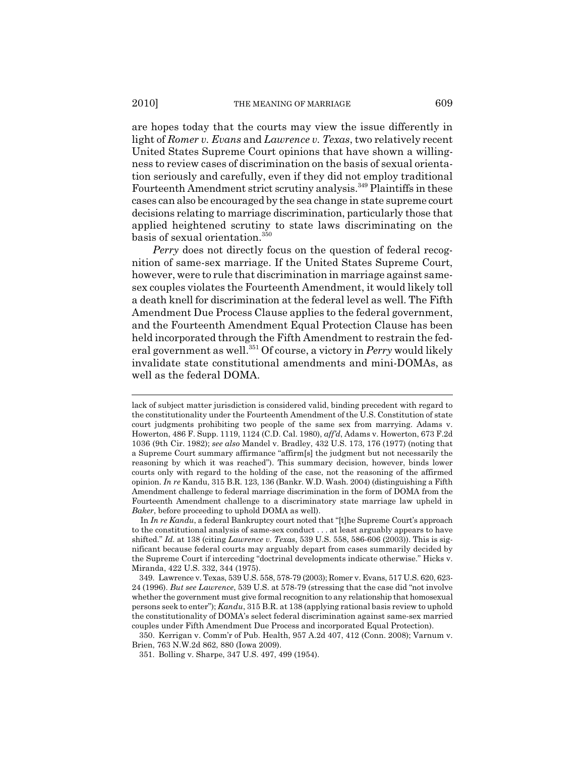are hopes today that the courts may view the issue differently in light of *Romer v. Evans* and *Lawrence v. Texas*, two relatively recent United States Supreme Court opinions that have shown a willingness to review cases of discrimination on the basis of sexual orientation seriously and carefully, even if they did not employ traditional Fourteenth Amendment strict scrutiny analysis.[349] Plaintiffs in these cases can also be encouraged by the sea change in state supreme court decisions relating to marriage discrimination, particularly those that applied heightened scrutiny to state laws discriminating on the basis of sexual orientation.[350]

*Perry* does not directly focus on the question of federal recognition of same-sex marriage. If the United States Supreme Court, however, were to rule that discrimination in marriage against same-sex couples violates the Fourteenth Amendment, it would likely toll a death knell for discrimination at the federal level as well. The Fifth Amendment Due Process Clause applies to the federal government, and the Fourteenth Amendment Equal Protection Clause has been held incorporated through the Fifth Amendment to restrain the federal government as well.[351] Of course, a victory in *Perry* would likely invalidate state constitutional amendments and mini-DOMAs, as well as the federal DOMA.

---

lack of subject matter jurisdiction is considered valid, binding precedent with regard to the constitutionality under the Fourteenth Amendment of the U.S. Constitution of state court judgments prohibiting two people of the same sex from marrying. Adams v. Howerton, 486 F. Supp. 1119, 1124 (C.D. Cal. 1980), *aff'd*, Adams v. Howerton, 673 F.2d 1036 (9th Cir. 1982); *see also* Mandel v. Bradley, 432 U.S. 173, 176 (1977) (noting that a Supreme Court summary affirmance "affirm[s] the judgment but not necessarily the reasoning by which it was reached"). This summary decision, however, binds lower courts only with regard to the holding of the case, not the reasoning of the affirmed opinion. *In re* Kandu, 315 B.R. 123, 136 (Bankr. W.D. Wash. 2004) (distinguishing a Fifth Amendment challenge to federal marriage discrimination in the form of DOMA from the Fourteenth Amendment challenge to a discriminatory state marriage law upheld in *Baker*, before proceeding to uphold DOMA as well).

In *In re Kandu*, a federal Bankruptcy court noted that "[t]he Supreme Court's approach to the constitutional analysis of same-sex conduct . . . at least arguably appears to have shifted." *Id.* at 138 (citing *Lawrence v. Texas*, 539 U.S. 558, 586-606 (2003)). This is significant because federal courts may arguably depart from cases summarily decided by the Supreme Court if interceding "doctrinal developments indicate otherwise." Hicks v. Miranda, 422 U.S. 332, 344 (1975).

349. Lawrence v. Texas, 539 U.S. 558, 578-79 (2003); Romer v. Evans, 517 U.S. 620, 623-24 (1996). *But see Lawrence*, 539 U.S. at 578-79 (stressing that the case did "not involve whether the government must give formal recognition to any relationship that homosexual persons seek to enter"); *Kandu*, 315 B.R. at 138 (applying rational basis review to uphold the constitutionality of DOMA's select federal discrimination against same-sex married couples under Fifth Amendment Due Process and incorporated Equal Protection).

350. Kerrigan v. Comm'r of Pub. Health, 957 A.2d 407, 412 (Conn. 2008); Varnum v. Brien, 763 N.W.2d 862, 880 (Iowa 2009).

351. Bolling v. Sharpe, 347 U.S. 497, 499 (1954).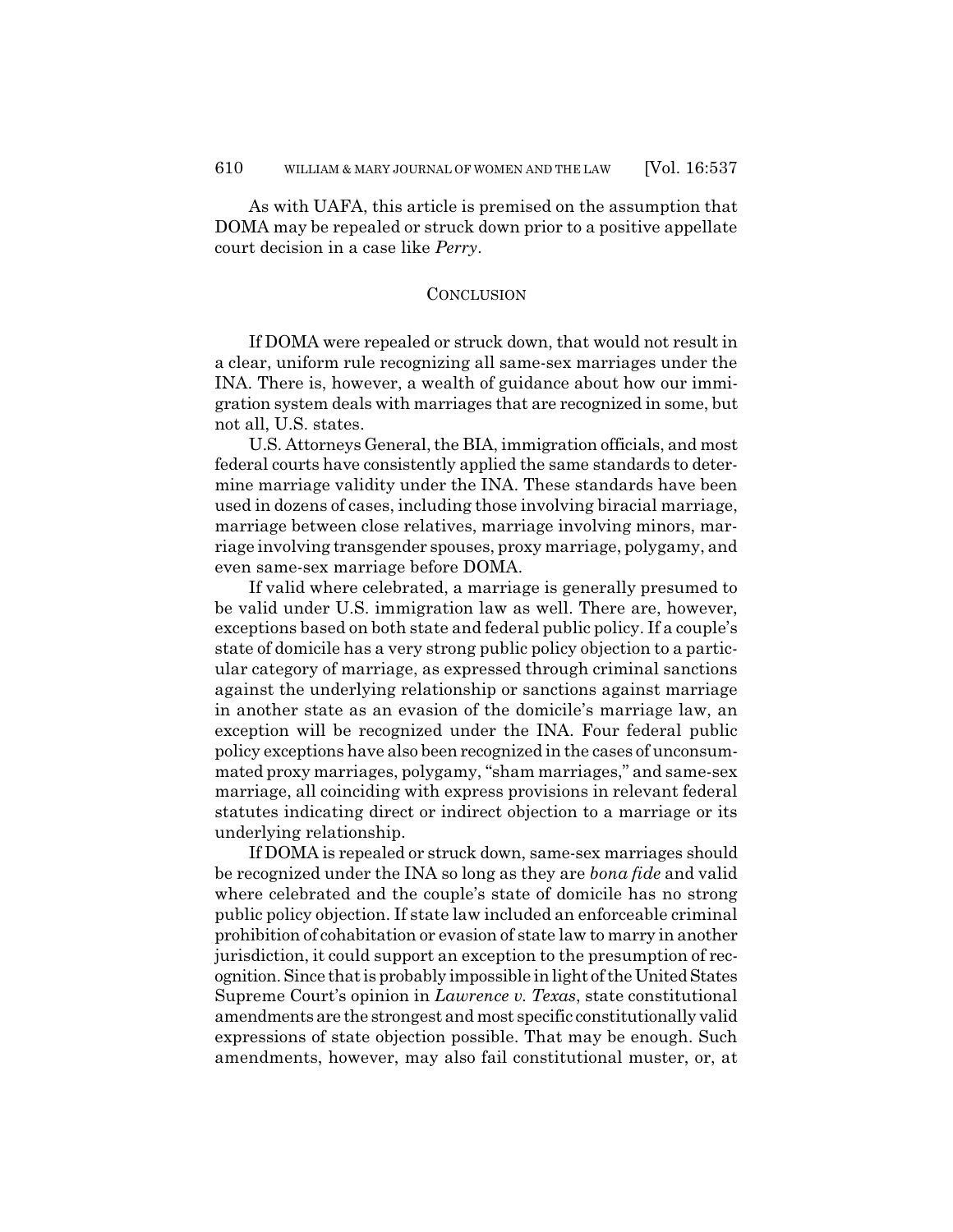As with UAFA, this article is premised on the assumption that DOMA may be repealed or struck down prior to a positive appellate court decision in a case like *Perry*.

## CONCLUSION

If DOMA were repealed or struck down, that would not result in a clear, uniform rule recognizing all same-sex marriages under the INA. There is, however, a wealth of guidance about how our immigration system deals with marriages that are recognized in some, but not all, U.S. states.

U.S. Attorneys General, the BIA, immigration officials, and most federal courts have consistently applied the same standards to determine marriage validity under the INA. These standards have been used in dozens of cases, including those involving biracial marriage, marriage between close relatives, marriage involving minors, marriage involving transgender spouses, proxy marriage, polygamy, and even same-sex marriage before DOMA.

If valid where celebrated, a marriage is generally presumed to be valid under U.S. immigration law as well. There are, however, exceptions based on both state and federal public policy. If a couple's state of domicile has a very strong public policy objection to a particular category of marriage, as expressed through criminal sanctions against the underlying relationship or sanctions against marriage in another state as an evasion of the domicile's marriage law, an exception will be recognized under the INA. Four federal public policy exceptions have also been recognized in the cases of unconsummated proxy marriages, polygamy, "sham marriages," and same-sex marriage, all coinciding with express provisions in relevant federal statutes indicating direct or indirect objection to a marriage or its underlying relationship.

If DOMA is repealed or struck down, same-sex marriages should be recognized under the INA so long as they are *bona fide* and valid where celebrated and the couple's state of domicile has no strong public policy objection. If state law included an enforceable criminal prohibition of cohabitation or evasion of state law to marry in another jurisdiction, it could support an exception to the presumption of recognition. Since that is probably impossible in light of the United States Supreme Court's opinion in *Lawrence v. Texas*, state constitutional amendments are the strongest and most specific constitutionally valid expressions of state objection possible. That may be enough. Such amendments, however, may also fail constitutional muster, or, at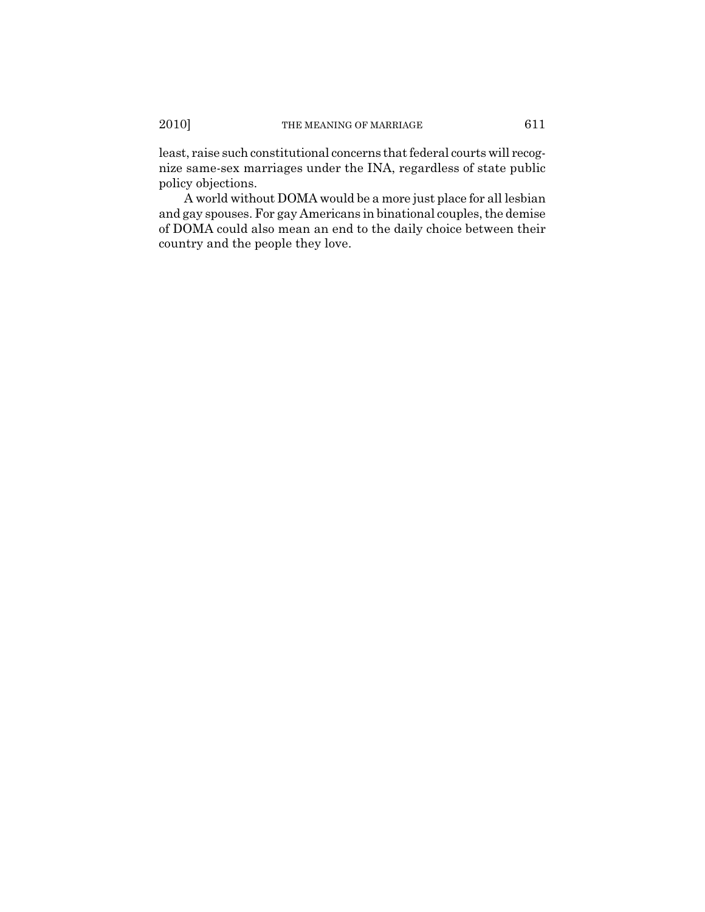least, raise such constitutional concerns that federal courts will recognize same-sex marriages under the INA, regardless of state public policy objections.

A world without DOMA would be a more just place for all lesbian and gay spouses. For gay Americans in binational couples, the demise of DOMA could also mean an end to the daily choice between their country and the people they love.